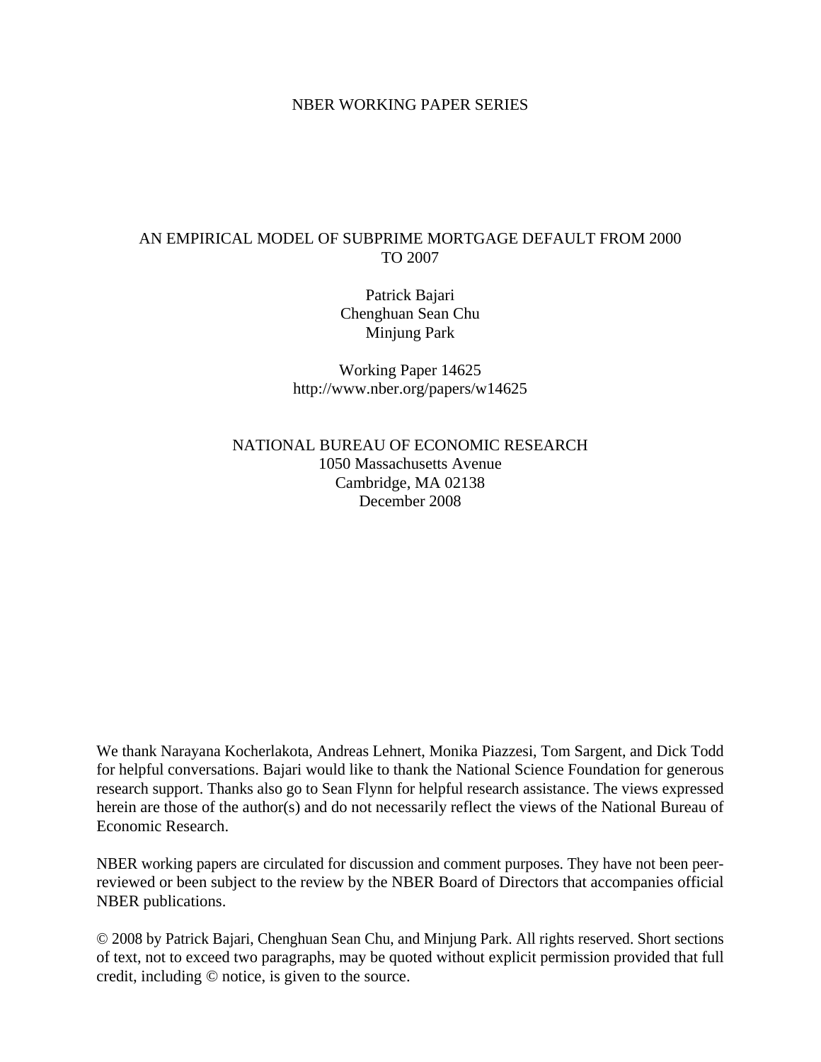NBER WORKING PAPER SERIES

# AN EMPIRICAL MODEL OF SUBPRIME MORTGAGE DEFAULT FROM 2000 TO 2007

Patrick Bajari
Chenghuan Sean Chu
Minjung Park

Working Paper 14625
http://www.nber.org/papers/w14625

NATIONAL BUREAU OF ECONOMIC RESEARCH
1050 Massachusetts Avenue
Cambridge, MA 02138
December 2008

We thank Narayana Kocherlakota, Andreas Lehnert, Monika Piazzesi, Tom Sargent, and Dick Todd for helpful conversations. Bajari would like to thank the National Science Foundation for generous research support. Thanks also go to Sean Flynn for helpful research assistance. The views expressed herein are those of the author(s) and do not necessarily reflect the views of the National Bureau of Economic Research.

NBER working papers are circulated for discussion and comment purposes. They have not been peer-reviewed or been subject to the review by the NBER Board of Directors that accompanies official NBER publications.

© 2008 by Patrick Bajari, Chenghuan Sean Chu, and Minjung Park. All rights reserved. Short sections of text, not to exceed two paragraphs, may be quoted without explicit permission provided that full credit, including © notice, is given to the source.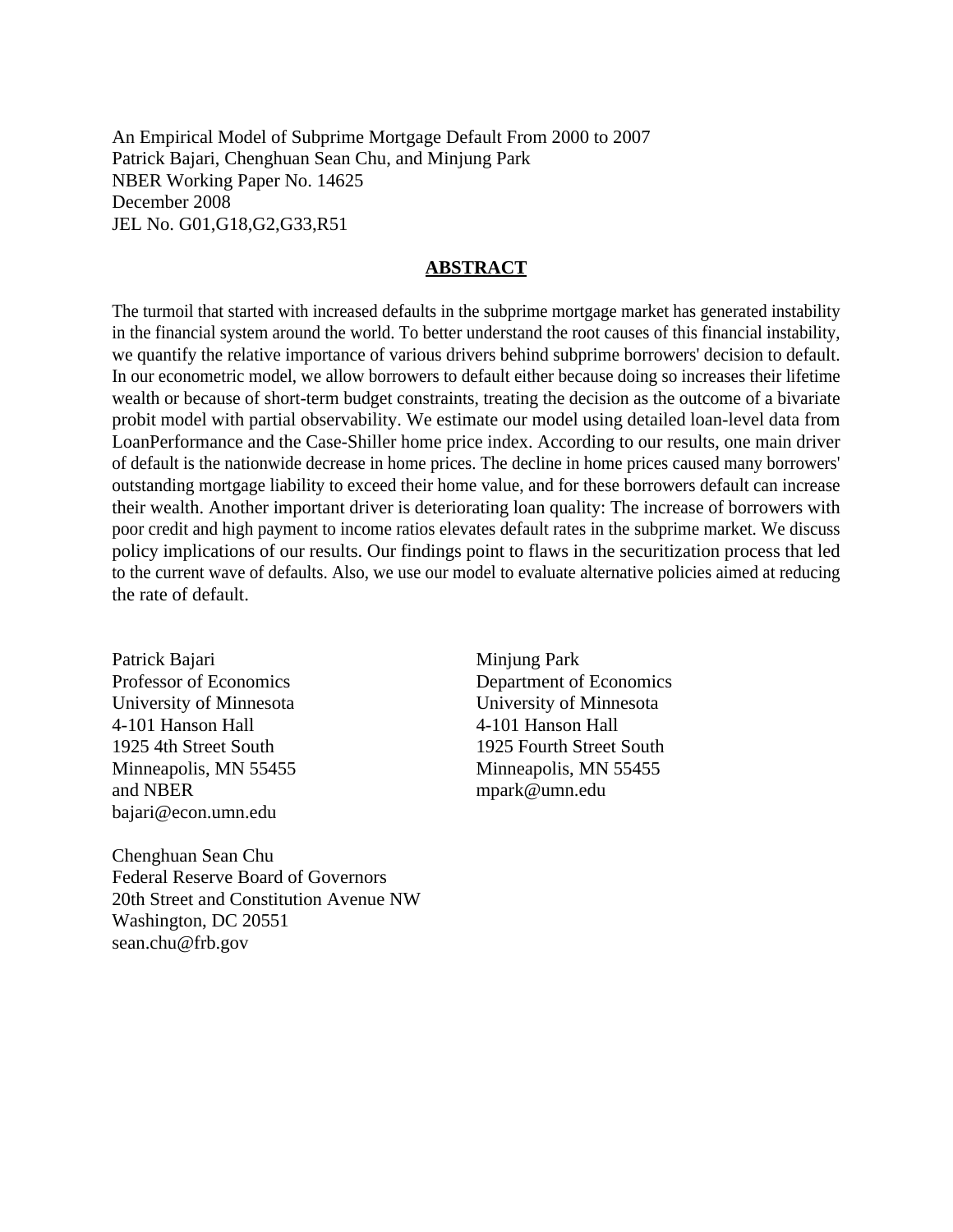An Empirical Model of Subprime Mortgage Default From 2000 to 2007
Patrick Bajari, Chenghuan Sean Chu, and Minjung Park
NBER Working Paper No. 14625
December 2008
JEL No. G01,G18,G2,G33,R51

## ABSTRACT

The turmoil that started with increased defaults in the subprime mortgage market has generated instability in the financial system around the world. To better understand the root causes of this financial instability, we quantify the relative importance of various drivers behind subprime borrowers' decision to default. In our econometric model, we allow borrowers to default either because doing so increases their lifetime wealth or because of short-term budget constraints, treating the decision as the outcome of a bivariate probit model with partial observability. We estimate our model using detailed loan-level data from LoanPerformance and the Case-Shiller home price index. According to our results, one main driver of default is the nationwide decrease in home prices. The decline in home prices caused many borrowers' outstanding mortgage liability to exceed their home value, and for these borrowers default can increase their wealth. Another important driver is deteriorating loan quality: The increase of borrowers with poor credit and high payment to income ratios elevates default rates in the subprime market. We discuss policy implications of our results. Our findings point to flaws in the securitization process that led to the current wave of defaults. Also, we use our model to evaluate alternative policies aimed at reducing the rate of default.

Patrick Bajari
Professor of Economics
University of Minnesota
4-101 Hanson Hall
1925 4th Street South
Minneapolis, MN 55455
and NBER
bajari@econ.umn.edu

Minjung Park
Department of Economics
University of Minnesota
4-101 Hanson Hall
1925 Fourth Street South
Minneapolis, MN 55455
mpark@umn.edu

Chenghuan Sean Chu
Federal Reserve Board of Governors
20th Street and Constitution Avenue NW
Washington, DC 20551
sean.chu@frb.gov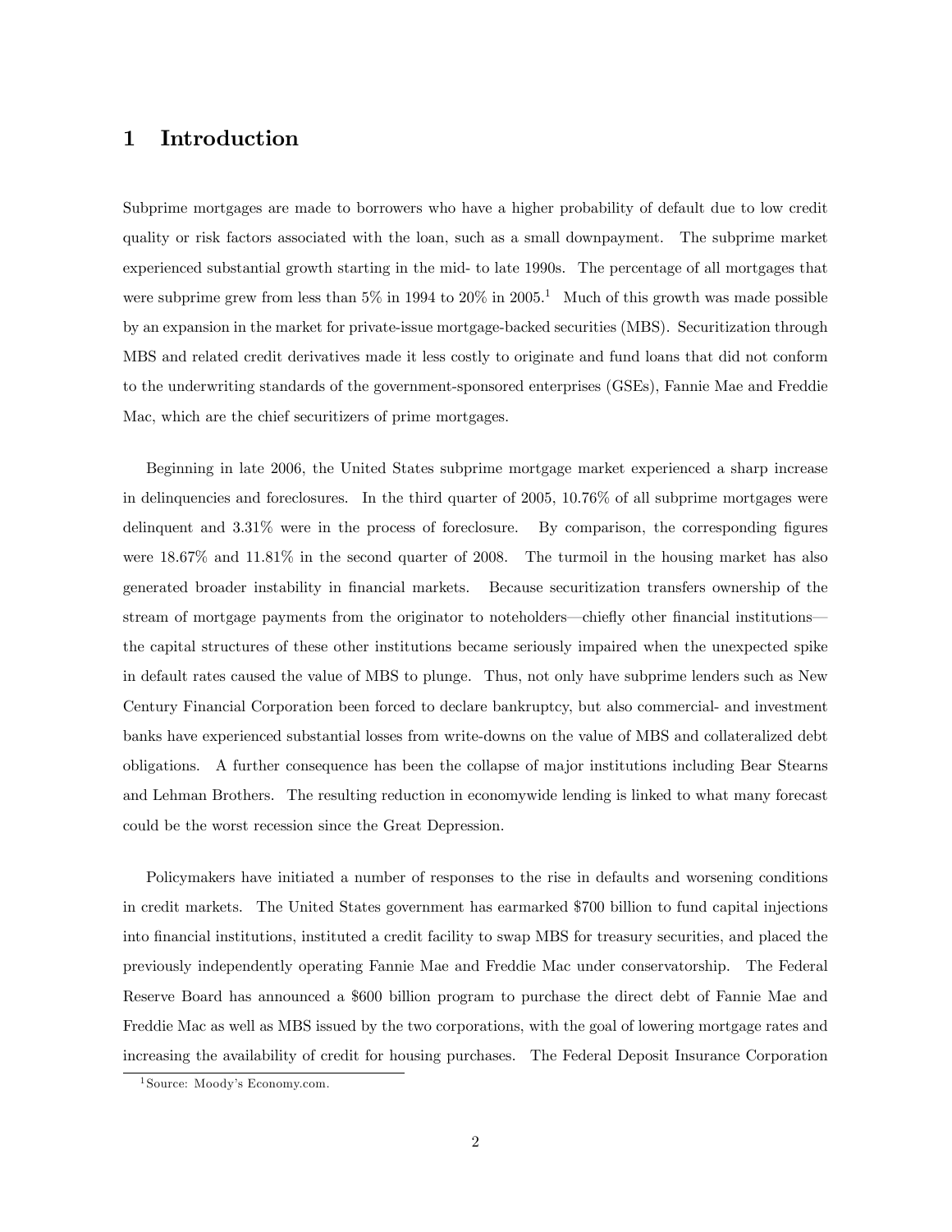# 1 Introduction

Subprime mortgages are made to borrowers who have a higher probability of default due to low credit quality or risk factors associated with the loan, such as a small downpayment. The subprime market experienced substantial growth starting in the mid- to late 1990s. The percentage of all mortgages that were subprime grew from less than 5% in 1994 to 20% in 2005.[1] Much of this growth was made possible by an expansion in the market for private-issue mortgage-backed securities (MBS). Securitization through MBS and related credit derivatives made it less costly to originate and fund loans that did not conform to the underwriting standards of the government-sponsored enterprises (GSEs), Fannie Mae and Freddie Mac, which are the chief securitizers of prime mortgages.

Beginning in late 2006, the United States subprime mortgage market experienced a sharp increase in delinquencies and foreclosures. In the third quarter of 2005, 10.76% of all subprime mortgages were delinquent and 3.31% were in the process of foreclosure. By comparison, the corresponding figures were 18.67% and 11.81% in the second quarter of 2008. The turmoil in the housing market has also generated broader instability in financial markets. Because securitization transfers ownership of the stream of mortgage payments from the originator to noteholders—chiefly other financial institutions—the capital structures of these other institutions became seriously impaired when the unexpected spike in default rates caused the value of MBS to plunge. Thus, not only have subprime lenders such as New Century Financial Corporation been forced to declare bankruptcy, but also commercial- and investment banks have experienced substantial losses from write-downs on the value of MBS and collateralized debt obligations. A further consequence has been the collapse of major institutions including Bear Stearns and Lehman Brothers. The resulting reduction in economywide lending is linked to what many forecast could be the worst recession since the Great Depression.

Policymakers have initiated a number of responses to the rise in defaults and worsening conditions in credit markets. The United States government has earmarked \$700 billion to fund capital injections into financial institutions, instituted a credit facility to swap MBS for treasury securities, and placed the previously independently operating Fannie Mae and Freddie Mac under conservatorship. The Federal Reserve Board has announced a \$600 billion program to purchase the direct debt of Fannie Mae and Freddie Mac as well as MBS issued by the two corporations, with the goal of lowering mortgage rates and increasing the availability of credit for housing purchases. The Federal Deposit Insurance Corporation

[1] Source: Moody's Economy.com.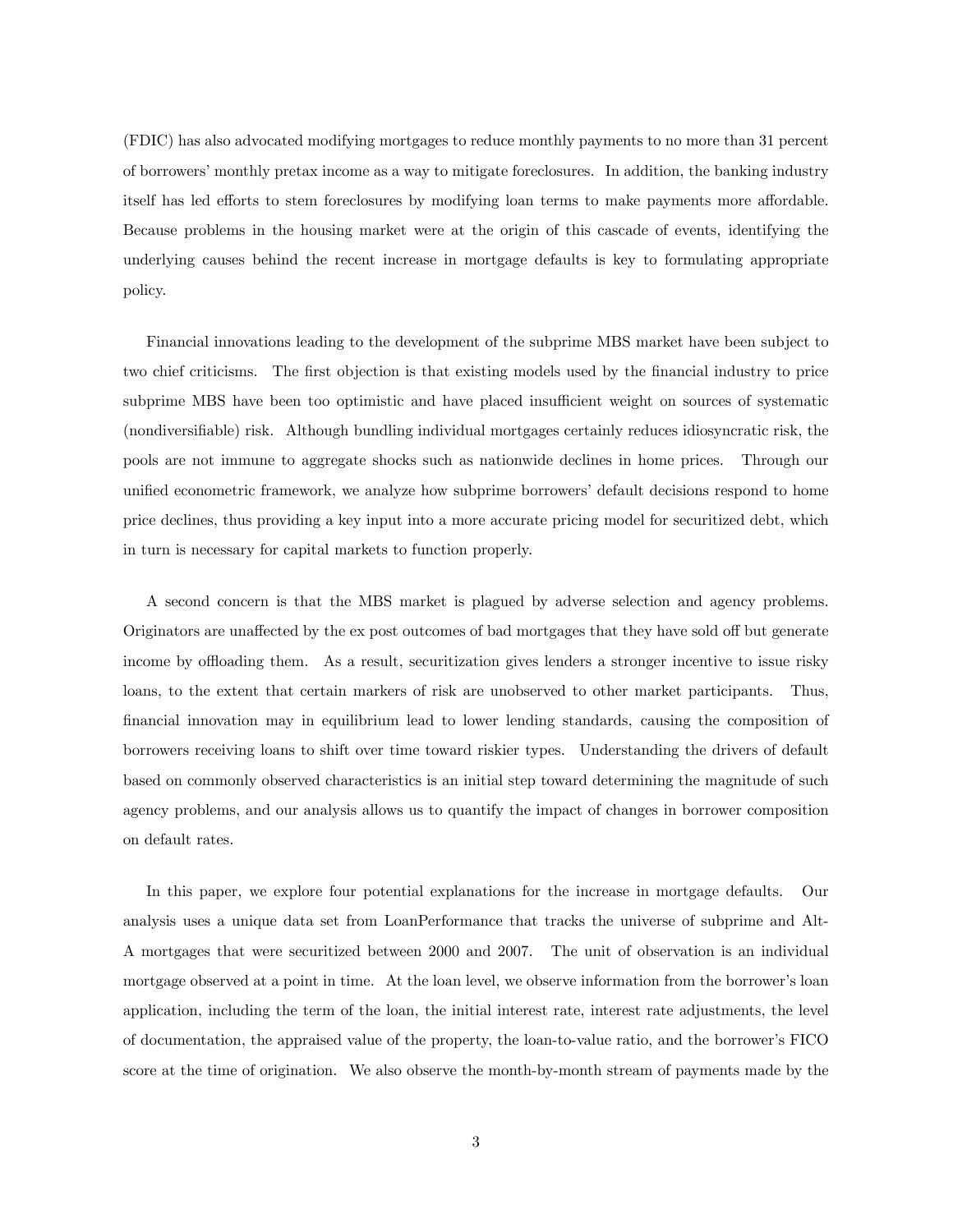(FDIC) has also advocated modifying mortgages to reduce monthly payments to no more than 31 percent of borrowers' monthly pretax income as a way to mitigate foreclosures. In addition, the banking industry itself has led efforts to stem foreclosures by modifying loan terms to make payments more affordable. Because problems in the housing market were at the origin of this cascade of events, identifying the underlying causes behind the recent increase in mortgage defaults is key to formulating appropriate policy.

Financial innovations leading to the development of the subprime MBS market have been subject to two chief criticisms. The first objection is that existing models used by the financial industry to price subprime MBS have been too optimistic and have placed insufficient weight on sources of systematic (nondiversifiable) risk. Although bundling individual mortgages certainly reduces idiosyncratic risk, the pools are not immune to aggregate shocks such as nationwide declines in home prices. Through our unified econometric framework, we analyze how subprime borrowers' default decisions respond to home price declines, thus providing a key input into a more accurate pricing model for securitized debt, which in turn is necessary for capital markets to function properly.

A second concern is that the MBS market is plagued by adverse selection and agency problems. Originators are unaffected by the ex post outcomes of bad mortgages that they have sold off but generate income by offloading them. As a result, securitization gives lenders a stronger incentive to issue risky loans, to the extent that certain markers of risk are unobserved to other market participants. Thus, financial innovation may in equilibrium lead to lower lending standards, causing the composition of borrowers receiving loans to shift over time toward riskier types. Understanding the drivers of default based on commonly observed characteristics is an initial step toward determining the magnitude of such agency problems, and our analysis allows us to quantify the impact of changes in borrower composition on default rates.

In this paper, we explore four potential explanations for the increase in mortgage defaults. Our analysis uses a unique data set from LoanPerformance that tracks the universe of subprime and Alt-A mortgages that were securitized between 2000 and 2007. The unit of observation is an individual mortgage observed at a point in time. At the loan level, we observe information from the borrower's loan application, including the term of the loan, the initial interest rate, interest rate adjustments, the level of documentation, the appraised value of the property, the loan-to-value ratio, and the borrower's FICO score at the time of origination. We also observe the month-by-month stream of payments made by the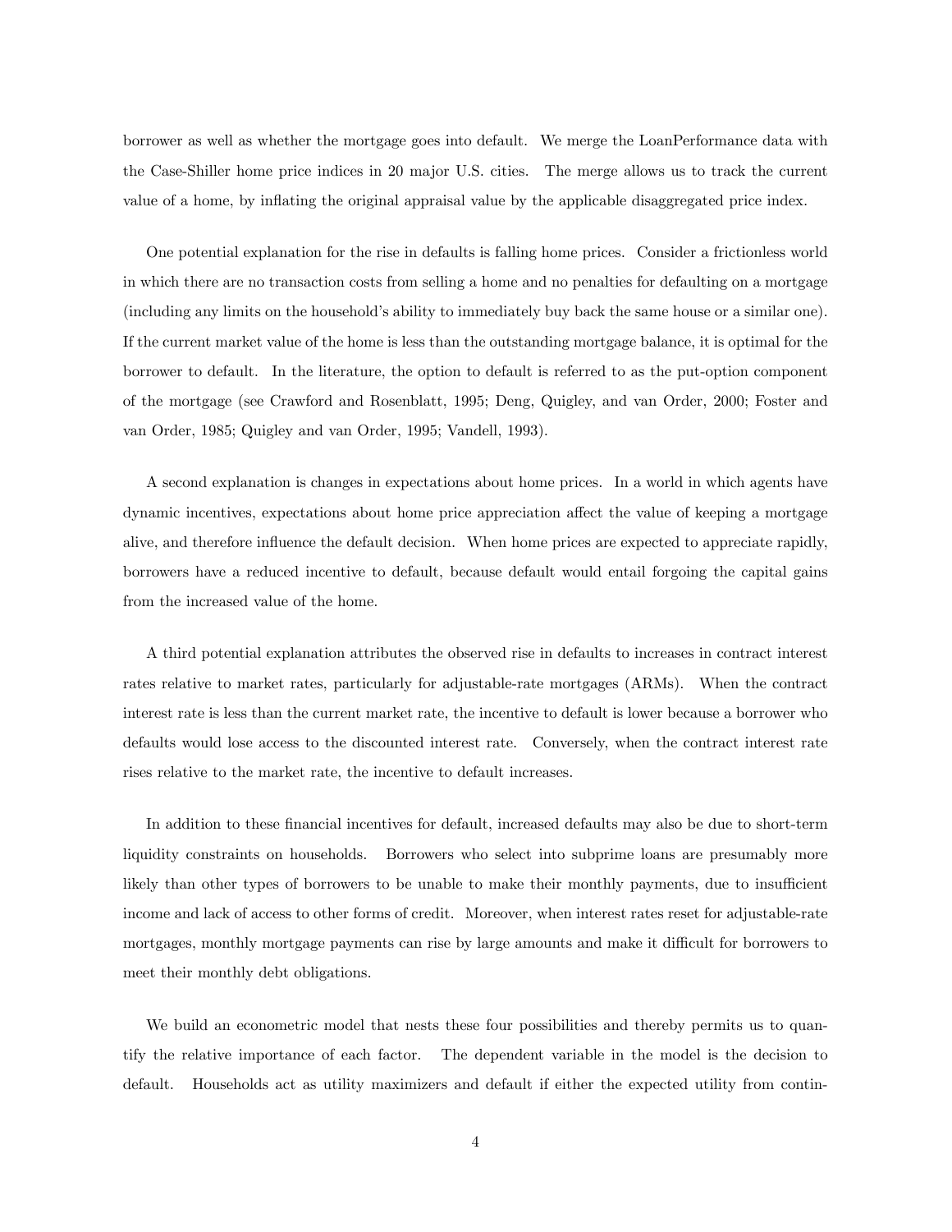borrower as well as whether the mortgage goes into default. We merge the LoanPerformance data with the Case-Shiller home price indices in 20 major U.S. cities. The merge allows us to track the current value of a home, by inflating the original appraisal value by the applicable disaggregated price index.

One potential explanation for the rise in defaults is falling home prices. Consider a frictionless world in which there are no transaction costs from selling a home and no penalties for defaulting on a mortgage (including any limits on the household's ability to immediately buy back the same house or a similar one). If the current market value of the home is less than the outstanding mortgage balance, it is optimal for the borrower to default. In the literature, the option to default is referred to as the put-option component of the mortgage (see Crawford and Rosenblatt, 1995; Deng, Quigley, and van Order, 2000; Foster and van Order, 1985; Quigley and van Order, 1995; Vandell, 1993).

A second explanation is changes in expectations about home prices. In a world in which agents have dynamic incentives, expectations about home price appreciation affect the value of keeping a mortgage alive, and therefore influence the default decision. When home prices are expected to appreciate rapidly, borrowers have a reduced incentive to default, because default would entail forgoing the capital gains from the increased value of the home.

A third potential explanation attributes the observed rise in defaults to increases in contract interest rates relative to market rates, particularly for adjustable-rate mortgages (ARMs). When the contract interest rate is less than the current market rate, the incentive to default is lower because a borrower who defaults would lose access to the discounted interest rate. Conversely, when the contract interest rate rises relative to the market rate, the incentive to default increases.

In addition to these financial incentives for default, increased defaults may also be due to short-term liquidity constraints on households. Borrowers who select into subprime loans are presumably more likely than other types of borrowers to be unable to make their monthly payments, due to insufficient income and lack of access to other forms of credit. Moreover, when interest rates reset for adjustable-rate mortgages, monthly mortgage payments can rise by large amounts and make it difficult for borrowers to meet their monthly debt obligations.

We build an econometric model that nests these four possibilities and thereby permits us to quantify the relative importance of each factor. The dependent variable in the model is the decision to default. Households act as utility maximizers and default if either the expected utility from contin-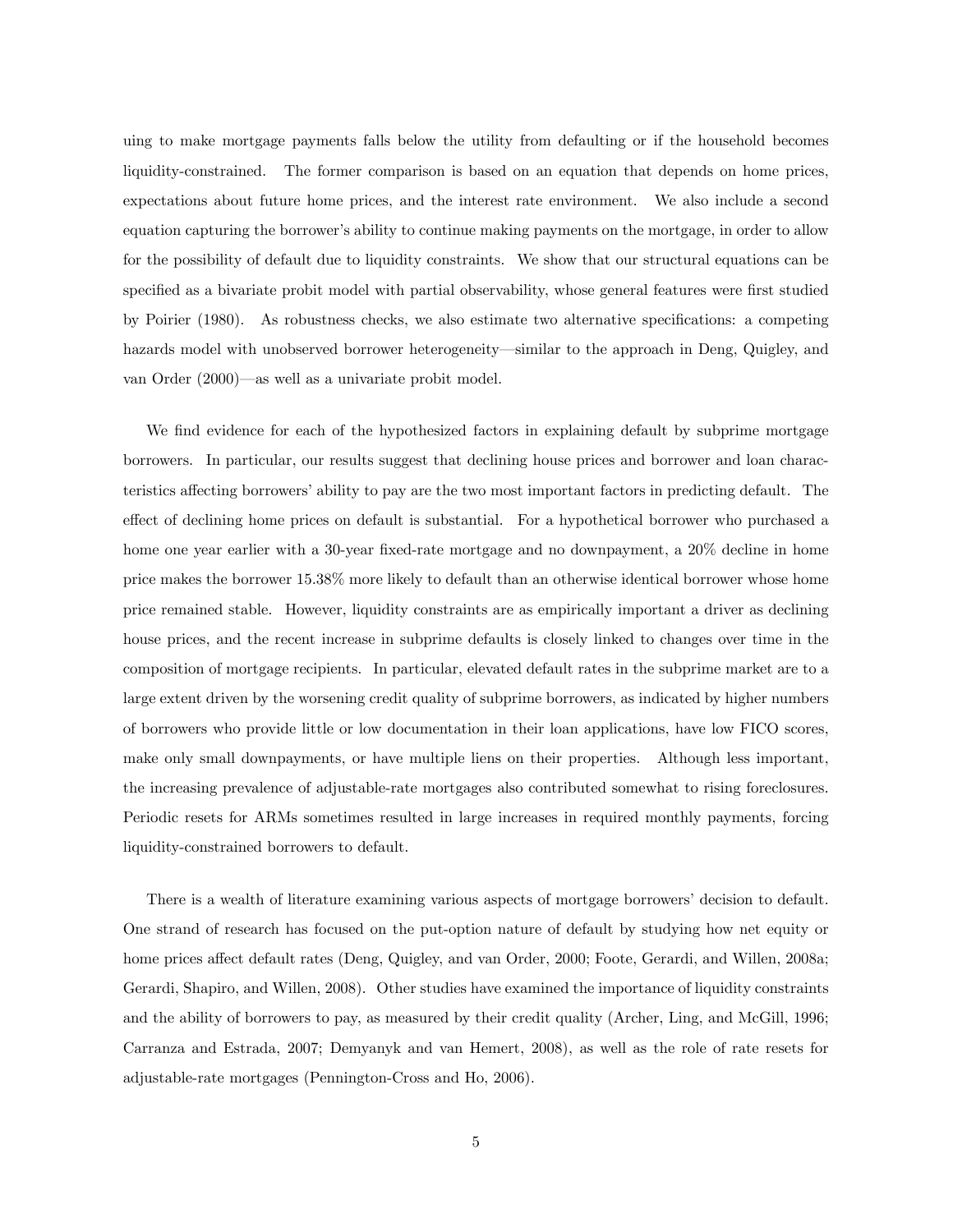uing to make mortgage payments falls below the utility from defaulting or if the household becomes liquidity-constrained. The former comparison is based on an equation that depends on home prices, expectations about future home prices, and the interest rate environment. We also include a second equation capturing the borrower's ability to continue making payments on the mortgage, in order to allow for the possibility of default due to liquidity constraints. We show that our structural equations can be specified as a bivariate probit model with partial observability, whose general features were first studied by Poirier (1980). As robustness checks, we also estimate two alternative specifications: a competing hazards model with unobserved borrower heterogeneity—similar to the approach in Deng, Quigley, and van Order (2000)—as well as a univariate probit model.

We find evidence for each of the hypothesized factors in explaining default by subprime mortgage borrowers. In particular, our results suggest that declining house prices and borrower and loan characteristics affecting borrowers' ability to pay are the two most important factors in predicting default. The effect of declining home prices on default is substantial. For a hypothetical borrower who purchased a home one year earlier with a 30-year fixed-rate mortgage and no downpayment, a 20% decline in home price makes the borrower 15.38% more likely to default than an otherwise identical borrower whose home price remained stable. However, liquidity constraints are as empirically important a driver as declining house prices, and the recent increase in subprime defaults is closely linked to changes over time in the composition of mortgage recipients. In particular, elevated default rates in the subprime market are to a large extent driven by the worsening credit quality of subprime borrowers, as indicated by higher numbers of borrowers who provide little or low documentation in their loan applications, have low FICO scores, make only small downpayments, or have multiple liens on their properties. Although less important, the increasing prevalence of adjustable-rate mortgages also contributed somewhat to rising foreclosures. Periodic resets for ARMs sometimes resulted in large increases in required monthly payments, forcing liquidity-constrained borrowers to default.

There is a wealth of literature examining various aspects of mortgage borrowers' decision to default. One strand of research has focused on the put-option nature of default by studying how net equity or home prices affect default rates (Deng, Quigley, and van Order, 2000; Foote, Gerardi, and Willen, 2008a; Gerardi, Shapiro, and Willen, 2008). Other studies have examined the importance of liquidity constraints and the ability of borrowers to pay, as measured by their credit quality (Archer, Ling, and McGill, 1996; Carranza and Estrada, 2007; Demyanyk and van Hemert, 2008), as well as the role of rate resets for adjustable-rate mortgages (Pennington-Cross and Ho, 2006).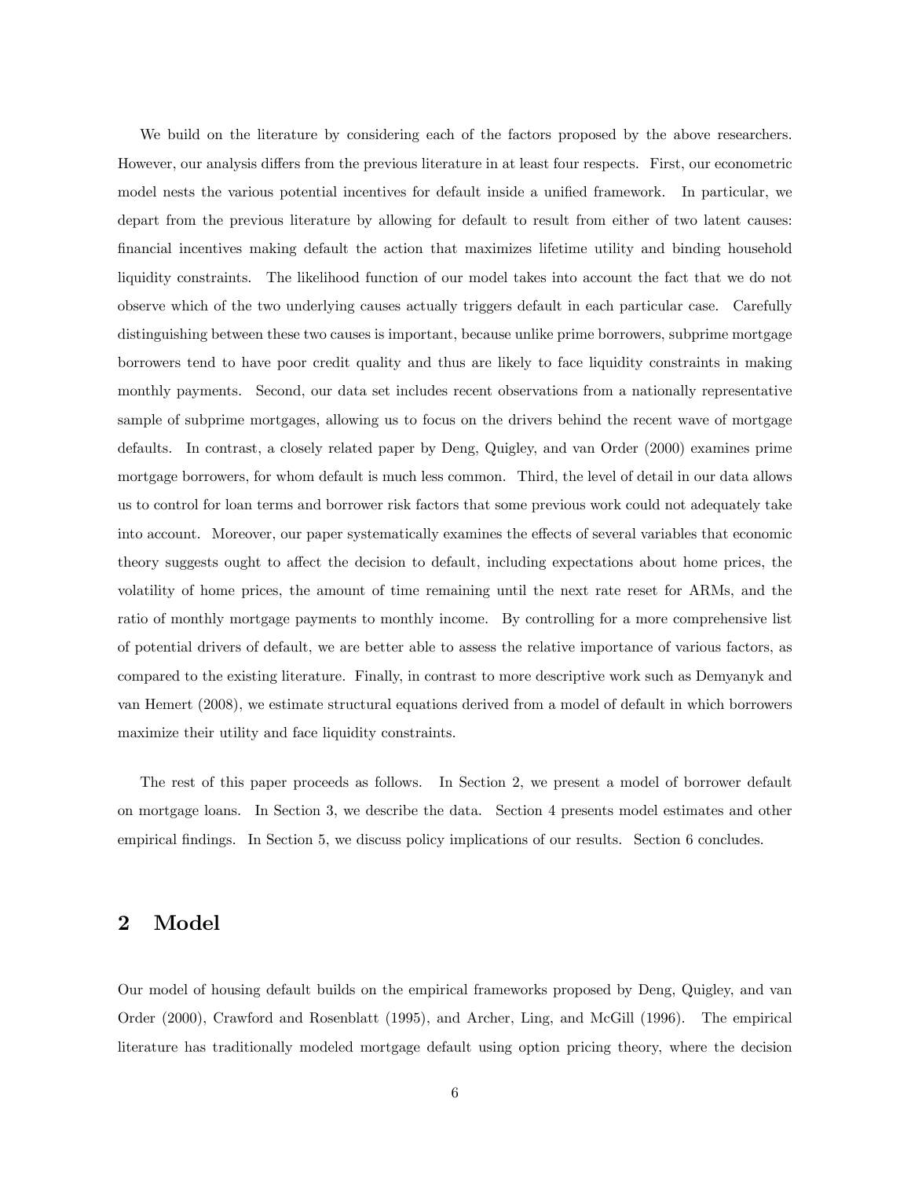We build on the literature by considering each of the factors proposed by the above researchers. However, our analysis differs from the previous literature in at least four respects. First, our econometric model nests the various potential incentives for default inside a unified framework. In particular, we depart from the previous literature by allowing for default to result from either of two latent causes: financial incentives making default the action that maximizes lifetime utility and binding household liquidity constraints. The likelihood function of our model takes into account the fact that we do not observe which of the two underlying causes actually triggers default in each particular case. Carefully distinguishing between these two causes is important, because unlike prime borrowers, subprime mortgage borrowers tend to have poor credit quality and thus are likely to face liquidity constraints in making monthly payments. Second, our data set includes recent observations from a nationally representative sample of subprime mortgages, allowing us to focus on the drivers behind the recent wave of mortgage defaults. In contrast, a closely related paper by Deng, Quigley, and van Order (2000) examines prime mortgage borrowers, for whom default is much less common. Third, the level of detail in our data allows us to control for loan terms and borrower risk factors that some previous work could not adequately take into account. Moreover, our paper systematically examines the effects of several variables that economic theory suggests ought to affect the decision to default, including expectations about home prices, the volatility of home prices, the amount of time remaining until the next rate reset for ARMs, and the ratio of monthly mortgage payments to monthly income. By controlling for a more comprehensive list of potential drivers of default, we are better able to assess the relative importance of various factors, as compared to the existing literature. Finally, in contrast to more descriptive work such as Demyanyk and van Hemert (2008), we estimate structural equations derived from a model of default in which borrowers maximize their utility and face liquidity constraints.

The rest of this paper proceeds as follows. In Section 2, we present a model of borrower default on mortgage loans. In Section 3, we describe the data. Section 4 presents model estimates and other empirical findings. In Section 5, we discuss policy implications of our results. Section 6 concludes.

## 2 Model

Our model of housing default builds on the empirical frameworks proposed by Deng, Quigley, and van Order (2000), Crawford and Rosenblatt (1995), and Archer, Ling, and McGill (1996). The empirical literature has traditionally modeled mortgage default using option pricing theory, where the decision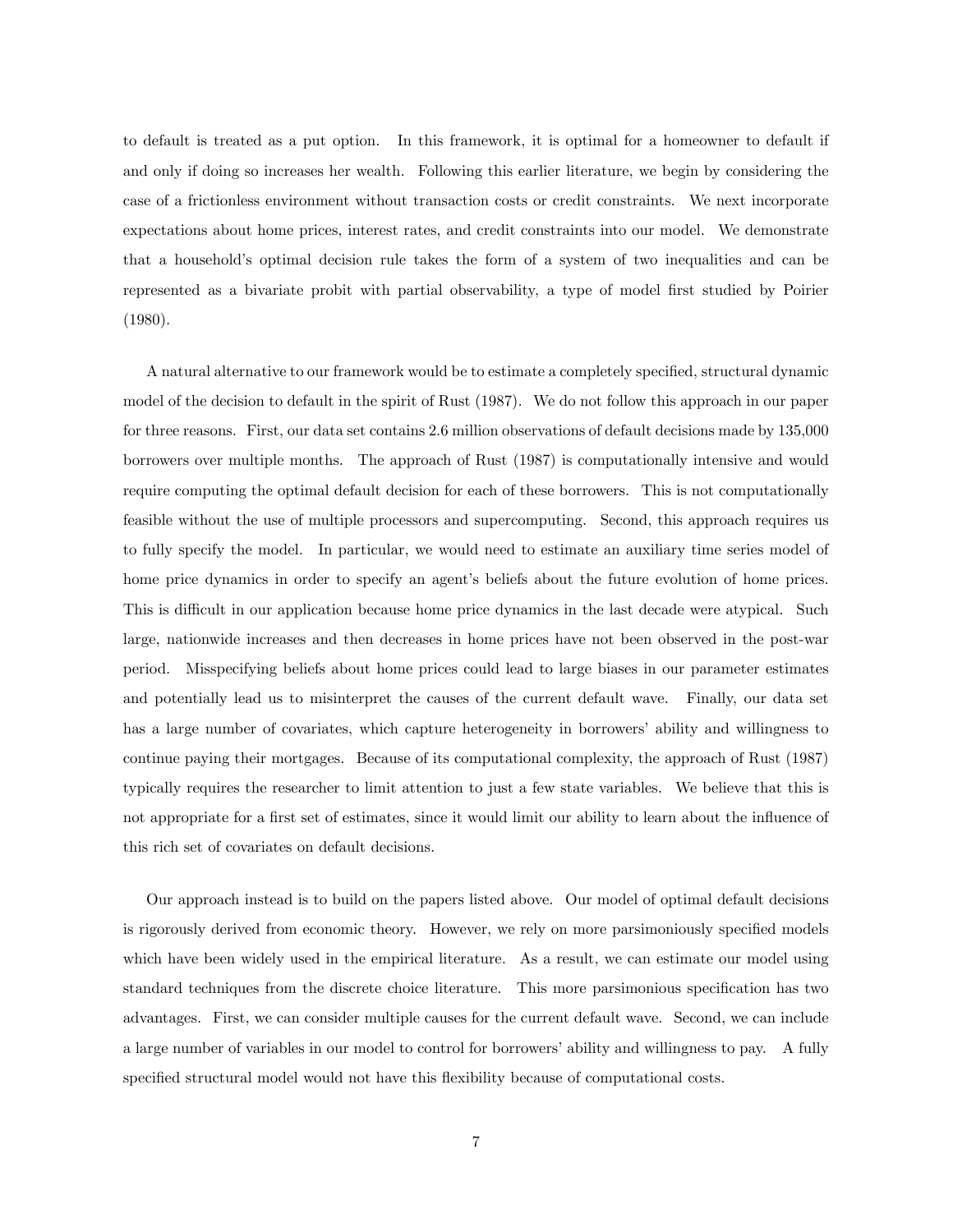to default is treated as a put option. In this framework, it is optimal for a homeowner to default if and only if doing so increases her wealth. Following this earlier literature, we begin by considering the case of a frictionless environment without transaction costs or credit constraints. We next incorporate expectations about home prices, interest rates, and credit constraints into our model. We demonstrate that a household's optimal decision rule takes the form of a system of two inequalities and can be represented as a bivariate probit with partial observability, a type of model first studied by Poirier (1980).

A natural alternative to our framework would be to estimate a completely specified, structural dynamic model of the decision to default in the spirit of Rust (1987). We do not follow this approach in our paper for three reasons. First, our data set contains 2.6 million observations of default decisions made by 135,000 borrowers over multiple months. The approach of Rust (1987) is computationally intensive and would require computing the optimal default decision for each of these borrowers. This is not computationally feasible without the use of multiple processors and supercomputing. Second, this approach requires us to fully specify the model. In particular, we would need to estimate an auxiliary time series model of home price dynamics in order to specify an agent's beliefs about the future evolution of home prices. This is difficult in our application because home price dynamics in the last decade were atypical. Such large, nationwide increases and then decreases in home prices have not been observed in the post-war period. Misspecifying beliefs about home prices could lead to large biases in our parameter estimates and potentially lead us to misinterpret the causes of the current default wave. Finally, our data set has a large number of covariates, which capture heterogeneity in borrowers' ability and willingness to continue paying their mortgages. Because of its computational complexity, the approach of Rust (1987) typically requires the researcher to limit attention to just a few state variables. We believe that this is not appropriate for a first set of estimates, since it would limit our ability to learn about the influence of this rich set of covariates on default decisions.

Our approach instead is to build on the papers listed above. Our model of optimal default decisions is rigorously derived from economic theory. However, we rely on more parsimoniously specified models which have been widely used in the empirical literature. As a result, we can estimate our model using standard techniques from the discrete choice literature. This more parsimonious specification has two advantages. First, we can consider multiple causes for the current default wave. Second, we can include a large number of variables in our model to control for borrowers' ability and willingness to pay. A fully specified structural model would not have this flexibility because of computational costs.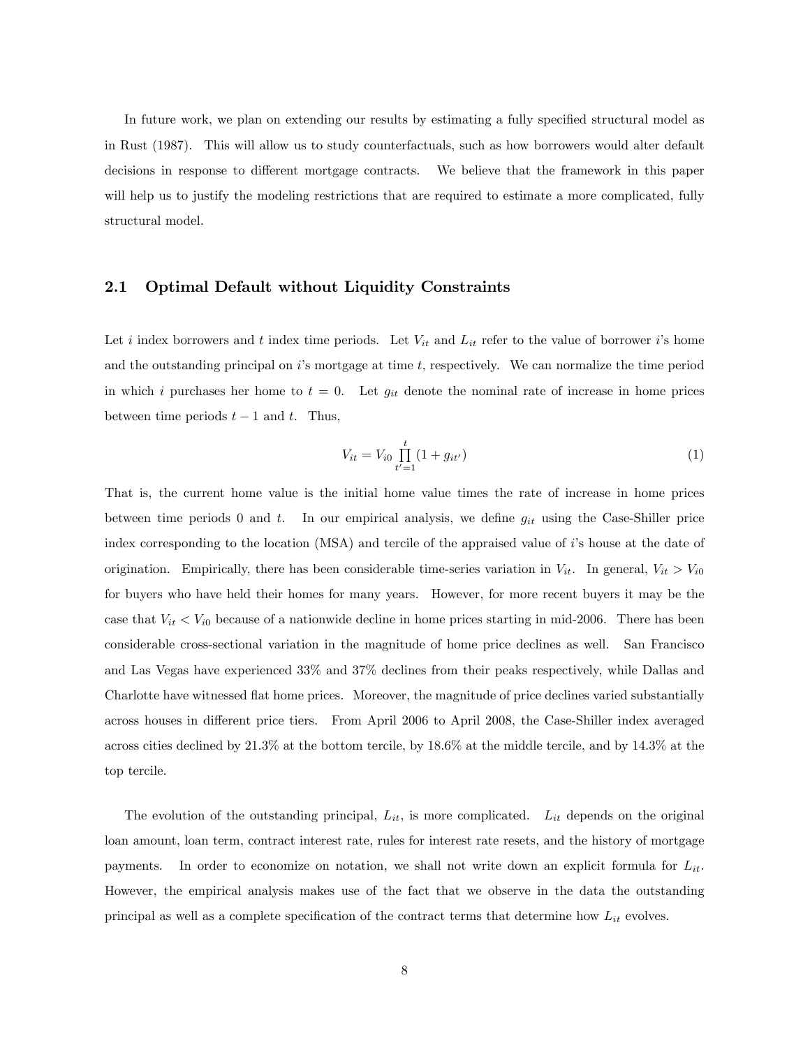In future work, we plan on extending our results by estimating a fully specified structural model as in Rust (1987). This will allow us to study counterfactuals, such as how borrowers would alter default decisions in response to different mortgage contracts. We believe that the framework in this paper will help us to justify the modeling restrictions that are required to estimate a more complicated, fully structural model.

## 2.1 Optimal Default without Liquidity Constraints

Let $i$ index borrowers and $t$ index time periods. Let $V_{it}$ and $L_{it}$ refer to the value of borrower $i$'s home and the outstanding principal on $i$'s mortgage at time $t$, respectively. We can normalize the time period in which $i$ purchases her home to $t = 0$. Let $g_{it}$ denote the nominal rate of increase in home prices between time periods $t-1$ and $t$. Thus,

$$V_{it} = V_{i0} \prod_{t'=1}^{t} (1 + g_{it'}) \tag{1}$$

That is, the current home value is the initial home value times the rate of increase in home prices between time periods 0 and $t$. In our empirical analysis, we define $g_{it}$ using the Case-Shiller price index corresponding to the location (MSA) and tercile of the appraised value of $i$'s house at the date of origination. Empirically, there has been considerable time-series variation in $V_{it}$. In general, $V_{it} > V_{i0}$ for buyers who have held their homes for many years. However, for more recent buyers it may be the case that $V_{it} < V_{i0}$ because of a nationwide decline in home prices starting in mid-2006. There has been considerable cross-sectional variation in the magnitude of home price declines as well. San Francisco and Las Vegas have experienced 33% and 37% declines from their peaks respectively, while Dallas and Charlotte have witnessed flat home prices. Moreover, the magnitude of price declines varied substantially across houses in different price tiers. From April 2006 to April 2008, the Case-Shiller index averaged across cities declined by 21.3% at the bottom tercile, by 18.6% at the middle tercile, and by 14.3% at the top tercile.

The evolution of the outstanding principal, $L_{it}$, is more complicated. $L_{it}$ depends on the original loan amount, loan term, contract interest rate, rules for interest rate resets, and the history of mortgage payments. In order to economize on notation, we shall not write down an explicit formula for $L_{it}$. However, the empirical analysis makes use of the fact that we observe in the data the outstanding principal as well as a complete specification of the contract terms that determine how $L_{it}$ evolves.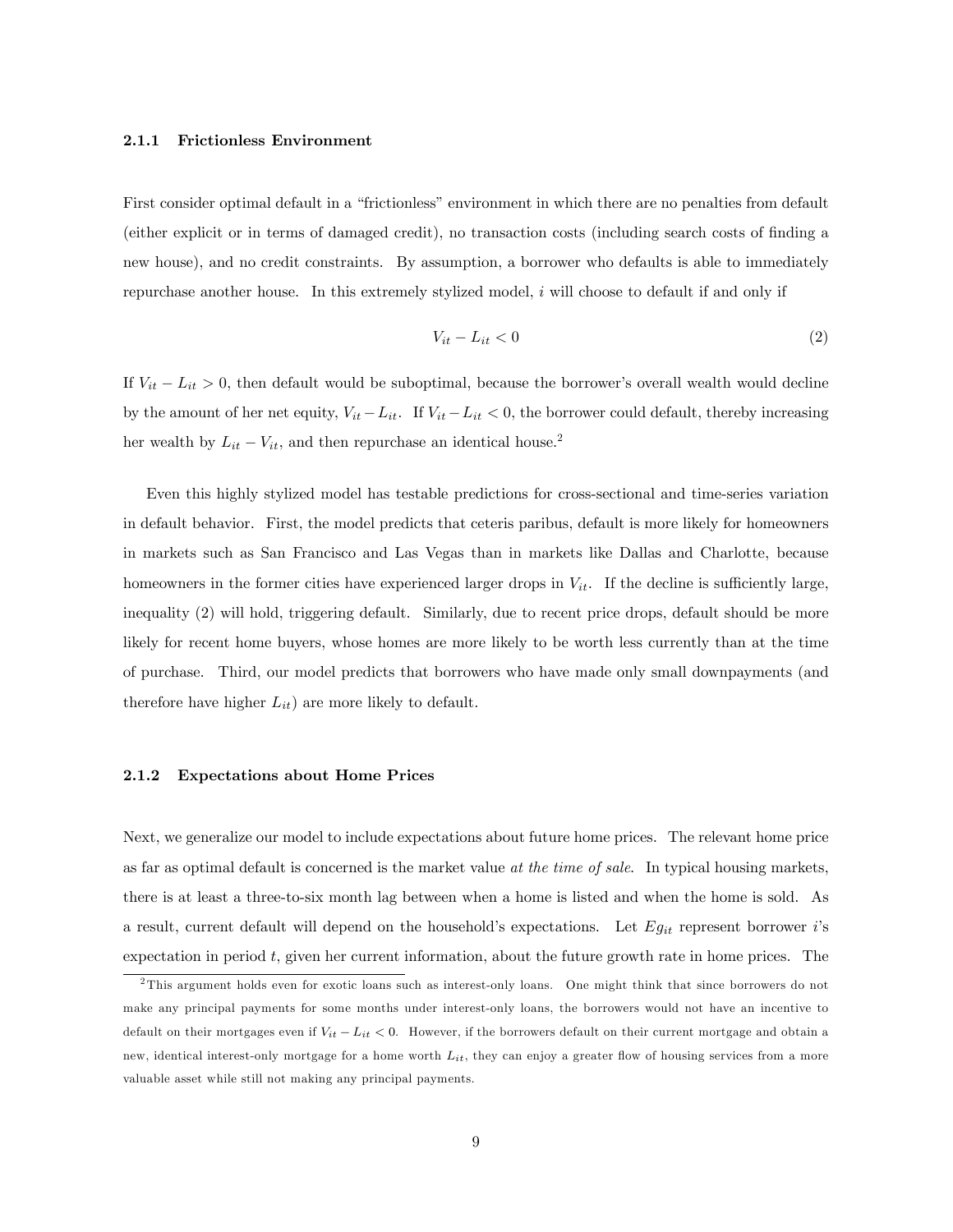#### 2.1.1 Frictionless Environment

First consider optimal default in a "frictionless" environment in which there are no penalties from default (either explicit or in terms of damaged credit), no transaction costs (including search costs of finding a new house), and no credit constraints. By assumption, a borrower who defaults is able to immediately repurchase another house. In this extremely stylized model, $i$ will choose to default if and only if

$$V_{it} - L_{it} < 0 \tag{2}$$

If $V_{it} - L_{it} > 0$, then default would be suboptimal, because the borrower's overall wealth would decline by the amount of her net equity, $V_{it} - L_{it}$. If $V_{it} - L_{it} < 0$, the borrower could default, thereby increasing her wealth by $L_{it} - V_{it}$, and then repurchase an identical house.[2]

Even this highly stylized model has testable predictions for cross-sectional and time-series variation in default behavior. First, the model predicts that ceteris paribus, default is more likely for homeowners in markets such as San Francisco and Las Vegas than in markets like Dallas and Charlotte, because homeowners in the former cities have experienced larger drops in $V_{it}$. If the decline is sufficiently large, inequality (2) will hold, triggering default. Similarly, due to recent price drops, default should be more likely for recent home buyers, whose homes are more likely to be worth less currently than at the time of purchase. Third, our model predicts that borrowers who have made only small downpayments (and therefore have higher $L_{it}$) are more likely to default.

#### 2.1.2 Expectations about Home Prices

Next, we generalize our model to include expectations about future home prices. The relevant home price as far as optimal default is concerned is the market value *at the time of sale*. In typical housing markets, there is at least a three-to-six month lag between when a home is listed and when the home is sold. As a result, current default will depend on the household's expectations. Let $Eg_{it}$ represent borrower $i$'s expectation in period $t$, given her current information, about the future growth rate in home prices. The

[2] This argument holds even for exotic loans such as interest-only loans. One might think that since borrowers do not make any principal payments for some months under interest-only loans, the borrowers would not have an incentive to default on their mortgages even if $V_{it} - L_{it} < 0$. However, if the borrowers default on their current mortgage and obtain a new, identical interest-only mortgage for a home worth $L_{it}$, they can enjoy a greater flow of housing services from a more valuable asset while still not making any principal payments.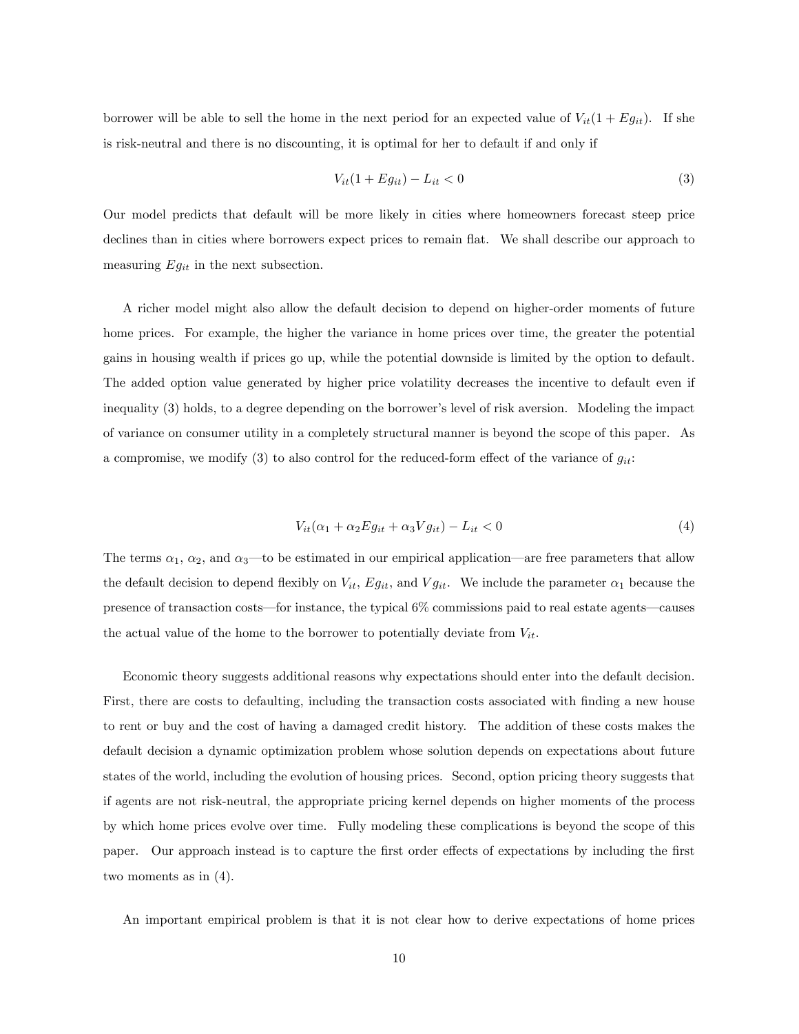borrower will be able to sell the home in the next period for an expected value of $V_{it}(1 + Eg_{it})$. If she is risk-neutral and there is no discounting, it is optimal for her to default if and only if

$$V_{it}(1 + Eg_{it}) - L_{it} < 0 \tag{3}$$

Our model predicts that default will be more likely in cities where homeowners forecast steep price declines than in cities where borrowers expect prices to remain flat. We shall describe our approach to measuring $Eg_{it}$ in the next subsection.

A richer model might also allow the default decision to depend on higher-order moments of future home prices. For example, the higher the variance in home prices over time, the greater the potential gains in housing wealth if prices go up, while the potential downside is limited by the option to default. The added option value generated by higher price volatility decreases the incentive to default even if inequality (3) holds, to a degree depending on the borrower's level of risk aversion. Modeling the impact of variance on consumer utility in a completely structural manner is beyond the scope of this paper. As a compromise, we modify (3) to also control for the reduced-form effect of the variance of $g_{it}$:

$$V_{it}(\alpha_1 + \alpha_2 Eg_{it} + \alpha_3 Vg_{it}) - L_{it} < 0 \tag{4}$$

The terms $\alpha_1$, $\alpha_2$, and $\alpha_3$—to be estimated in our empirical application—are free parameters that allow the default decision to depend flexibly on $V_{it}$, $Eg_{it}$, and $Vg_{it}$. We include the parameter $\alpha_1$ because the presence of transaction costs—for instance, the typical 6% commissions paid to real estate agents—causes the actual value of the home to the borrower to potentially deviate from $V_{it}$.

Economic theory suggests additional reasons why expectations should enter into the default decision. First, there are costs to defaulting, including the transaction costs associated with finding a new house to rent or buy and the cost of having a damaged credit history. The addition of these costs makes the default decision a dynamic optimization problem whose solution depends on expectations about future states of the world, including the evolution of housing prices. Second, option pricing theory suggests that if agents are not risk-neutral, the appropriate pricing kernel depends on higher moments of the process by which home prices evolve over time. Fully modeling these complications is beyond the scope of this paper. Our approach instead is to capture the first order effects of expectations by including the first two moments as in (4).

An important empirical problem is that it is not clear how to derive expectations of home prices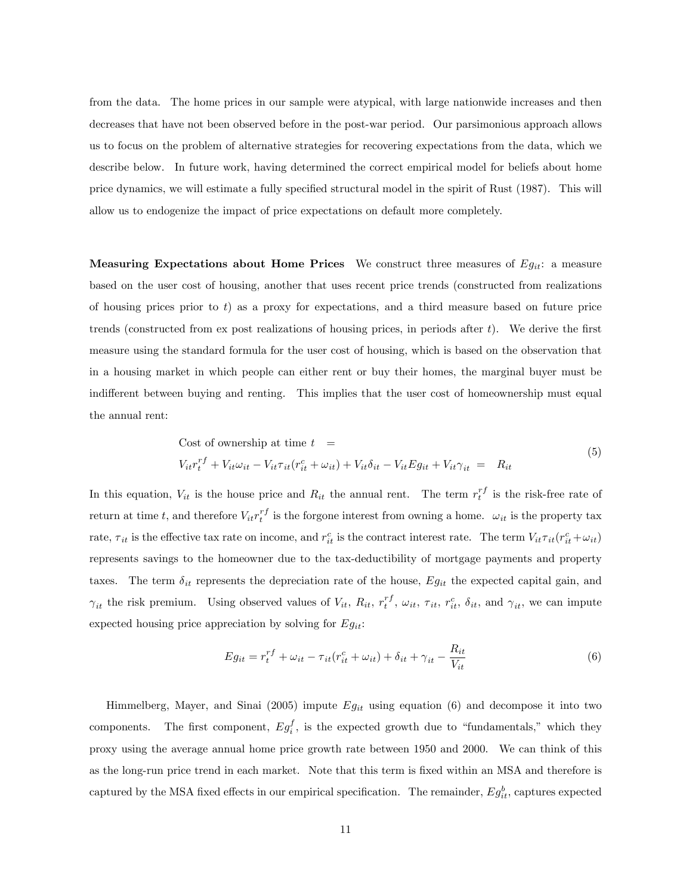from the data. The home prices in our sample were atypical, with large nationwide increases and then decreases that have not been observed before in the post-war period. Our parsimonious approach allows us to focus on the problem of alternative strategies for recovering expectations from the data, which we describe below. In future work, having determined the correct empirical model for beliefs about home price dynamics, we will estimate a fully specified structural model in the spirit of Rust (1987). This will allow us to endogenize the impact of price expectations on default more completely.

**Measuring Expectations about Home Prices** We construct three measures of $Eg_{it}$: a measure based on the user cost of housing, another that uses recent price trends (constructed from realizations of housing prices prior to $t$) as a proxy for expectations, and a third measure based on future price trends (constructed from ex post realizations of housing prices, in periods after $t$). We derive the first measure using the standard formula for the user cost of housing, which is based on the observation that in a housing market in which people can either rent or buy their homes, the marginal buyer must be indifferent between buying and renting. This implies that the user cost of homeownership must equal the annual rent:

$$\begin{aligned} &\text{Cost of ownership at time } t \quad = \\ &V_{it}r_t^{rf} + V_{it}\omega_{it} - V_{it}\tau_{it}(r_{it}^c + \omega_{it}) + V_{it}\delta_{it} - V_{it}Eg_{it} + V_{it}\gamma_{it} \;=\; R_{it} \end{aligned} \tag{5}$$

In this equation, $V_{it}$ is the house price and $R_{it}$ the annual rent. The term $r_t^{rf}$ is the risk-free rate of return at time $t$, and therefore $V_{it}r_t^{rf}$ is the forgone interest from owning a home. $\omega_{it}$ is the property tax rate, $\tau_{it}$ is the effective tax rate on income, and $r_{it}^c$ is the contract interest rate. The term $V_{it}\tau_{it}(r_{it}^c + \omega_{it})$ represents savings to the homeowner due to the tax-deductibility of mortgage payments and property taxes. The term $\delta_{it}$ represents the depreciation rate of the house, $Eg_{it}$ the expected capital gain, and $\gamma_{it}$ the risk premium. Using observed values of $V_{it}$, $R_{it}$, $r_t^{rf}$, $\omega_{it}$, $\tau_{it}$, $r_{it}^c$, $\delta_{it}$, and $\gamma_{it}$, we can impute expected housing price appreciation by solving for $Eg_{it}$:

$$Eg_{it} = r_t^{rf} + \omega_{it} - \tau_{it}(r_{it}^c + \omega_{it}) + \delta_{it} + \gamma_{it} - \frac{R_{it}}{V_{it}} \tag{6}$$

Himmelberg, Mayer, and Sinai (2005) impute $Eg_{it}$ using equation (6) and decompose it into two components. The first component, $Eg_i^f$, is the expected growth due to "fundamentals," which they proxy using the average annual home price growth rate between 1950 and 2000. We can think of this as the long-run price trend in each market. Note that this term is fixed within an MSA and therefore is captured by the MSA fixed effects in our empirical specification. The remainder, $Eg_{it}^b$, captures expected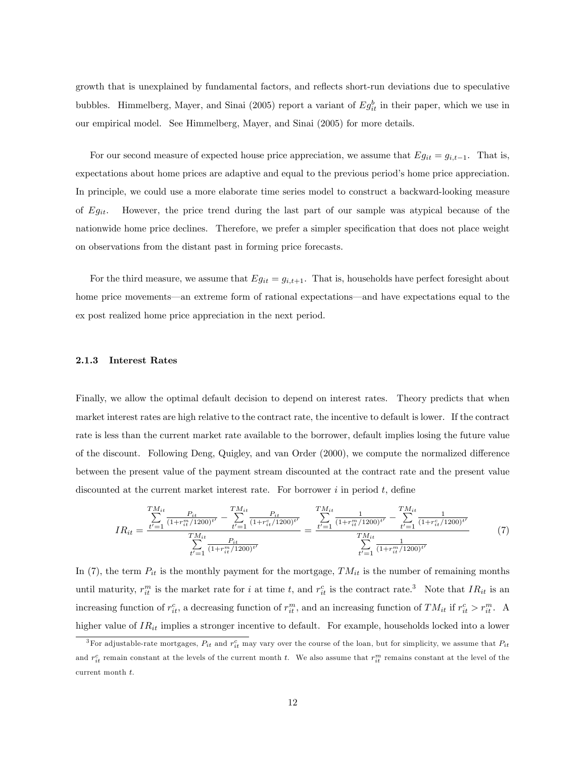growth that is unexplained by fundamental factors, and reflects short-run deviations due to speculative bubbles. Himmelberg, Mayer, and Sinai (2005) report a variant of $Eg^b_{it}$ in their paper, which we use in our empirical model. See Himmelberg, Mayer, and Sinai (2005) for more details.

For our second measure of expected house price appreciation, we assume that $Eg_{it} = g_{i,t-1}$. That is, expectations about home prices are adaptive and equal to the previous period's home price appreciation. In principle, we could use a more elaborate time series model to construct a backward-looking measure of $Eg_{it}$. However, the price trend during the last part of our sample was atypical because of the nationwide home price declines. Therefore, we prefer a simpler specification that does not place weight on observations from the distant past in forming price forecasts.

For the third measure, we assume that $Eg_{it} = g_{i,t+1}$. That is, households have perfect foresight about home price movements—an extreme form of rational expectations—and have expectations equal to the ex post realized home price appreciation in the next period.

#### 2.1.3 Interest Rates

Finally, we allow the optimal default decision to depend on interest rates. Theory predicts that when market interest rates are high relative to the contract rate, the incentive to default is lower. If the contract rate is less than the current market rate available to the borrower, default implies losing the future value of the discount. Following Deng, Quigley, and van Order (2000), we compute the normalized difference between the present value of the payment stream discounted at the contract rate and the present value discounted at the current market interest rate. For borrower $i$ in period $t$, define

$$IR_{it} = \frac{\sum_{t'=1}^{TM_{it}} \frac{P_{it}}{(1+r^m_{it}/1200)^{t'}} - \sum_{t'=1}^{TM_{it}} \frac{P_{it}}{(1+r^c_{it}/1200)^{t'}}}{\sum_{t'=1}^{TM_{it}} \frac{P_{it}}{(1+r^m_{it}/1200)^{t'}}} = \frac{\sum_{t'=1}^{TM_{it}} \frac{1}{(1+r^m_{it}/1200)^{t'}} - \sum_{t'=1}^{TM_{it}} \frac{1}{(1+r^c_{it}/1200)^{t'}}}{\sum_{t'=1}^{TM_{it}} \frac{1}{(1+r^m_{it}/1200)^{t'}}} \tag{7}$$

In (7), the term $P_{it}$ is the monthly payment for the mortgage, $TM_{it}$ is the number of remaining months until maturity, $r^m_{it}$ is the market rate for $i$ at time $t$, and $r^c_{it}$ is the contract rate.[3] Note that $IR_{it}$ is an increasing function of $r^c_{it}$, a decreasing function of $r^m_{it}$, and an increasing function of $TM_{it}$ if $r^c_{it} > r^m_{it}$. A higher value of $IR_{it}$ implies a stronger incentive to default. For example, households locked into a lower

[3] For adjustable-rate mortgages, $P_{it}$ and $r^c_{it}$ may vary over the course of the loan, but for simplicity, we assume that $P_{it}$ and $r^c_{it}$ remain constant at the levels of the current month $t$. We also assume that $r^m_{it}$ remains constant at the level of the current month $t$.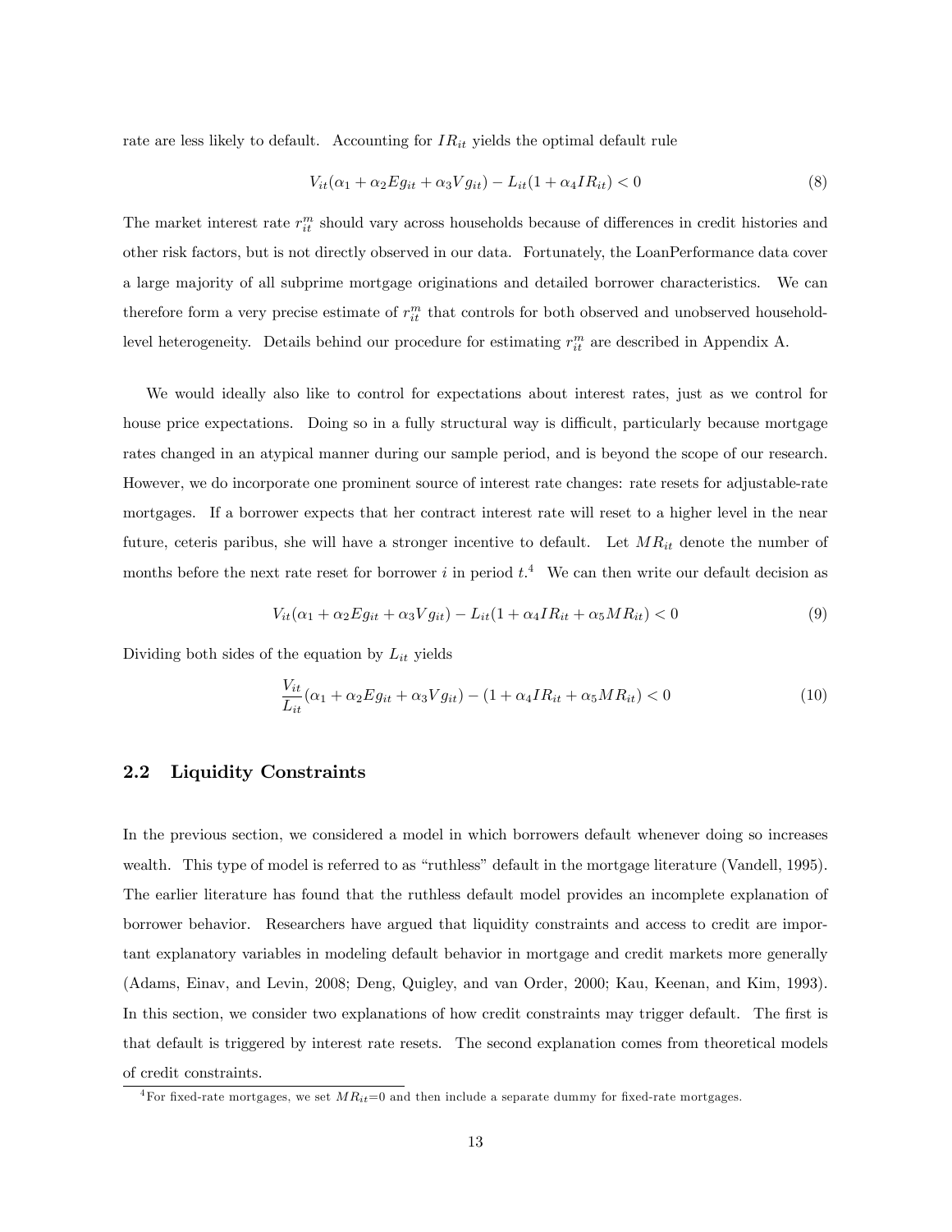rate are less likely to default. Accounting for $IR_{it}$ yields the optimal default rule

$$V_{it}(\alpha_1 + \alpha_2 Eg_{it} + \alpha_3 Vg_{it}) - L_{it}(1 + \alpha_4 IR_{it}) < 0 \tag{8}$$

The market interest rate $r_{it}^m$ should vary across households because of differences in credit histories and other risk factors, but is not directly observed in our data. Fortunately, the LoanPerformance data cover a large majority of all subprime mortgage originations and detailed borrower characteristics. We can therefore form a very precise estimate of $r_{it}^m$ that controls for both observed and unobserved household-level heterogeneity. Details behind our procedure for estimating $r_{it}^m$ are described in Appendix A.

We would ideally also like to control for expectations about interest rates, just as we control for house price expectations. Doing so in a fully structural way is difficult, particularly because mortgage rates changed in an atypical manner during our sample period, and is beyond the scope of our research. However, we do incorporate one prominent source of interest rate changes: rate resets for adjustable-rate mortgages. If a borrower expects that her contract interest rate will reset to a higher level in the near future, ceteris paribus, she will have a stronger incentive to default. Let $MR_{it}$ denote the number of months before the next rate reset for borrower $i$ in period $t$.[4] We can then write our default decision as

$$V_{it}(\alpha_1 + \alpha_2 Eg_{it} + \alpha_3 Vg_{it}) - L_{it}(1 + \alpha_4 IR_{it} + \alpha_5 MR_{it}) < 0 \tag{9}$$

Dividing both sides of the equation by $L_{it}$ yields

$$\frac{V_{it}}{L_{it}}(\alpha_1 + \alpha_2 Eg_{it} + \alpha_3 Vg_{it}) - (1 + \alpha_4 IR_{it} + \alpha_5 MR_{it}) < 0 \tag{10}$$

## 2.2 Liquidity Constraints

In the previous section, we considered a model in which borrowers default whenever doing so increases wealth. This type of model is referred to as "ruthless" default in the mortgage literature (Vandell, 1995). The earlier literature has found that the ruthless default model provides an incomplete explanation of borrower behavior. Researchers have argued that liquidity constraints and access to credit are important explanatory variables in modeling default behavior in mortgage and credit markets more generally (Adams, Einav, and Levin, 2008; Deng, Quigley, and van Order, 2000; Kau, Keenan, and Kim, 1993). In this section, we consider two explanations of how credit constraints may trigger default. The first is that default is triggered by interest rate resets. The second explanation comes from theoretical models of credit constraints.

[4] For fixed-rate mortgages, we set $MR_{it}$=0 and then include a separate dummy for fixed-rate mortgages.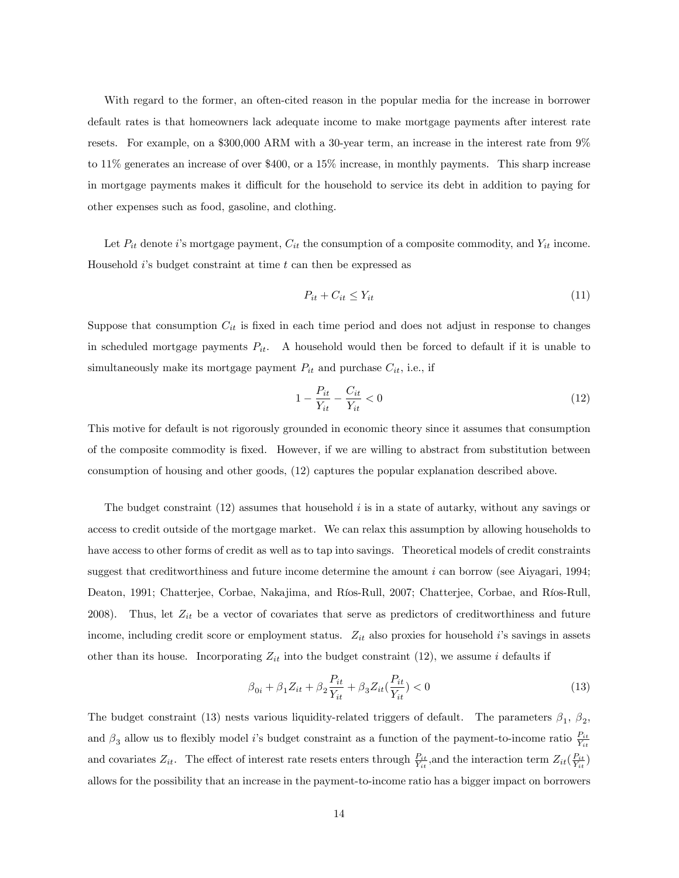With regard to the former, an often-cited reason in the popular media for the increase in borrower default rates is that homeowners lack adequate income to make mortgage payments after interest rate resets. For example, on a \$300,000 ARM with a 30-year term, an increase in the interest rate from 9% to 11% generates an increase of over \$400, or a 15% increase, in monthly payments. This sharp increase in mortgage payments makes it difficult for the household to service its debt in addition to paying for other expenses such as food, gasoline, and clothing.

Let $P_{it}$ denote $i$'s mortgage payment, $C_{it}$ the consumption of a composite commodity, and $Y_{it}$ income. Household $i$'s budget constraint at time $t$ can then be expressed as

$$P_{it} + C_{it} \leq Y_{it} \tag{11}$$

Suppose that consumption $C_{it}$ is fixed in each time period and does not adjust in response to changes in scheduled mortgage payments $P_{it}$. A household would then be forced to default if it is unable to simultaneously make its mortgage payment $P_{it}$ and purchase $C_{it}$, i.e., if

$$1 - \frac{P_{it}}{Y_{it}} - \frac{C_{it}}{Y_{it}} < 0 \tag{12}$$

This motive for default is not rigorously grounded in economic theory since it assumes that consumption of the composite commodity is fixed. However, if we are willing to abstract from substitution between consumption of housing and other goods, (12) captures the popular explanation described above.

The budget constraint (12) assumes that household $i$ is in a state of autarky, without any savings or access to credit outside of the mortgage market. We can relax this assumption by allowing households to have access to other forms of credit as well as to tap into savings. Theoretical models of credit constraints suggest that creditworthiness and future income determine the amount $i$ can borrow (see Aiyagari, 1994; Deaton, 1991; Chatterjee, Corbae, Nakajima, and Ríos-Rull, 2007; Chatterjee, Corbae, and Ríos-Rull, 2008). Thus, let $Z_{it}$ be a vector of covariates that serve as predictors of creditworthiness and future income, including credit score or employment status. $Z_{it}$ also proxies for household $i$'s savings in assets other than its house. Incorporating $Z_{it}$ into the budget constraint (12), we assume $i$ defaults if

$$\beta_{0i} + \beta_1 Z_{it} + \beta_2 \frac{P_{it}}{Y_{it}} + \beta_3 Z_{it}\left(\frac{P_{it}}{Y_{it}}\right) < 0 \tag{13}$$

The budget constraint (13) nests various liquidity-related triggers of default. The parameters $\beta_1$, $\beta_2$, and $\beta_3$ allow us to flexibly model $i$'s budget constraint as a function of the payment-to-income ratio $\frac{P_{it}}{Y_{it}}$ and covariates $Z_{it}$. The effect of interest rate resets enters through $\frac{P_{it}}{Y_{it}}$,and the interaction term $Z_{it}(\frac{P_{it}}{Y_{it}})$ allows for the possibility that an increase in the payment-to-income ratio has a bigger impact on borrowers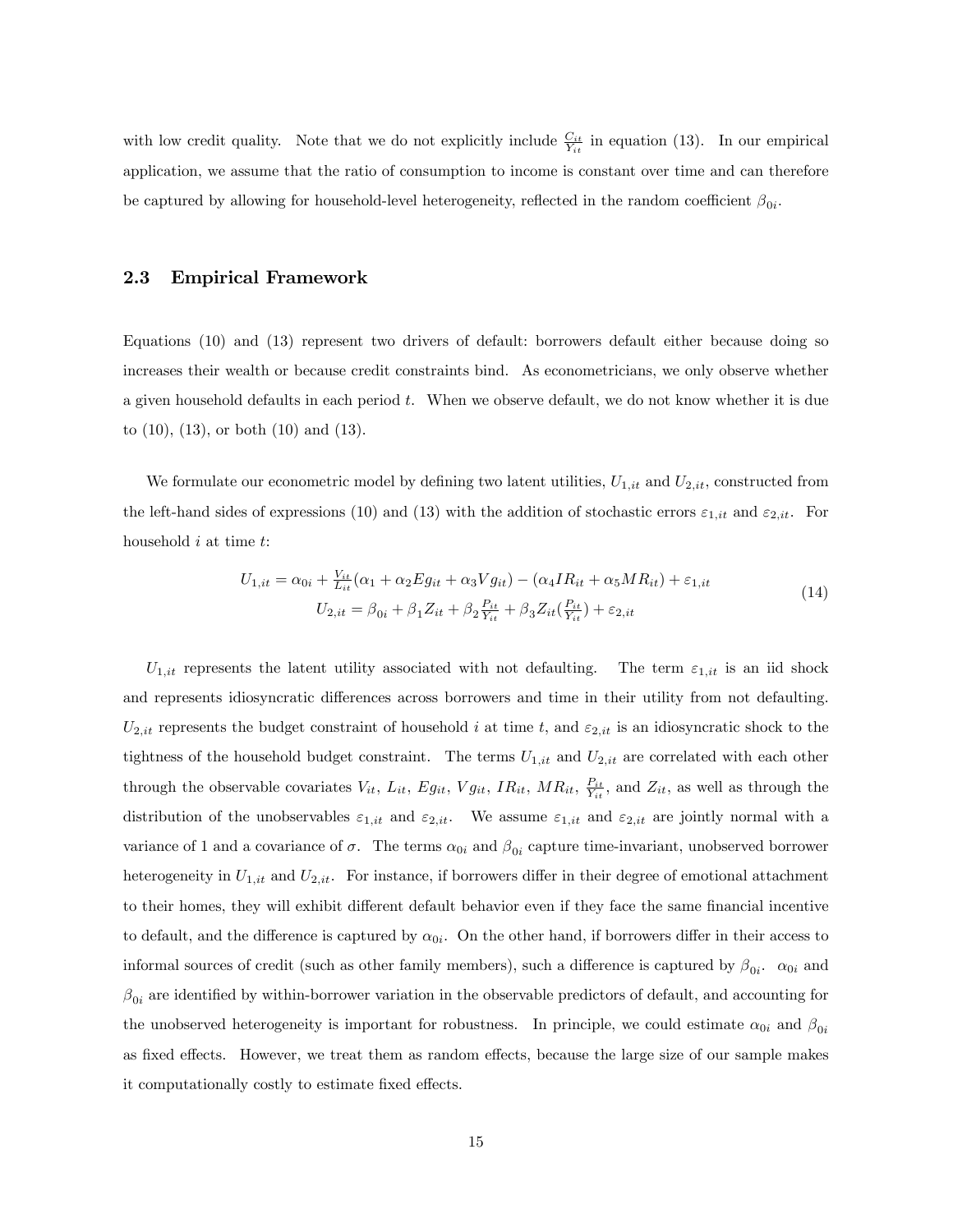with low credit quality. Note that we do not explicitly include $\frac{C_{it}}{Y_{it}}$ in equation (13). In our empirical application, we assume that the ratio of consumption to income is constant over time and can therefore be captured by allowing for household-level heterogeneity, reflected in the random coefficient $\beta_{0i}$.

### 2.3 Empirical Framework

Equations (10) and (13) represent two drivers of default: borrowers default either because doing so increases their wealth or because credit constraints bind. As econometricians, we only observe whether a given household defaults in each period $t$. When we observe default, we do not know whether it is due to (10), (13), or both (10) and (13).

We formulate our econometric model by defining two latent utilities, $U_{1,it}$ and $U_{2,it}$, constructed from the left-hand sides of expressions (10) and (13) with the addition of stochastic errors $\varepsilon_{1,it}$ and $\varepsilon_{2,it}$. For household $i$ at time $t$:

$$
\begin{gathered}
U_{1,it} = \alpha_{0i} + \tfrac{V_{it}}{L_{it}}(\alpha_1 + \alpha_2 Eg_{it} + \alpha_3 Vg_{it}) - (\alpha_4 IR_{it} + \alpha_5 MR_{it}) + \varepsilon_{1,it} \\
U_{2,it} = \beta_{0i} + \beta_1 Z_{it} + \beta_2 \tfrac{P_{it}}{Y_{it}} + \beta_3 Z_{it}(\tfrac{P_{it}}{Y_{it}}) + \varepsilon_{2,it}
\end{gathered}
\tag{14}
$$

$U_{1,it}$ represents the latent utility associated with not defaulting. The term $\varepsilon_{1,it}$ is an iid shock and represents idiosyncratic differences across borrowers and time in their utility from not defaulting. $U_{2,it}$ represents the budget constraint of household $i$ at time $t$, and $\varepsilon_{2,it}$ is an idiosyncratic shock to the tightness of the household budget constraint. The terms $U_{1,it}$ and $U_{2,it}$ are correlated with each other through the observable covariates $V_{it}$, $L_{it}$, $Eg_{it}$, $Vg_{it}$, $IR_{it}$, $MR_{it}$, $\frac{P_{it}}{Y_{it}}$, and $Z_{it}$, as well as through the distribution of the unobservables $\varepsilon_{1,it}$ and $\varepsilon_{2,it}$. We assume $\varepsilon_{1,it}$ and $\varepsilon_{2,it}$ are jointly normal with a variance of 1 and a covariance of $\sigma$. The terms $\alpha_{0i}$ and $\beta_{0i}$ capture time-invariant, unobserved borrower heterogeneity in $U_{1,it}$ and $U_{2,it}$. For instance, if borrowers differ in their degree of emotional attachment to their homes, they will exhibit different default behavior even if they face the same financial incentive to default, and the difference is captured by $\alpha_{0i}$. On the other hand, if borrowers differ in their access to informal sources of credit (such as other family members), such a difference is captured by $\beta_{0i}$. $\alpha_{0i}$ and $\beta_{0i}$ are identified by within-borrower variation in the observable predictors of default, and accounting for the unobserved heterogeneity is important for robustness. In principle, we could estimate $\alpha_{0i}$ and $\beta_{0i}$ as fixed effects. However, we treat them as random effects, because the large size of our sample makes it computationally costly to estimate fixed effects.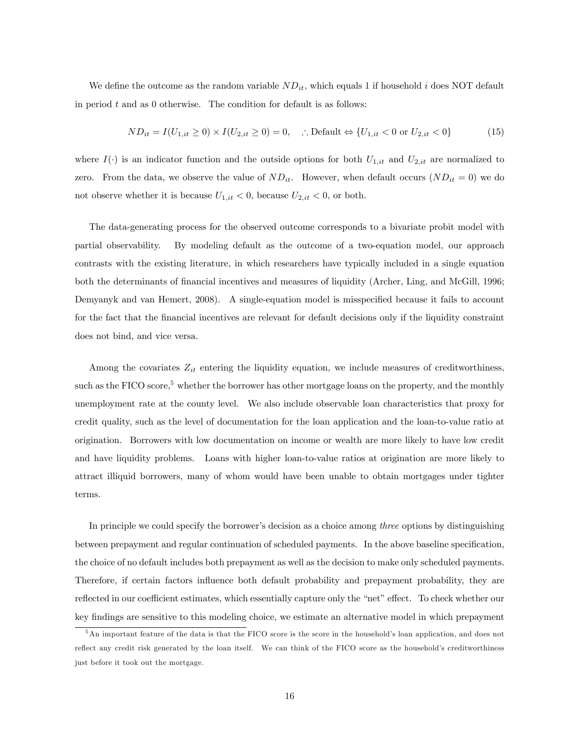We define the outcome as the random variable $ND_{it}$, which equals 1 if household $i$ does NOT default in period $t$ and as 0 otherwise. The condition for default is as follows:

$$ND_{it} = I(U_{1,it} \geq 0) \times I(U_{2,it} \geq 0) = 0, \quad \therefore \text{Default} \Leftrightarrow \{U_{1,it} < 0 \text{ or } U_{2,it} < 0\} \tag{15}$$

where $I(\cdot)$ is an indicator function and the outside options for both $U_{1,it}$ and $U_{2,it}$ are normalized to zero. From the data, we observe the value of $ND_{it}$. However, when default occurs ($ND_{it} = 0$) we do not observe whether it is because $U_{1,it} < 0$, because $U_{2,it} < 0$, or both.

The data-generating process for the observed outcome corresponds to a bivariate probit model with partial observability. By modeling default as the outcome of a two-equation model, our approach contrasts with the existing literature, in which researchers have typically included in a single equation both the determinants of financial incentives and measures of liquidity (Archer, Ling, and McGill, 1996; Demyanyk and van Hemert, 2008). A single-equation model is misspecified because it fails to account for the fact that the financial incentives are relevant for default decisions only if the liquidity constraint does not bind, and vice versa.

Among the covariates $Z_{it}$ entering the liquidity equation, we include measures of creditworthiness, such as the FICO score,[5] whether the borrower has other mortgage loans on the property, and the monthly unemployment rate at the county level. We also include observable loan characteristics that proxy for credit quality, such as the level of documentation for the loan application and the loan-to-value ratio at origination. Borrowers with low documentation on income or wealth are more likely to have low credit and have liquidity problems. Loans with higher loan-to-value ratios at origination are more likely to attract illiquid borrowers, many of whom would have been unable to obtain mortgages under tighter terms.

In principle we could specify the borrower's decision as a choice among *three* options by distinguishing between prepayment and regular continuation of scheduled payments. In the above baseline specification, the choice of no default includes both prepayment as well as the decision to make only scheduled payments. Therefore, if certain factors influence both default probability and prepayment probability, they are reflected in our coefficient estimates, which essentially capture only the "net" effect. To check whether our key findings are sensitive to this modeling choice, we estimate an alternative model in which prepayment

[5] An important feature of the data is that the FICO score is the score in the household's loan application, and does not reflect any credit risk generated by the loan itself. We can think of the FICO score as the household's creditworthiness just before it took out the mortgage.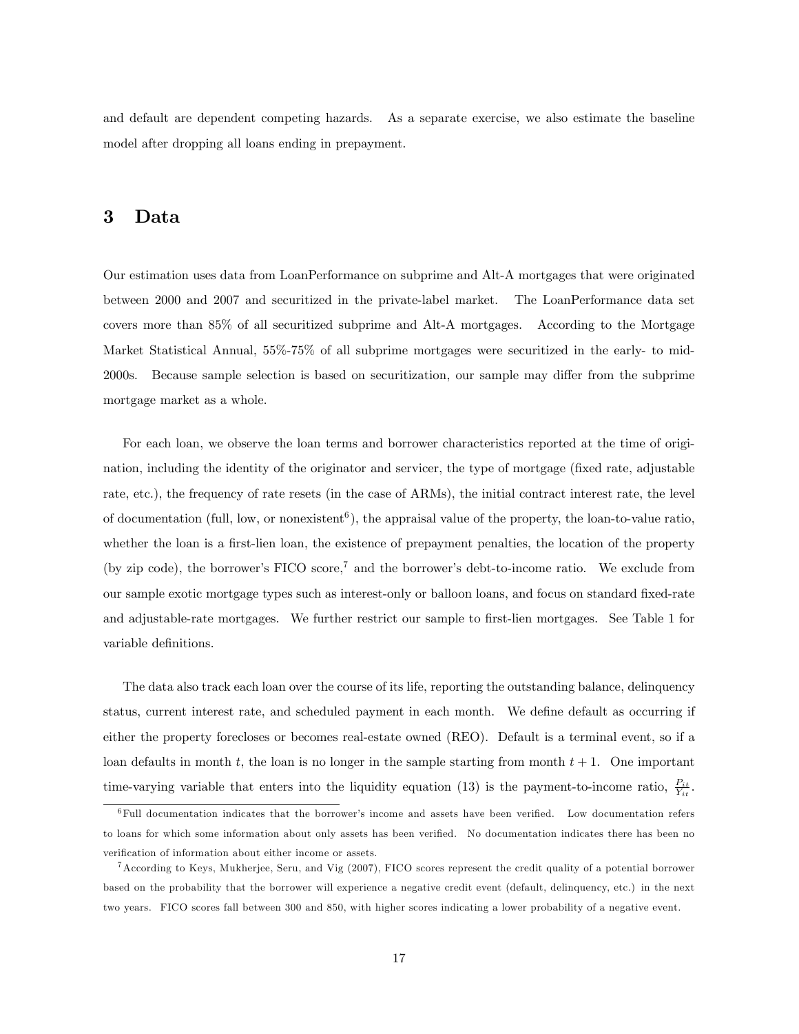and default are dependent competing hazards. As a separate exercise, we also estimate the baseline model after dropping all loans ending in prepayment.

# 3 Data

Our estimation uses data from LoanPerformance on subprime and Alt-A mortgages that were originated between 2000 and 2007 and securitized in the private-label market. The LoanPerformance data set covers more than 85% of all securitized subprime and Alt-A mortgages. According to the Mortgage Market Statistical Annual, 55%-75% of all subprime mortgages were securitized in the early- to mid-2000s. Because sample selection is based on securitization, our sample may differ from the subprime mortgage market as a whole.

For each loan, we observe the loan terms and borrower characteristics reported at the time of origination, including the identity of the originator and servicer, the type of mortgage (fixed rate, adjustable rate, etc.), the frequency of rate resets (in the case of ARMs), the initial contract interest rate, the level of documentation (full, low, or nonexistent[6]), the appraisal value of the property, the loan-to-value ratio, whether the loan is a first-lien loan, the existence of prepayment penalties, the location of the property (by zip code), the borrower's FICO score,[7] and the borrower's debt-to-income ratio. We exclude from our sample exotic mortgage types such as interest-only or balloon loans, and focus on standard fixed-rate and adjustable-rate mortgages. We further restrict our sample to first-lien mortgages. See Table 1 for variable definitions.

The data also track each loan over the course of its life, reporting the outstanding balance, delinquency status, current interest rate, and scheduled payment in each month. We define default as occurring if either the property forecloses or becomes real-estate owned (REO). Default is a terminal event, so if a loan defaults in month $t$, the loan is no longer in the sample starting from month $t + 1$. One important time-varying variable that enters into the liquidity equation (13) is the payment-to-income ratio, $\frac{P_{it}}{Y_{it}}$.

[6] Full documentation indicates that the borrower's income and assets have been verified. Low documentation refers to loans for which some information about only assets has been verified. No documentation indicates there has been no verification of information about either income or assets.

[7] According to Keys, Mukherjee, Seru, and Vig (2007), FICO scores represent the credit quality of a potential borrower based on the probability that the borrower will experience a negative credit event (default, delinquency, etc.) in the next two years. FICO scores fall between 300 and 850, with higher scores indicating a lower probability of a negative event.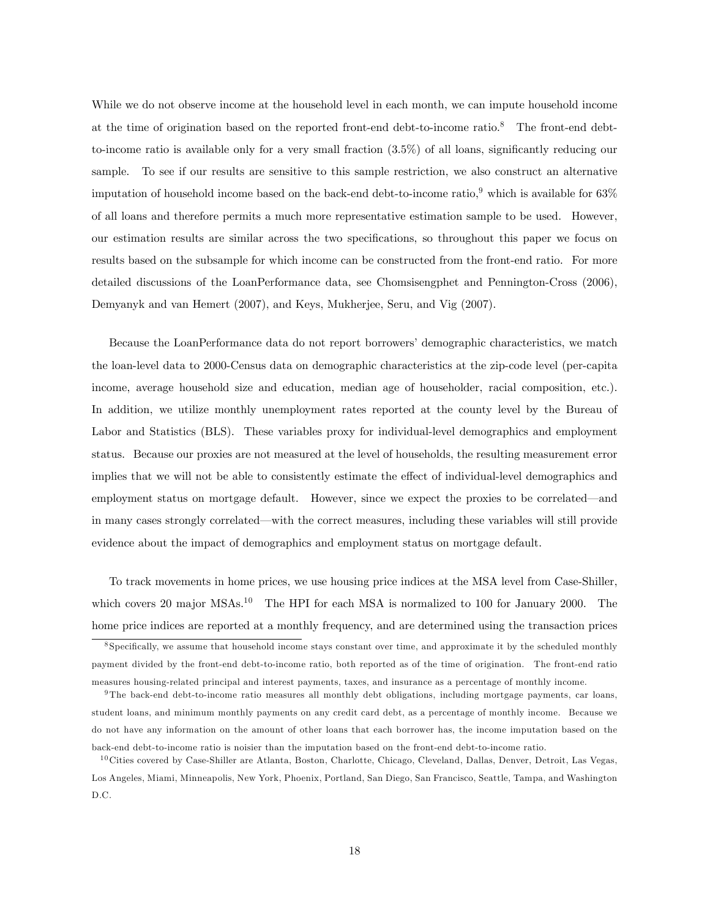While we do not observe income at the household level in each month, we can impute household income at the time of origination based on the reported front-end debt-to-income ratio.[8] The front-end debt-to-income ratio is available only for a very small fraction (3.5%) of all loans, significantly reducing our sample. To see if our results are sensitive to this sample restriction, we also construct an alternative imputation of household income based on the back-end debt-to-income ratio,[9] which is available for 63% of all loans and therefore permits a much more representative estimation sample to be used. However, our estimation results are similar across the two specifications, so throughout this paper we focus on results based on the subsample for which income can be constructed from the front-end ratio. For more detailed discussions of the LoanPerformance data, see Chomsisengphet and Pennington-Cross (2006), Demyanyk and van Hemert (2007), and Keys, Mukherjee, Seru, and Vig (2007).

Because the LoanPerformance data do not report borrowers' demographic characteristics, we match the loan-level data to 2000-Census data on demographic characteristics at the zip-code level (per-capita income, average household size and education, median age of householder, racial composition, etc.). In addition, we utilize monthly unemployment rates reported at the county level by the Bureau of Labor and Statistics (BLS). These variables proxy for individual-level demographics and employment status. Because our proxies are not measured at the level of households, the resulting measurement error implies that we will not be able to consistently estimate the effect of individual-level demographics and employment status on mortgage default. However, since we expect the proxies to be correlated—and in many cases strongly correlated—with the correct measures, including these variables will still provide evidence about the impact of demographics and employment status on mortgage default.

To track movements in home prices, we use housing price indices at the MSA level from Case-Shiller, which covers 20 major MSAs.[10] The HPI for each MSA is normalized to 100 for January 2000. The home price indices are reported at a monthly frequency, and are determined using the transaction prices

[8] Specifically, we assume that household income stays constant over time, and approximate it by the scheduled monthly payment divided by the front-end debt-to-income ratio, both reported as of the time of origination. The front-end ratio measures housing-related principal and interest payments, taxes, and insurance as a percentage of monthly income.

[9] The back-end debt-to-income ratio measures all monthly debt obligations, including mortgage payments, car loans, student loans, and minimum monthly payments on any credit card debt, as a percentage of monthly income. Because we do not have any information on the amount of other loans that each borrower has, the income imputation based on the back-end debt-to-income ratio is noisier than the imputation based on the front-end debt-to-income ratio.

[10] Cities covered by Case-Shiller are Atlanta, Boston, Charlotte, Chicago, Cleveland, Dallas, Denver, Detroit, Las Vegas, Los Angeles, Miami, Minneapolis, New York, Phoenix, Portland, San Diego, San Francisco, Seattle, Tampa, and Washington D.C.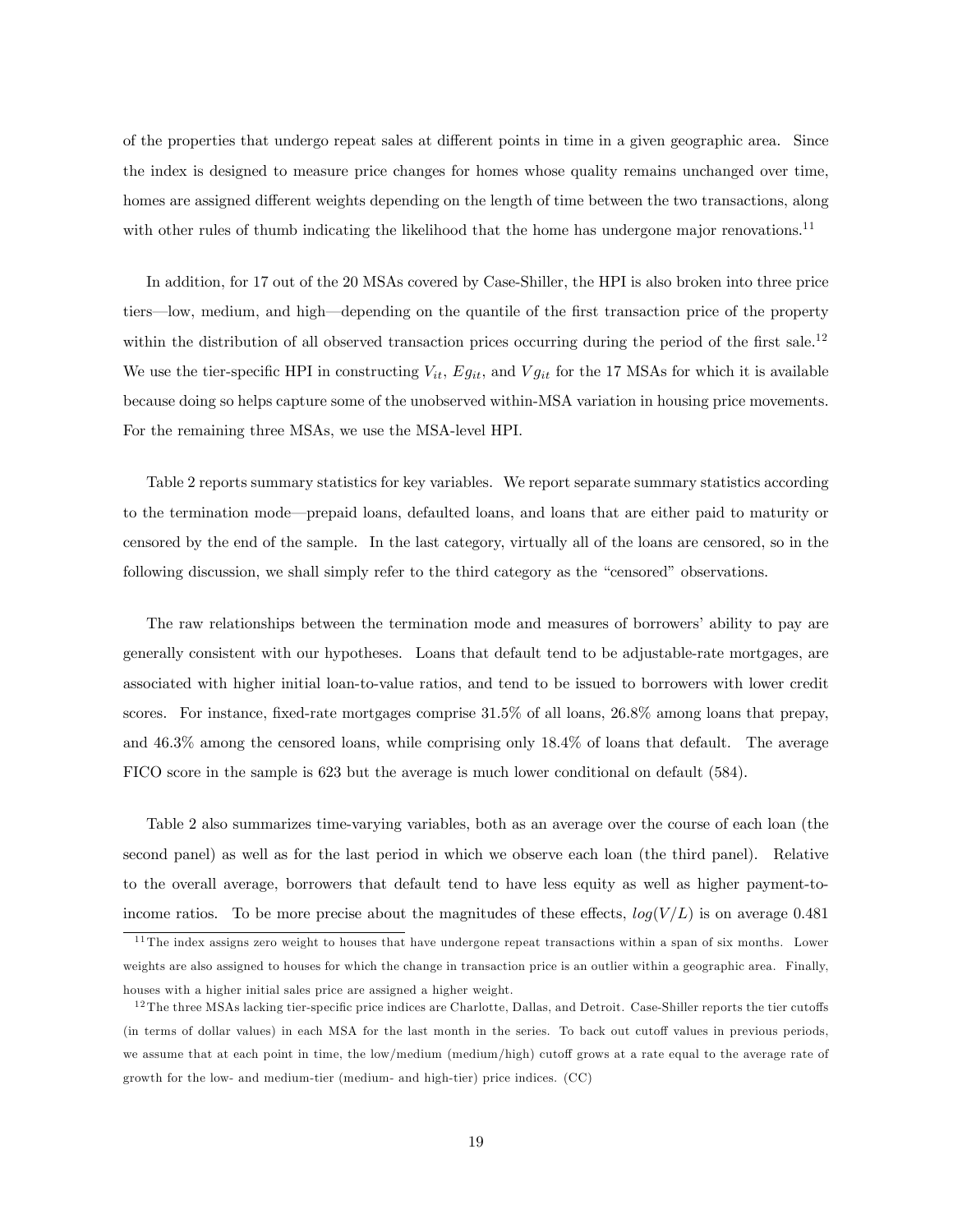of the properties that undergo repeat sales at different points in time in a given geographic area. Since the index is designed to measure price changes for homes whose quality remains unchanged over time, homes are assigned different weights depending on the length of time between the two transactions, along with other rules of thumb indicating the likelihood that the home has undergone major renovations.[11]

In addition, for 17 out of the 20 MSAs covered by Case-Shiller, the HPI is also broken into three price tiers—low, medium, and high—depending on the quantile of the first transaction price of the property within the distribution of all observed transaction prices occurring during the period of the first sale.[12] We use the tier-specific HPI in constructing $V_{it}$, $Eg_{it}$, and $Vg_{it}$ for the 17 MSAs for which it is available because doing so helps capture some of the unobserved within-MSA variation in housing price movements. For the remaining three MSAs, we use the MSA-level HPI.

Table 2 reports summary statistics for key variables. We report separate summary statistics according to the termination mode—prepaid loans, defaulted loans, and loans that are either paid to maturity or censored by the end of the sample. In the last category, virtually all of the loans are censored, so in the following discussion, we shall simply refer to the third category as the "censored" observations.

The raw relationships between the termination mode and measures of borrowers' ability to pay are generally consistent with our hypotheses. Loans that default tend to be adjustable-rate mortgages, are associated with higher initial loan-to-value ratios, and tend to be issued to borrowers with lower credit scores. For instance, fixed-rate mortgages comprise 31.5% of all loans, 26.8% among loans that prepay, and 46.3% among the censored loans, while comprising only 18.4% of loans that default. The average FICO score in the sample is 623 but the average is much lower conditional on default (584).

Table 2 also summarizes time-varying variables, both as an average over the course of each loan (the second panel) as well as for the last period in which we observe each loan (the third panel). Relative to the overall average, borrowers that default tend to have less equity as well as higher payment-to-income ratios. To be more precise about the magnitudes of these effects, $log(V/L)$ is on average 0.481

[11] The index assigns zero weight to houses that have undergone repeat transactions within a span of six months. Lower weights are also assigned to houses for which the change in transaction price is an outlier within a geographic area. Finally, houses with a higher initial sales price are assigned a higher weight.

[12] The three MSAs lacking tier-specific price indices are Charlotte, Dallas, and Detroit. Case-Shiller reports the tier cutoffs (in terms of dollar values) in each MSA for the last month in the series. To back out cutoff values in previous periods, we assume that at each point in time, the low/medium (medium/high) cutoff grows at a rate equal to the average rate of growth for the low- and medium-tier (medium- and high-tier) price indices. (CC)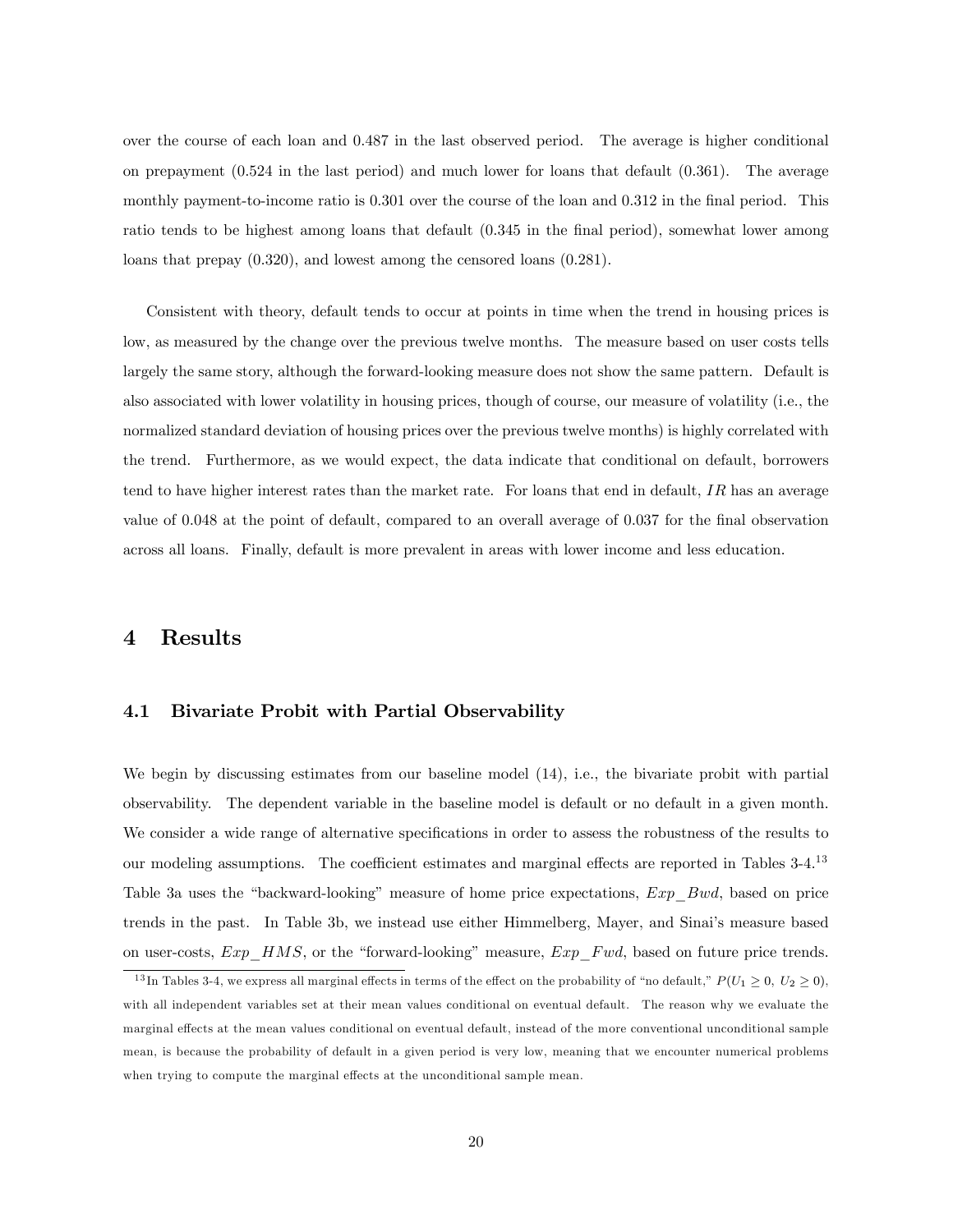over the course of each loan and 0.487 in the last observed period. The average is higher conditional on prepayment (0.524 in the last period) and much lower for loans that default (0.361). The average monthly payment-to-income ratio is 0.301 over the course of the loan and 0.312 in the final period. This ratio tends to be highest among loans that default (0.345 in the final period), somewhat lower among loans that prepay (0.320), and lowest among the censored loans (0.281).

Consistent with theory, default tends to occur at points in time when the trend in housing prices is low, as measured by the change over the previous twelve months. The measure based on user costs tells largely the same story, although the forward-looking measure does not show the same pattern. Default is also associated with lower volatility in housing prices, though of course, our measure of volatility (i.e., the normalized standard deviation of housing prices over the previous twelve months) is highly correlated with the trend. Furthermore, as we would expect, the data indicate that conditional on default, borrowers tend to have higher interest rates than the market rate. For loans that end in default, $IR$ has an average value of 0.048 at the point of default, compared to an overall average of 0.037 for the final observation across all loans. Finally, default is more prevalent in areas with lower income and less education.

# 4 Results

## 4.1 Bivariate Probit with Partial Observability

We begin by discussing estimates from our baseline model (14), i.e., the bivariate probit with partial observability. The dependent variable in the baseline model is default or no default in a given month. We consider a wide range of alternative specifications in order to assess the robustness of the results to our modeling assumptions. The coefficient estimates and marginal effects are reported in Tables 3-4.[13] Table 3a uses the "backward-looking" measure of home price expectations, $Exp\_Bwd$, based on price trends in the past. In Table 3b, we instead use either Himmelberg, Mayer, and Sinai's measure based on user-costs, $Exp\_HMS$, or the "forward-looking" measure, $Exp\_Fwd$, based on future price trends.

[13] In Tables 3-4, we express all marginal effects in terms of the effect on the probability of "no default," $P(U_1 \geq 0,\ U_2 \geq 0)$, with all independent variables set at their mean values conditional on eventual default. The reason why we evaluate the marginal effects at the mean values conditional on eventual default, instead of the more conventional unconditional sample mean, is because the probability of default in a given period is very low, meaning that we encounter numerical problems when trying to compute the marginal effects at the unconditional sample mean.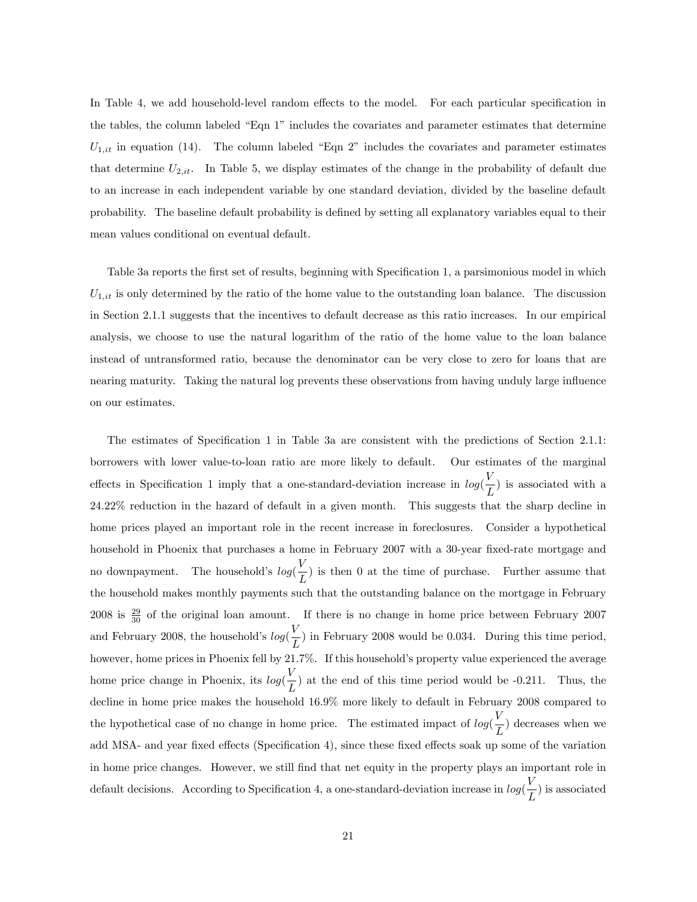In Table 4, we add household-level random effects to the model. For each particular specification in the tables, the column labeled "Eqn 1" includes the covariates and parameter estimates that determine $U_{1,it}$ in equation (14). The column labeled "Eqn 2" includes the covariates and parameter estimates that determine $U_{2,it}$. In Table 5, we display estimates of the change in the probability of default due to an increase in each independent variable by one standard deviation, divided by the baseline default probability. The baseline default probability is defined by setting all explanatory variables equal to their mean values conditional on eventual default.

Table 3a reports the first set of results, beginning with Specification 1, a parsimonious model in which $U_{1,it}$ is only determined by the ratio of the home value to the outstanding loan balance. The discussion in Section 2.1.1 suggests that the incentives to default decrease as this ratio increases. In our empirical analysis, we choose to use the natural logarithm of the ratio of the home value to the loan balance instead of untransformed ratio, because the denominator can be very close to zero for loans that are nearing maturity. Taking the natural log prevents these observations from having unduly large influence on our estimates.

The estimates of Specification 1 in Table 3a are consistent with the predictions of Section 2.1.1: borrowers with lower value-to-loan ratio are more likely to default. Our estimates of the marginal effects in Specification 1 imply that a one-standard-deviation increase in $log(\frac{V}{L})$ is associated with a 24.22% reduction in the hazard of default in a given month. This suggests that the sharp decline in home prices played an important role in the recent increase in foreclosures. Consider a hypothetical household in Phoenix that purchases a home in February 2007 with a 30-year fixed-rate mortgage and no downpayment. The household's $log(\frac{V}{L})$ is then 0 at the time of purchase. Further assume that the household makes monthly payments such that the outstanding balance on the mortgage in February 2008 is $\frac{29}{30}$ of the original loan amount. If there is no change in home price between February 2007 and February 2008, the household's $log(\frac{V}{L})$ in February 2008 would be 0.034. During this time period, however, home prices in Phoenix fell by 21.7%. If this household's property value experienced the average home price change in Phoenix, its $log(\frac{V}{L})$ at the end of this time period would be -0.211. Thus, the decline in home price makes the household 16.9% more likely to default in February 2008 compared to the hypothetical case of no change in home price. The estimated impact of $log(\frac{V}{L})$ decreases when we add MSA- and year fixed effects (Specification 4), since these fixed effects soak up some of the variation in home price changes. However, we still find that net equity in the property plays an important role in default decisions. According to Specification 4, a one-standard-deviation increase in $log(\frac{V}{L})$ is associated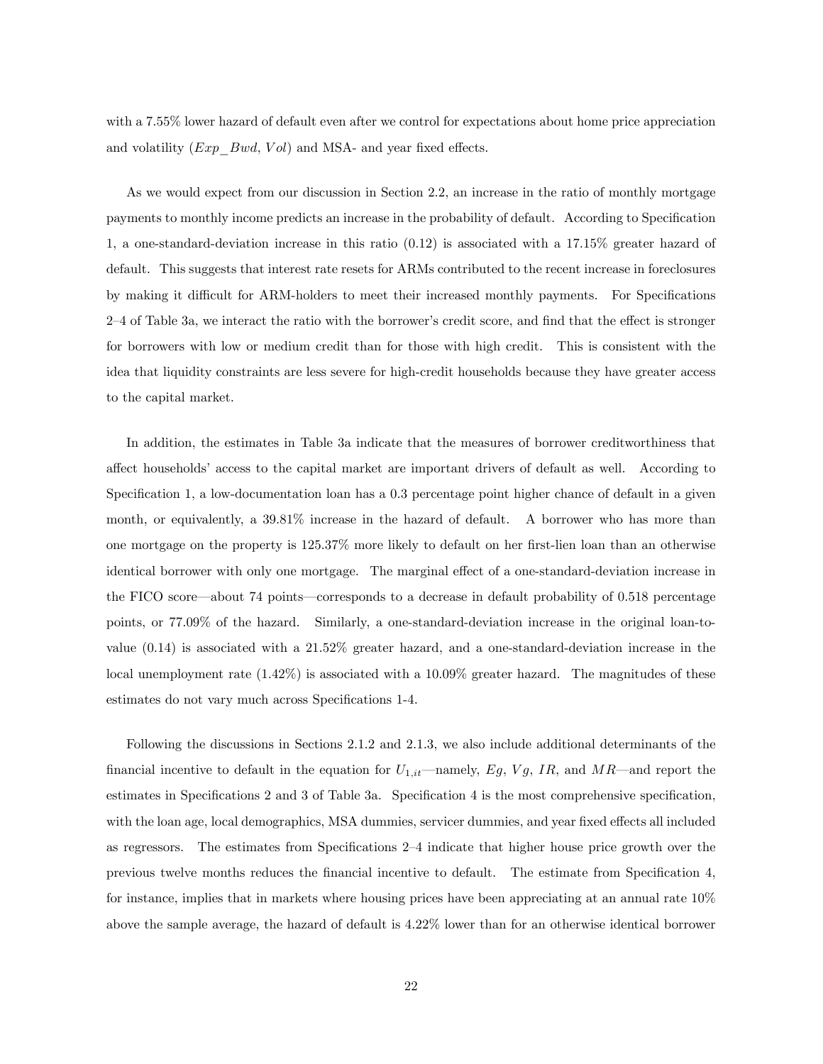with a 7.55% lower hazard of default even after we control for expectations about home price appreciation and volatility ($Exp\_Bwd$, $Vol$) and MSA- and year fixed effects.

As we would expect from our discussion in Section 2.2, an increase in the ratio of monthly mortgage payments to monthly income predicts an increase in the probability of default. According to Specification 1, a one-standard-deviation increase in this ratio (0.12) is associated with a 17.15% greater hazard of default. This suggests that interest rate resets for ARMs contributed to the recent increase in foreclosures by making it difficult for ARM-holders to meet their increased monthly payments. For Specifications 2–4 of Table 3a, we interact the ratio with the borrower's credit score, and find that the effect is stronger for borrowers with low or medium credit than for those with high credit. This is consistent with the idea that liquidity constraints are less severe for high-credit households because they have greater access to the capital market.

In addition, the estimates in Table 3a indicate that the measures of borrower creditworthiness that affect households' access to the capital market are important drivers of default as well. According to Specification 1, a low-documentation loan has a 0.3 percentage point higher chance of default in a given month, or equivalently, a 39.81% increase in the hazard of default. A borrower who has more than one mortgage on the property is 125.37% more likely to default on her first-lien loan than an otherwise identical borrower with only one mortgage. The marginal effect of a one-standard-deviation increase in the FICO score—about 74 points—corresponds to a decrease in default probability of 0.518 percentage points, or 77.09% of the hazard. Similarly, a one-standard-deviation increase in the original loan-to-value (0.14) is associated with a 21.52% greater hazard, and a one-standard-deviation increase in the local unemployment rate (1.42%) is associated with a 10.09% greater hazard. The magnitudes of these estimates do not vary much across Specifications 1-4.

Following the discussions in Sections 2.1.2 and 2.1.3, we also include additional determinants of the financial incentive to default in the equation for $U_{1,it}$—namely, $Eg$, $Vg$, $IR$, and $MR$—and report the estimates in Specifications 2 and 3 of Table 3a. Specification 4 is the most comprehensive specification, with the loan age, local demographics, MSA dummies, servicer dummies, and year fixed effects all included as regressors. The estimates from Specifications 2–4 indicate that higher house price growth over the previous twelve months reduces the financial incentive to default. The estimate from Specification 4, for instance, implies that in markets where housing prices have been appreciating at an annual rate 10% above the sample average, the hazard of default is 4.22% lower than for an otherwise identical borrower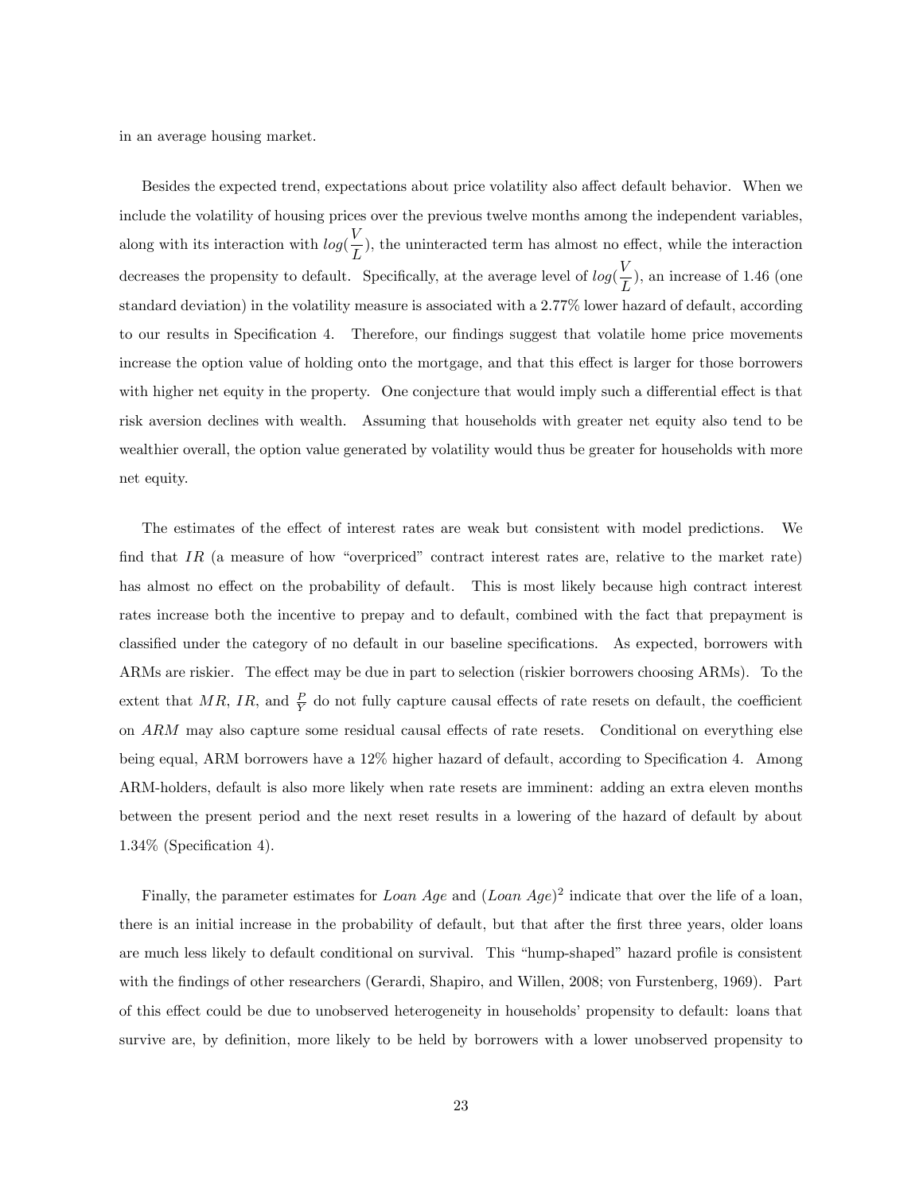in an average housing market.

Besides the expected trend, expectations about price volatility also affect default behavior. When we include the volatility of housing prices over the previous twelve months among the independent variables, along with its interaction with $log(\frac{V}{L})$, the uninteracted term has almost no effect, while the interaction decreases the propensity to default. Specifically, at the average level of $log(\frac{V}{L})$, an increase of 1.46 (one standard deviation) in the volatility measure is associated with a 2.77% lower hazard of default, according to our results in Specification 4. Therefore, our findings suggest that volatile home price movements increase the option value of holding onto the mortgage, and that this effect is larger for those borrowers with higher net equity in the property. One conjecture that would imply such a differential effect is that risk aversion declines with wealth. Assuming that households with greater net equity also tend to be wealthier overall, the option value generated by volatility would thus be greater for households with more net equity.

The estimates of the effect of interest rates are weak but consistent with model predictions. We find that $IR$ (a measure of how "overpriced" contract interest rates are, relative to the market rate) has almost no effect on the probability of default. This is most likely because high contract interest rates increase both the incentive to prepay and to default, combined with the fact that prepayment is classified under the category of no default in our baseline specifications. As expected, borrowers with ARMs are riskier. The effect may be due in part to selection (riskier borrowers choosing ARMs). To the extent that $MR$, $IR$, and $\frac{P}{Y}$ do not fully capture causal effects of rate resets on default, the coefficient on $ARM$ may also capture some residual causal effects of rate resets. Conditional on everything else being equal, ARM borrowers have a 12% higher hazard of default, according to Specification 4. Among ARM-holders, default is also more likely when rate resets are imminent: adding an extra eleven months between the present period and the next reset results in a lowering of the hazard of default by about 1.34% (Specification 4).

Finally, the parameter estimates for *Loan Age* and $(Loan\ Age)^2$ indicate that over the life of a loan, there is an initial increase in the probability of default, but that after the first three years, older loans are much less likely to default conditional on survival. This "hump-shaped" hazard profile is consistent with the findings of other researchers (Gerardi, Shapiro, and Willen, 2008; von Furstenberg, 1969). Part of this effect could be due to unobserved heterogeneity in households' propensity to default: loans that survive are, by definition, more likely to be held by borrowers with a lower unobserved propensity to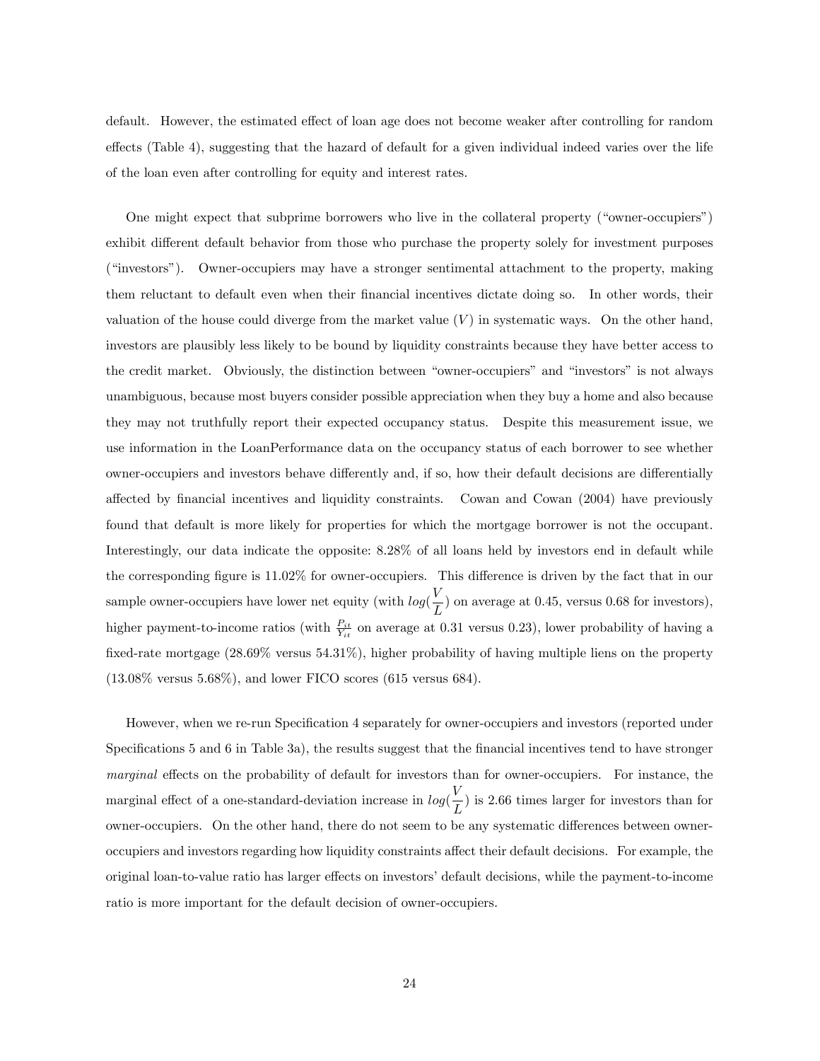default. However, the estimated effect of loan age does not become weaker after controlling for random effects (Table 4), suggesting that the hazard of default for a given individual indeed varies over the life of the loan even after controlling for equity and interest rates.

One might expect that subprime borrowers who live in the collateral property ("owner-occupiers") exhibit different default behavior from those who purchase the property solely for investment purposes ("investors"). Owner-occupiers may have a stronger sentimental attachment to the property, making them reluctant to default even when their financial incentives dictate doing so. In other words, their valuation of the house could diverge from the market value ($V$) in systematic ways. On the other hand, investors are plausibly less likely to be bound by liquidity constraints because they have better access to the credit market. Obviously, the distinction between "owner-occupiers" and "investors" is not always unambiguous, because most buyers consider possible appreciation when they buy a home and also because they may not truthfully report their expected occupancy status. Despite this measurement issue, we use information in the LoanPerformance data on the occupancy status of each borrower to see whether owner-occupiers and investors behave differently and, if so, how their default decisions are differentially affected by financial incentives and liquidity constraints. Cowan and Cowan (2004) have previously found that default is more likely for properties for which the mortgage borrower is not the occupant. Interestingly, our data indicate the opposite: 8.28% of all loans held by investors end in default while the corresponding figure is 11.02% for owner-occupiers. This difference is driven by the fact that in our sample owner-occupiers have lower net equity (with $log(\frac{V}{L})$ on average at 0.45, versus 0.68 for investors), higher payment-to-income ratios (with $\frac{P_{it}}{Y_{it}}$ on average at 0.31 versus 0.23), lower probability of having a fixed-rate mortgage (28.69% versus 54.31%), higher probability of having multiple liens on the property (13.08% versus 5.68%), and lower FICO scores (615 versus 684).

However, when we re-run Specification 4 separately for owner-occupiers and investors (reported under Specifications 5 and 6 in Table 3a), the results suggest that the financial incentives tend to have stronger *marginal* effects on the probability of default for investors than for owner-occupiers. For instance, the marginal effect of a one-standard-deviation increase in $log(\frac{V}{L})$ is 2.66 times larger for investors than for owner-occupiers. On the other hand, there do not seem to be any systematic differences between owner-occupiers and investors regarding how liquidity constraints affect their default decisions. For example, the original loan-to-value ratio has larger effects on investors' default decisions, while the payment-to-income ratio is more important for the default decision of owner-occupiers.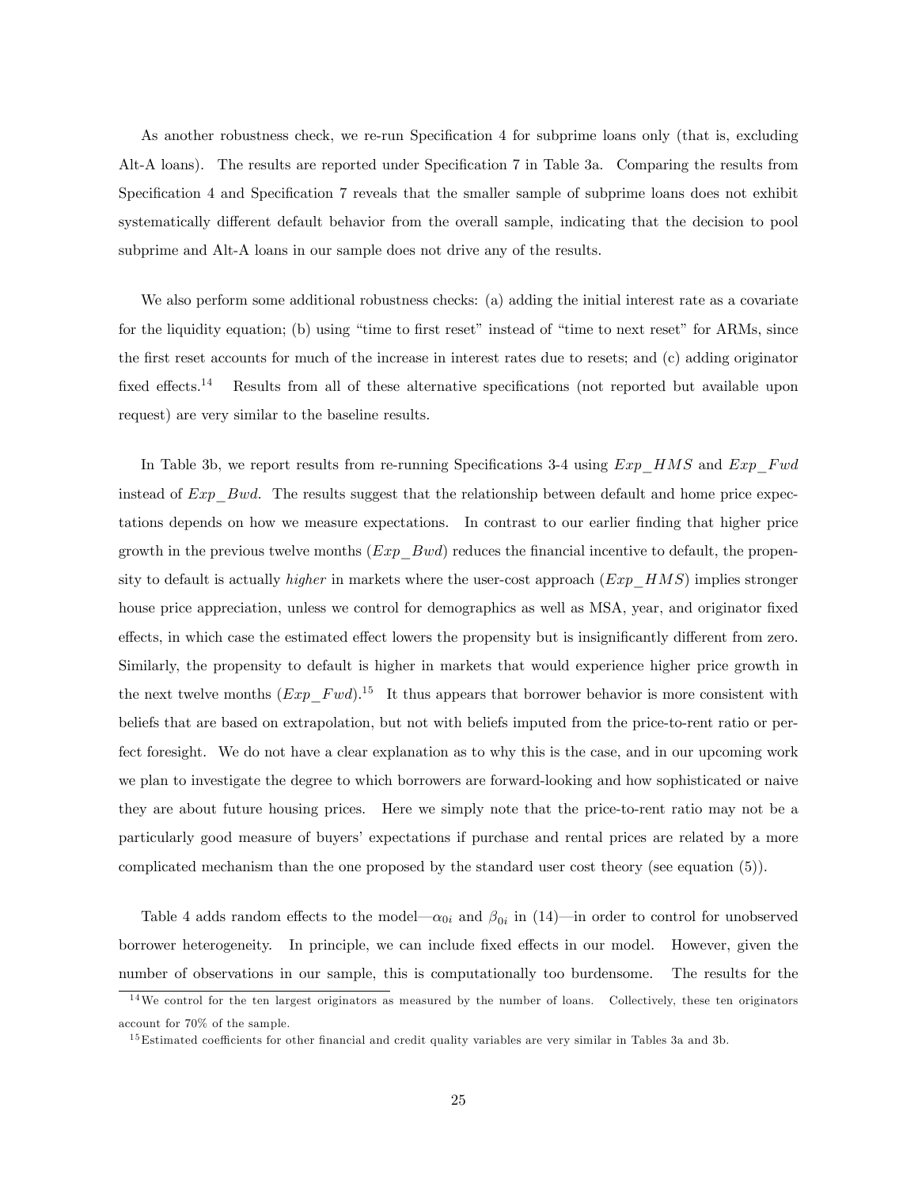As another robustness check, we re-run Specification 4 for subprime loans only (that is, excluding Alt-A loans). The results are reported under Specification 7 in Table 3a. Comparing the results from Specification 4 and Specification 7 reveals that the smaller sample of subprime loans does not exhibit systematically different default behavior from the overall sample, indicating that the decision to pool subprime and Alt-A loans in our sample does not drive any of the results.

We also perform some additional robustness checks: (a) adding the initial interest rate as a covariate for the liquidity equation; (b) using "time to first reset" instead of "time to next reset" for ARMs, since the first reset accounts for much of the increase in interest rates due to resets; and (c) adding originator fixed effects.[14] Results from all of these alternative specifications (not reported but available upon request) are very similar to the baseline results.

In Table 3b, we report results from re-running Specifications 3-4 using $Exp\_HMS$ and $Exp\_Fwd$ instead of $Exp\_Bwd$. The results suggest that the relationship between default and home price expectations depends on how we measure expectations. In contrast to our earlier finding that higher price growth in the previous twelve months ($Exp\_Bwd$) reduces the financial incentive to default, the propensity to default is actually *higher* in markets where the user-cost approach ($Exp\_HMS$) implies stronger house price appreciation, unless we control for demographics as well as MSA, year, and originator fixed effects, in which case the estimated effect lowers the propensity but is insignificantly different from zero. Similarly, the propensity to default is higher in markets that would experience higher price growth in the next twelve months ($Exp\_Fwd$).[15] It thus appears that borrower behavior is more consistent with beliefs that are based on extrapolation, but not with beliefs imputed from the price-to-rent ratio or perfect foresight. We do not have a clear explanation as to why this is the case, and in our upcoming work we plan to investigate the degree to which borrowers are forward-looking and how sophisticated or naive they are about future housing prices. Here we simply note that the price-to-rent ratio may not be a particularly good measure of buyers' expectations if purchase and rental prices are related by a more complicated mechanism than the one proposed by the standard user cost theory (see equation (5)).

Table 4 adds random effects to the model—$\alpha_{0i}$ and $\beta_{0i}$ in (14)—in order to control for unobserved borrower heterogeneity. In principle, we can include fixed effects in our model. However, given the number of observations in our sample, this is computationally too burdensome. The results for the

[14] We control for the ten largest originators as measured by the number of loans. Collectively, these ten originators account for 70% of the sample.

[15] Estimated coefficients for other financial and credit quality variables are very similar in Tables 3a and 3b.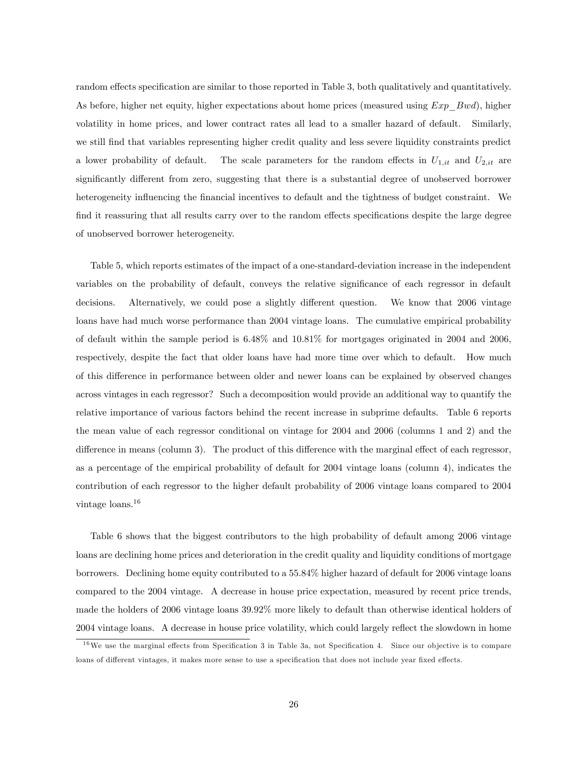random effects specification are similar to those reported in Table 3, both qualitatively and quantitatively. As before, higher net equity, higher expectations about home prices (measured using $Exp\_Bwd$), higher volatility in home prices, and lower contract rates all lead to a smaller hazard of default. Similarly, we still find that variables representing higher credit quality and less severe liquidity constraints predict a lower probability of default. The scale parameters for the random effects in $U_{1,it}$ and $U_{2,it}$ are significantly different from zero, suggesting that there is a substantial degree of unobserved borrower heterogeneity influencing the financial incentives to default and the tightness of budget constraint. We find it reassuring that all results carry over to the random effects specifications despite the large degree of unobserved borrower heterogeneity.

Table 5, which reports estimates of the impact of a one-standard-deviation increase in the independent variables on the probability of default, conveys the relative significance of each regressor in default decisions. Alternatively, we could pose a slightly different question. We know that 2006 vintage loans have had much worse performance than 2004 vintage loans. The cumulative empirical probability of default within the sample period is 6.48% and 10.81% for mortgages originated in 2004 and 2006, respectively, despite the fact that older loans have had more time over which to default. How much of this difference in performance between older and newer loans can be explained by observed changes across vintages in each regressor? Such a decomposition would provide an additional way to quantify the relative importance of various factors behind the recent increase in subprime defaults. Table 6 reports the mean value of each regressor conditional on vintage for 2004 and 2006 (columns 1 and 2) and the difference in means (column 3). The product of this difference with the marginal effect of each regressor, as a percentage of the empirical probability of default for 2004 vintage loans (column 4), indicates the contribution of each regressor to the higher default probability of 2006 vintage loans compared to 2004 vintage loans.[16]

Table 6 shows that the biggest contributors to the high probability of default among 2006 vintage loans are declining home prices and deterioration in the credit quality and liquidity conditions of mortgage borrowers. Declining home equity contributed to a 55.84% higher hazard of default for 2006 vintage loans compared to the 2004 vintage. A decrease in house price expectation, measured by recent price trends, made the holders of 2006 vintage loans 39.92% more likely to default than otherwise identical holders of 2004 vintage loans. A decrease in house price volatility, which could largely reflect the slowdown in home

[16]We use the marginal effects from Specification 3 in Table 3a, not Specification 4. Since our objective is to compare loans of different vintages, it makes more sense to use a specification that does not include year fixed effects.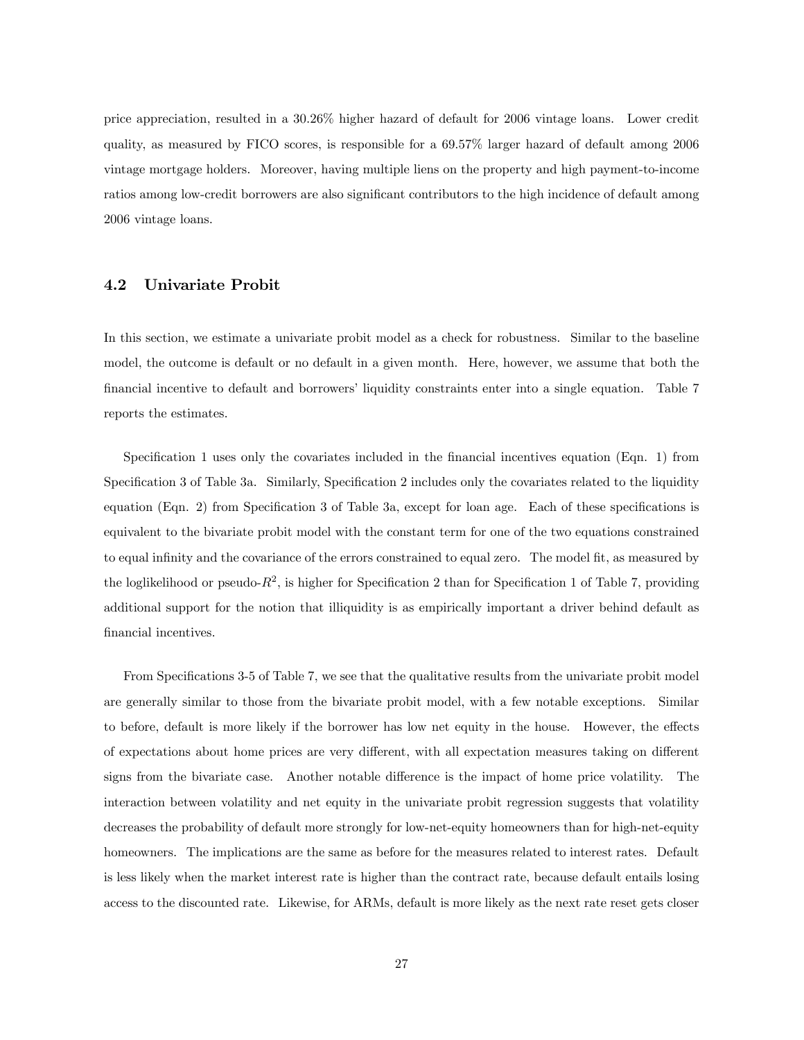price appreciation, resulted in a 30.26% higher hazard of default for 2006 vintage loans. Lower credit quality, as measured by FICO scores, is responsible for a 69.57% larger hazard of default among 2006 vintage mortgage holders. Moreover, having multiple liens on the property and high payment-to-income ratios among low-credit borrowers are also significant contributors to the high incidence of default among 2006 vintage loans.

### 4.2 Univariate Probit

In this section, we estimate a univariate probit model as a check for robustness. Similar to the baseline model, the outcome is default or no default in a given month. Here, however, we assume that both the financial incentive to default and borrowers' liquidity constraints enter into a single equation. Table 7 reports the estimates.

Specification 1 uses only the covariates included in the financial incentives equation (Eqn. 1) from Specification 3 of Table 3a. Similarly, Specification 2 includes only the covariates related to the liquidity equation (Eqn. 2) from Specification 3 of Table 3a, except for loan age. Each of these specifications is equivalent to the bivariate probit model with the constant term for one of the two equations constrained to equal infinity and the covariance of the errors constrained to equal zero. The model fit, as measured by the loglikelihood or pseudo-$R^2$, is higher for Specification 2 than for Specification 1 of Table 7, providing additional support for the notion that illiquidity is as empirically important a driver behind default as financial incentives.

From Specifications 3-5 of Table 7, we see that the qualitative results from the univariate probit model are generally similar to those from the bivariate probit model, with a few notable exceptions. Similar to before, default is more likely if the borrower has low net equity in the house. However, the effects of expectations about home prices are very different, with all expectation measures taking on different signs from the bivariate case. Another notable difference is the impact of home price volatility. The interaction between volatility and net equity in the univariate probit regression suggests that volatility decreases the probability of default more strongly for low-net-equity homeowners than for high-net-equity homeowners. The implications are the same as before for the measures related to interest rates. Default is less likely when the market interest rate is higher than the contract rate, because default entails losing access to the discounted rate. Likewise, for ARMs, default is more likely as the next rate reset gets closer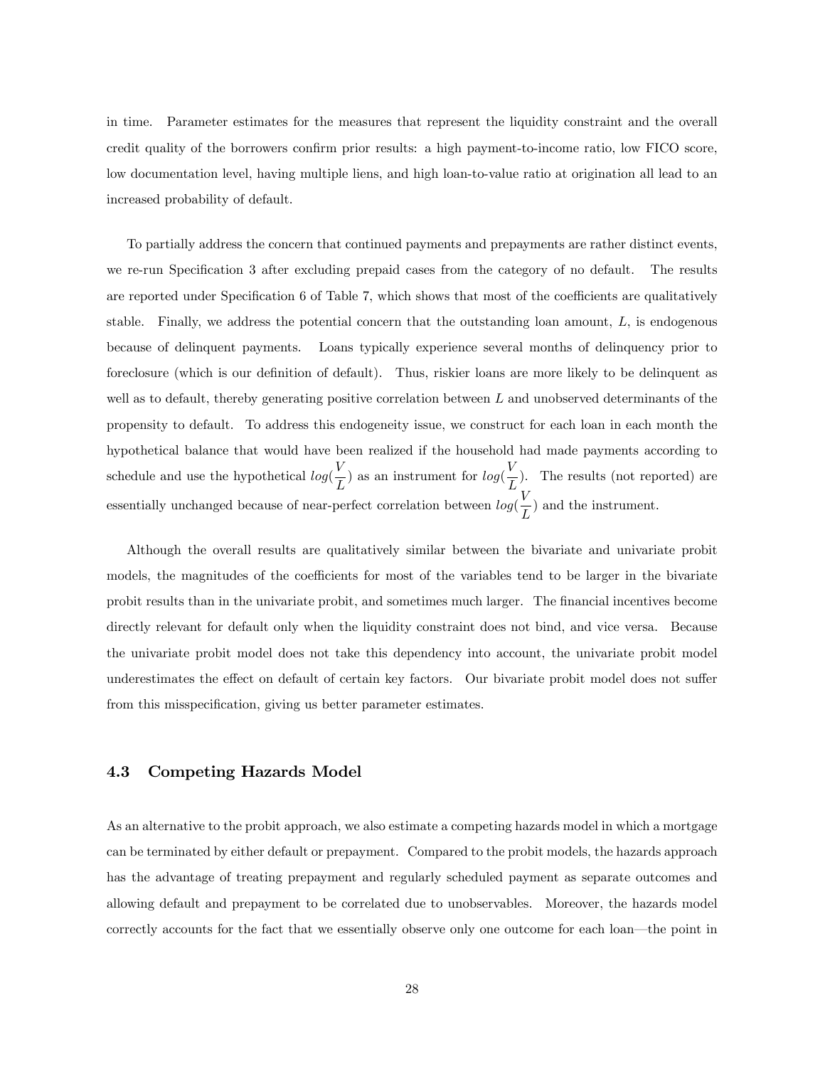in time. Parameter estimates for the measures that represent the liquidity constraint and the overall credit quality of the borrowers confirm prior results: a high payment-to-income ratio, low FICO score, low documentation level, having multiple liens, and high loan-to-value ratio at origination all lead to an increased probability of default.

To partially address the concern that continued payments and prepayments are rather distinct events, we re-run Specification 3 after excluding prepaid cases from the category of no default. The results are reported under Specification 6 of Table 7, which shows that most of the coefficients are qualitatively stable. Finally, we address the potential concern that the outstanding loan amount, $L$, is endogenous because of delinquent payments. Loans typically experience several months of delinquency prior to foreclosure (which is our definition of default). Thus, riskier loans are more likely to be delinquent as well as to default, thereby generating positive correlation between $L$ and unobserved determinants of the propensity to default. To address this endogeneity issue, we construct for each loan in each month the hypothetical balance that would have been realized if the household had made payments according to schedule and use the hypothetical $log(\frac{V}{L})$ as an instrument for $log(\frac{V}{L})$. The results (not reported) are essentially unchanged because of near-perfect correlation between $log(\frac{V}{L})$ and the instrument.

Although the overall results are qualitatively similar between the bivariate and univariate probit models, the magnitudes of the coefficients for most of the variables tend to be larger in the bivariate probit results than in the univariate probit, and sometimes much larger. The financial incentives become directly relevant for default only when the liquidity constraint does not bind, and vice versa. Because the univariate probit model does not take this dependency into account, the univariate probit model underestimates the effect on default of certain key factors. Our bivariate probit model does not suffer from this misspecification, giving us better parameter estimates.

## 4.3 Competing Hazards Model

As an alternative to the probit approach, we also estimate a competing hazards model in which a mortgage can be terminated by either default or prepayment. Compared to the probit models, the hazards approach has the advantage of treating prepayment and regularly scheduled payment as separate outcomes and allowing default and prepayment to be correlated due to unobservables. Moreover, the hazards model correctly accounts for the fact that we essentially observe only one outcome for each loan—the point in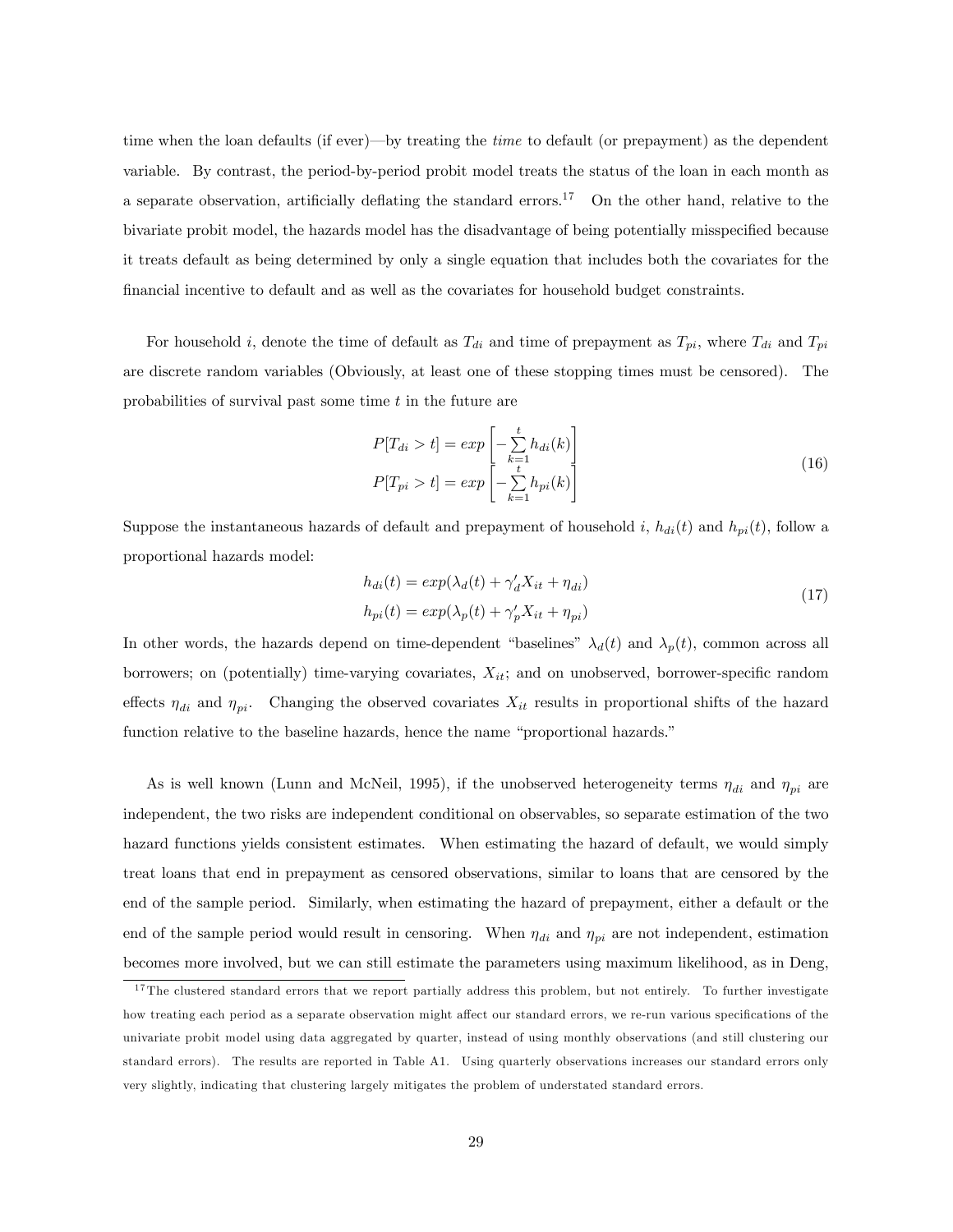time when the loan defaults (if ever)—by treating the *time* to default (or prepayment) as the dependent variable. By contrast, the period-by-period probit model treats the status of the loan in each month as a separate observation, artificially deflating the standard errors.[17] On the other hand, relative to the bivariate probit model, the hazards model has the disadvantage of being potentially misspecified because it treats default as being determined by only a single equation that includes both the covariates for the financial incentive to default and as well as the covariates for household budget constraints.

For household $i$, denote the time of default as $T_{di}$ and time of prepayment as $T_{pi}$, where $T_{di}$ and $T_{pi}$ are discrete random variables (Obviously, at least one of these stopping times must be censored). The probabilities of survival past some time $t$ in the future are

$$
\begin{aligned}
P[T_{di} > t] &= exp\left[-\sum_{k=1}^{t} h_{di}(k)\right] \\
P[T_{pi} > t] &= exp\left[-\sum_{k=1}^{t} h_{pi}(k)\right]
\end{aligned}
\tag{16}
$$

Suppose the instantaneous hazards of default and prepayment of household $i$, $h_{di}(t)$ and $h_{pi}(t)$, follow a proportional hazards model:

$$
\begin{aligned}
h_{di}(t) &= exp(\lambda_d(t) + \gamma_d' X_{it} + \eta_{di}) \\
h_{pi}(t) &= exp(\lambda_p(t) + \gamma_p' X_{it} + \eta_{pi})
\end{aligned}
\tag{17}
$$

In other words, the hazards depend on time-dependent "baselines" $\lambda_d(t)$ and $\lambda_p(t)$, common across all borrowers; on (potentially) time-varying covariates, $X_{it}$; and on unobserved, borrower-specific random effects $\eta_{di}$ and $\eta_{pi}$. Changing the observed covariates $X_{it}$ results in proportional shifts of the hazard function relative to the baseline hazards, hence the name "proportional hazards."

As is well known (Lunn and McNeil, 1995), if the unobserved heterogeneity terms $\eta_{di}$ and $\eta_{pi}$ are independent, the two risks are independent conditional on observables, so separate estimation of the two hazard functions yields consistent estimates. When estimating the hazard of default, we would simply treat loans that end in prepayment as censored observations, similar to loans that are censored by the end of the sample period. Similarly, when estimating the hazard of prepayment, either a default or the end of the sample period would result in censoring. When $\eta_{di}$ and $\eta_{pi}$ are not independent, estimation becomes more involved, but we can still estimate the parameters using maximum likelihood, as in Deng,

[17] The clustered standard errors that we report partially address this problem, but not entirely. To further investigate how treating each period as a separate observation might affect our standard errors, we re-run various specifications of the univariate probit model using data aggregated by quarter, instead of using monthly observations (and still clustering our standard errors). The results are reported in Table A1. Using quarterly observations increases our standard errors only very slightly, indicating that clustering largely mitigates the problem of understated standard errors.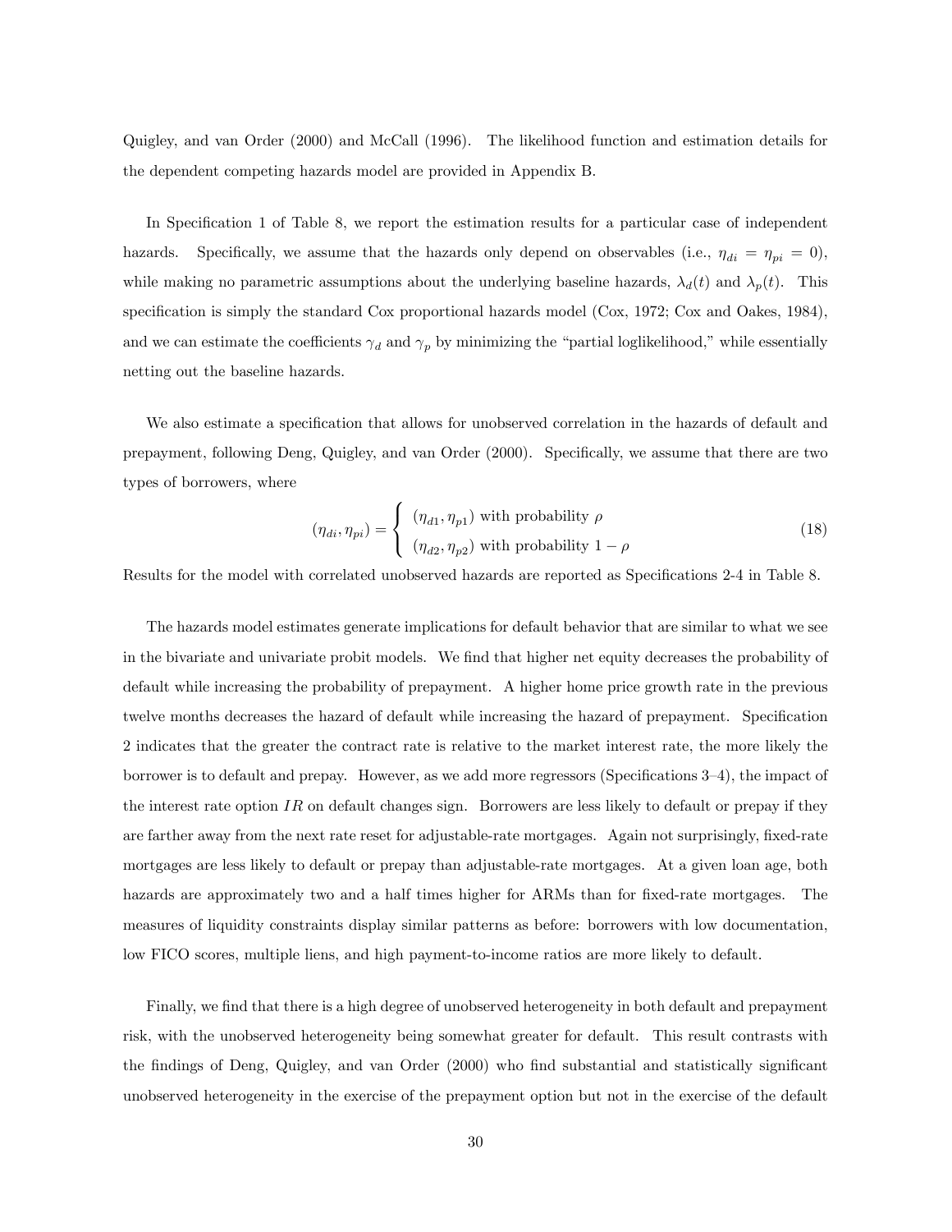Quigley, and van Order (2000) and McCall (1996). The likelihood function and estimation details for the dependent competing hazards model are provided in Appendix B.

In Specification 1 of Table 8, we report the estimation results for a particular case of independent hazards. Specifically, we assume that the hazards only depend on observables (i.e., $\eta_{di} = \eta_{pi} = 0$), while making no parametric assumptions about the underlying baseline hazards, $\lambda_d(t)$ and $\lambda_p(t)$. This specification is simply the standard Cox proportional hazards model (Cox, 1972; Cox and Oakes, 1984), and we can estimate the coefficients $\gamma_d$ and $\gamma_p$ by minimizing the "partial loglikelihood," while essentially netting out the baseline hazards.

We also estimate a specification that allows for unobserved correlation in the hazards of default and prepayment, following Deng, Quigley, and van Order (2000). Specifically, we assume that there are two types of borrowers, where

$$(\eta_{di}, \eta_{pi}) = \begin{cases} (\eta_{d1}, \eta_{p1}) \text{ with probability } \rho \\ (\eta_{d2}, \eta_{p2}) \text{ with probability } 1 - \rho \end{cases} \tag{18}$$

Results for the model with correlated unobserved hazards are reported as Specifications 2-4 in Table 8.

The hazards model estimates generate implications for default behavior that are similar to what we see in the bivariate and univariate probit models. We find that higher net equity decreases the probability of default while increasing the probability of prepayment. A higher home price growth rate in the previous twelve months decreases the hazard of default while increasing the hazard of prepayment. Specification 2 indicates that the greater the contract rate is relative to the market interest rate, the more likely the borrower is to default and prepay. However, as we add more regressors (Specifications 3–4), the impact of the interest rate option $IR$ on default changes sign. Borrowers are less likely to default or prepay if they are farther away from the next rate reset for adjustable-rate mortgages. Again not surprisingly, fixed-rate mortgages are less likely to default or prepay than adjustable-rate mortgages. At a given loan age, both hazards are approximately two and a half times higher for ARMs than for fixed-rate mortgages. The measures of liquidity constraints display similar patterns as before: borrowers with low documentation, low FICO scores, multiple liens, and high payment-to-income ratios are more likely to default.

Finally, we find that there is a high degree of unobserved heterogeneity in both default and prepayment risk, with the unobserved heterogeneity being somewhat greater for default. This result contrasts with the findings of Deng, Quigley, and van Order (2000) who find substantial and statistically significant unobserved heterogeneity in the exercise of the prepayment option but not in the exercise of the default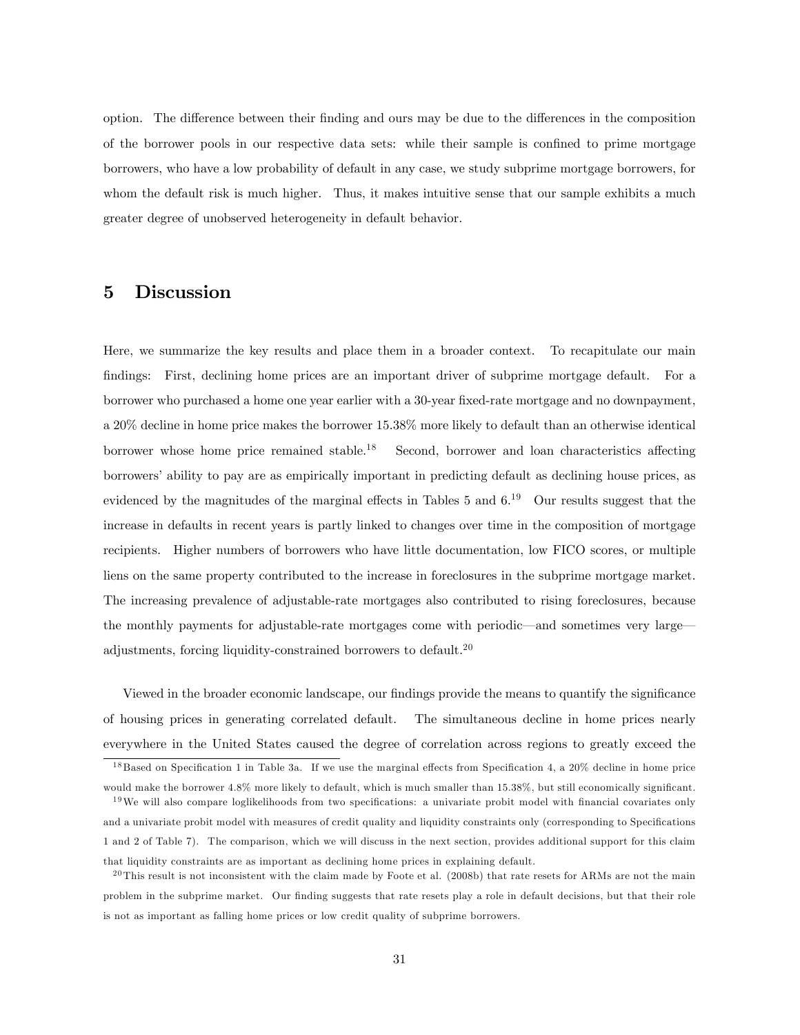option. The difference between their finding and ours may be due to the differences in the composition of the borrower pools in our respective data sets: while their sample is confined to prime mortgage borrowers, who have a low probability of default in any case, we study subprime mortgage borrowers, for whom the default risk is much higher. Thus, it makes intuitive sense that our sample exhibits a much greater degree of unobserved heterogeneity in default behavior.

# 5 Discussion

Here, we summarize the key results and place them in a broader context. To recapitulate our main findings: First, declining home prices are an important driver of subprime mortgage default. For a borrower who purchased a home one year earlier with a 30-year fixed-rate mortgage and no downpayment, a 20% decline in home price makes the borrower 15.38% more likely to default than an otherwise identical borrower whose home price remained stable.[18] Second, borrower and loan characteristics affecting borrowers' ability to pay are as empirically important in predicting default as declining house prices, as evidenced by the magnitudes of the marginal effects in Tables 5 and 6.[19] Our results suggest that the increase in defaults in recent years is partly linked to changes over time in the composition of mortgage recipients. Higher numbers of borrowers who have little documentation, low FICO scores, or multiple liens on the same property contributed to the increase in foreclosures in the subprime mortgage market. The increasing prevalence of adjustable-rate mortgages also contributed to rising foreclosures, because the monthly payments for adjustable-rate mortgages come with periodic—and sometimes very large—adjustments, forcing liquidity-constrained borrowers to default.[20]

Viewed in the broader economic landscape, our findings provide the means to quantify the significance of housing prices in generating correlated default. The simultaneous decline in home prices nearly everywhere in the United States caused the degree of correlation across regions to greatly exceed the

[18] Based on Specification 1 in Table 3a. If we use the marginal effects from Specification 4, a 20% decline in home price would make the borrower 4.8% more likely to default, which is much smaller than 15.38%, but still economically significant.

[19] We will also compare loglikelihoods from two specifications: a univariate probit model with financial covariates only and a univariate probit model with measures of credit quality and liquidity constraints only (corresponding to Specifications 1 and 2 of Table 7). The comparison, which we will discuss in the next section, provides additional support for this claim that liquidity constraints are as important as declining home prices in explaining default.

[20] This result is not inconsistent with the claim made by Foote et al. (2008b) that rate resets for ARMs are not the main problem in the subprime market. Our finding suggests that rate resets play a role in default decisions, but that their role is not as important as falling home prices or low credit quality of subprime borrowers.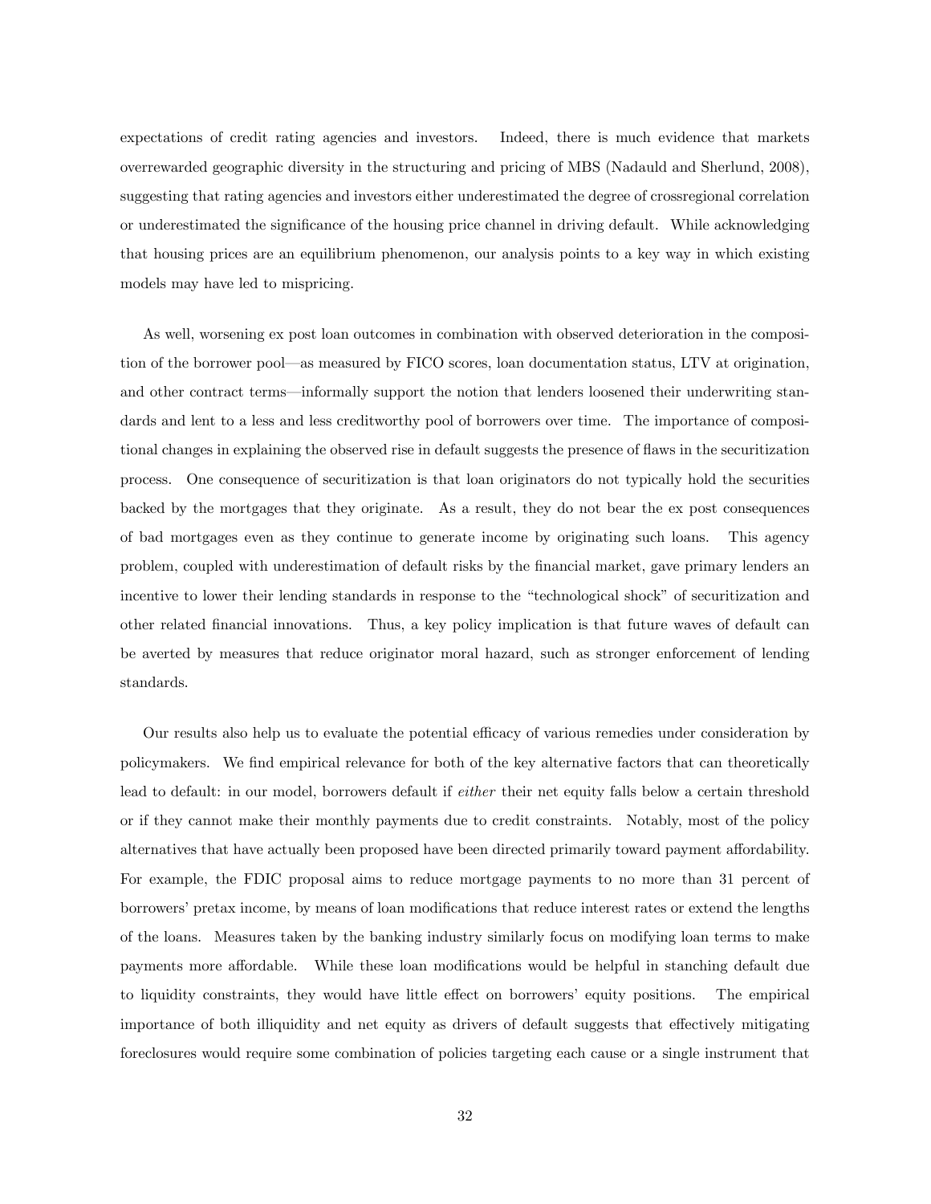expectations of credit rating agencies and investors. Indeed, there is much evidence that markets overrewarded geographic diversity in the structuring and pricing of MBS (Nadauld and Sherlund, 2008), suggesting that rating agencies and investors either underestimated the degree of crossregional correlation or underestimated the significance of the housing price channel in driving default. While acknowledging that housing prices are an equilibrium phenomenon, our analysis points to a key way in which existing models may have led to mispricing.

As well, worsening ex post loan outcomes in combination with observed deterioration in the composition of the borrower pool—as measured by FICO scores, loan documentation status, LTV at origination, and other contract terms—informally support the notion that lenders loosened their underwriting standards and lent to a less and less creditworthy pool of borrowers over time. The importance of compositional changes in explaining the observed rise in default suggests the presence of flaws in the securitization process. One consequence of securitization is that loan originators do not typically hold the securities backed by the mortgages that they originate. As a result, they do not bear the ex post consequences of bad mortgages even as they continue to generate income by originating such loans. This agency problem, coupled with underestimation of default risks by the financial market, gave primary lenders an incentive to lower their lending standards in response to the "technological shock" of securitization and other related financial innovations. Thus, a key policy implication is that future waves of default can be averted by measures that reduce originator moral hazard, such as stronger enforcement of lending standards.

Our results also help us to evaluate the potential efficacy of various remedies under consideration by policymakers. We find empirical relevance for both of the key alternative factors that can theoretically lead to default: in our model, borrowers default if *either* their net equity falls below a certain threshold or if they cannot make their monthly payments due to credit constraints. Notably, most of the policy alternatives that have actually been proposed have been directed primarily toward payment affordability. For example, the FDIC proposal aims to reduce mortgage payments to no more than 31 percent of borrowers' pretax income, by means of loan modifications that reduce interest rates or extend the lengths of the loans. Measures taken by the banking industry similarly focus on modifying loan terms to make payments more affordable. While these loan modifications would be helpful in stanching default due to liquidity constraints, they would have little effect on borrowers' equity positions. The empirical importance of both illiquidity and net equity as drivers of default suggests that effectively mitigating foreclosures would require some combination of policies targeting each cause or a single instrument that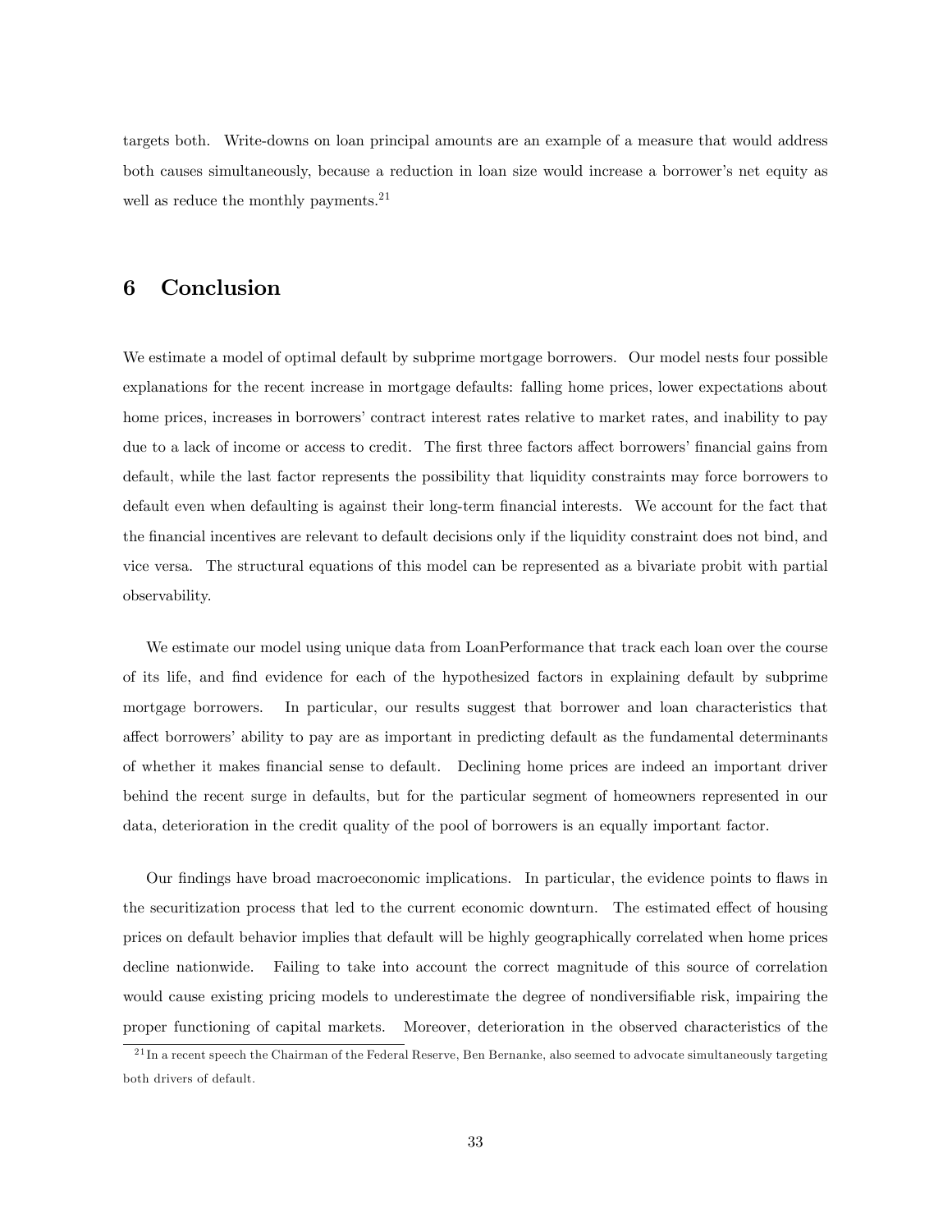targets both. Write-downs on loan principal amounts are an example of a measure that would address both causes simultaneously, because a reduction in loan size would increase a borrower's net equity as well as reduce the monthly payments.[21]

## 6 Conclusion

We estimate a model of optimal default by subprime mortgage borrowers. Our model nests four possible explanations for the recent increase in mortgage defaults: falling home prices, lower expectations about home prices, increases in borrowers' contract interest rates relative to market rates, and inability to pay due to a lack of income or access to credit. The first three factors affect borrowers' financial gains from default, while the last factor represents the possibility that liquidity constraints may force borrowers to default even when defaulting is against their long-term financial interests. We account for the fact that the financial incentives are relevant to default decisions only if the liquidity constraint does not bind, and vice versa. The structural equations of this model can be represented as a bivariate probit with partial observability.

We estimate our model using unique data from LoanPerformance that track each loan over the course of its life, and find evidence for each of the hypothesized factors in explaining default by subprime mortgage borrowers. In particular, our results suggest that borrower and loan characteristics that affect borrowers' ability to pay are as important in predicting default as the fundamental determinants of whether it makes financial sense to default. Declining home prices are indeed an important driver behind the recent surge in defaults, but for the particular segment of homeowners represented in our data, deterioration in the credit quality of the pool of borrowers is an equally important factor.

Our findings have broad macroeconomic implications. In particular, the evidence points to flaws in the securitization process that led to the current economic downturn. The estimated effect of housing prices on default behavior implies that default will be highly geographically correlated when home prices decline nationwide. Failing to take into account the correct magnitude of this source of correlation would cause existing pricing models to underestimate the degree of nondiversifiable risk, impairing the proper functioning of capital markets. Moreover, deterioration in the observed characteristics of the

[21] In a recent speech the Chairman of the Federal Reserve, Ben Bernanke, also seemed to advocate simultaneously targeting both drivers of default.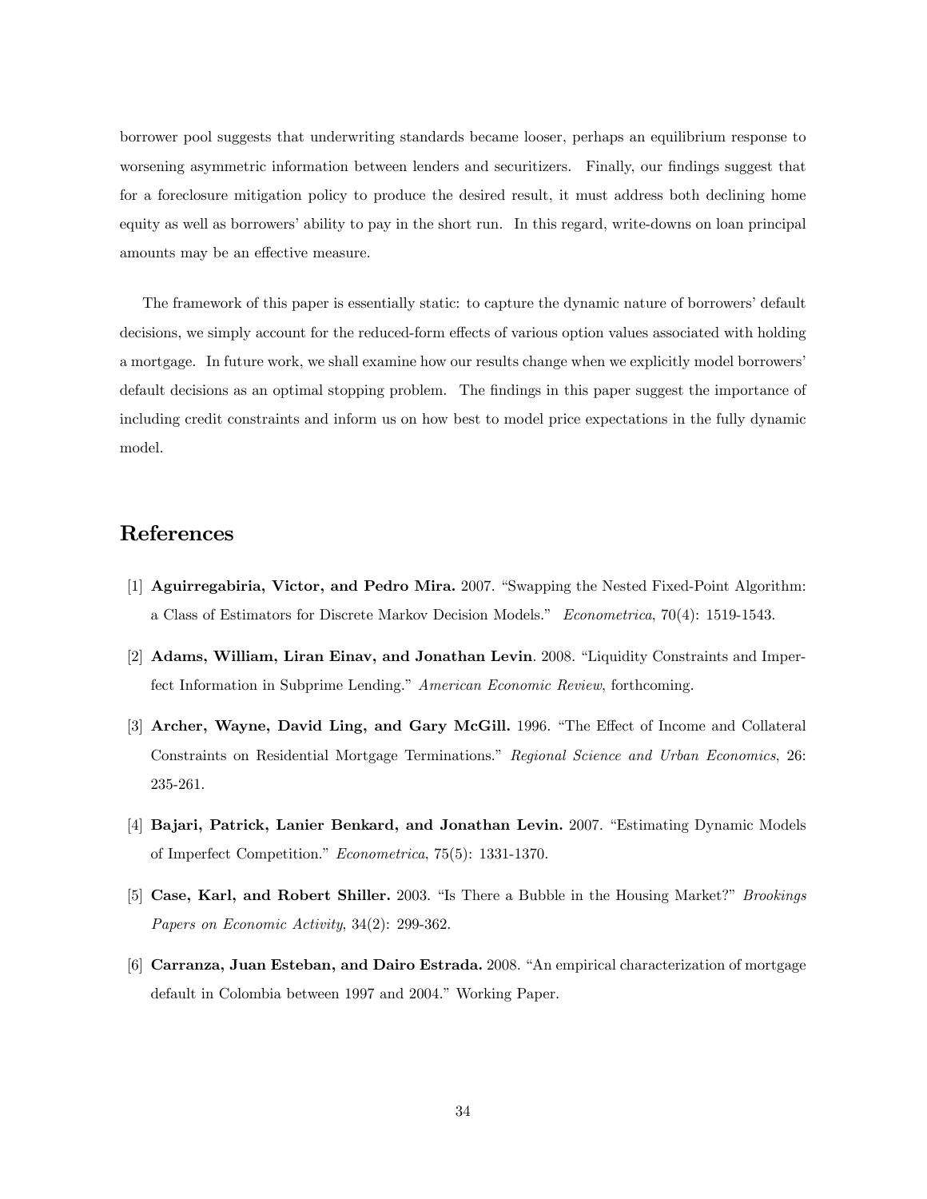borrower pool suggests that underwriting standards became looser, perhaps an equilibrium response to worsening asymmetric information between lenders and securitizers. Finally, our findings suggest that for a foreclosure mitigation policy to produce the desired result, it must address both declining home equity as well as borrowers' ability to pay in the short run. In this regard, write-downs on loan principal amounts may be an effective measure.

The framework of this paper is essentially static: to capture the dynamic nature of borrowers' default decisions, we simply account for the reduced-form effects of various option values associated with holding a mortgage. In future work, we shall examine how our results change when we explicitly model borrowers' default decisions as an optimal stopping problem. The findings in this paper suggest the importance of including credit constraints and inform us on how best to model price expectations in the fully dynamic model.

# References

[1] **Aguirregabiria, Victor, and Pedro Mira.** 2007. "Swapping the Nested Fixed-Point Algorithm: a Class of Estimators for Discrete Markov Decision Models." *Econometrica*, 70(4): 1519-1543.

[2] **Adams, William, Liran Einav, and Jonathan Levin**. 2008. "Liquidity Constraints and Imperfect Information in Subprime Lending." *American Economic Review*, forthcoming.

[3] **Archer, Wayne, David Ling, and Gary McGill.** 1996. "The Effect of Income and Collateral Constraints on Residential Mortgage Terminations." *Regional Science and Urban Economics*, 26: 235-261.

[4] **Bajari, Patrick, Lanier Benkard, and Jonathan Levin.** 2007. "Estimating Dynamic Models of Imperfect Competition." *Econometrica*, 75(5): 1331-1370.

[5] **Case, Karl, and Robert Shiller.** 2003. "Is There a Bubble in the Housing Market?" *Brookings Papers on Economic Activity*, 34(2): 299-362.

[6] **Carranza, Juan Esteban, and Dairo Estrada.** 2008. "An empirical characterization of mortgage default in Colombia between 1997 and 2004." Working Paper.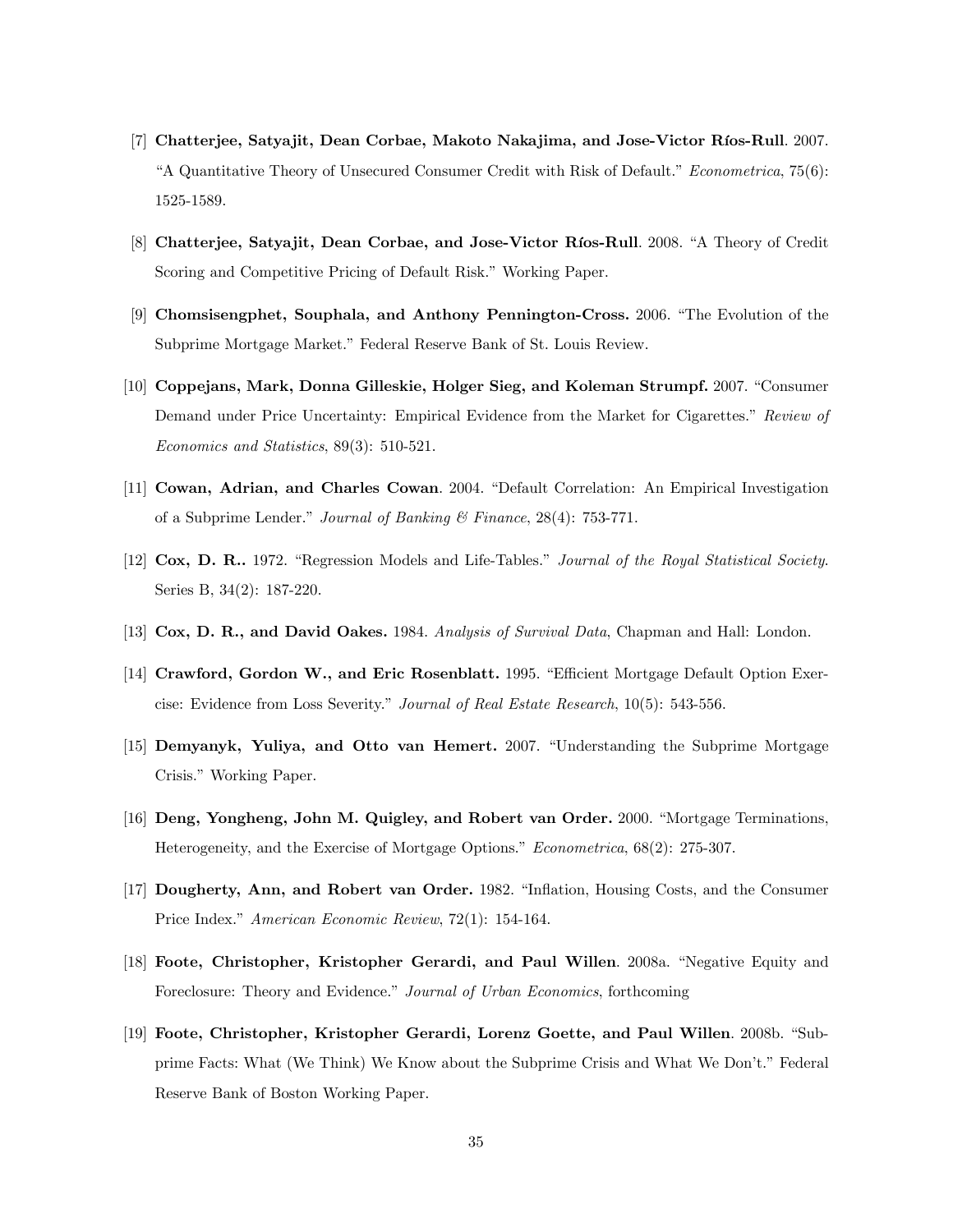[7] **Chatterjee, Satyajit, Dean Corbae, Makoto Nakajima, and Jose-Victor Ríos-Rull**. 2007. "A Quantitative Theory of Unsecured Consumer Credit with Risk of Default." *Econometrica*, 75(6): 1525-1589.

[8] **Chatterjee, Satyajit, Dean Corbae, and Jose-Victor Ríos-Rull**. 2008. "A Theory of Credit Scoring and Competitive Pricing of Default Risk." Working Paper.

[9] **Chomsisengphet, Souphala, and Anthony Pennington-Cross.** 2006. "The Evolution of the Subprime Mortgage Market." Federal Reserve Bank of St. Louis Review.

[10] **Coppejans, Mark, Donna Gilleskie, Holger Sieg, and Koleman Strumpf.** 2007. "Consumer Demand under Price Uncertainty: Empirical Evidence from the Market for Cigarettes." *Review of Economics and Statistics*, 89(3): 510-521.

[11] **Cowan, Adrian, and Charles Cowan**. 2004. "Default Correlation: An Empirical Investigation of a Subprime Lender." *Journal of Banking & Finance*, 28(4): 753-771.

[12] **Cox, D. R..** 1972. "Regression Models and Life-Tables." *Journal of the Royal Statistical Society*. Series B, 34(2): 187-220.

[13] **Cox, D. R., and David Oakes.** 1984. *Analysis of Survival Data*, Chapman and Hall: London.

[14] **Crawford, Gordon W., and Eric Rosenblatt.** 1995. "Efficient Mortgage Default Option Exercise: Evidence from Loss Severity." *Journal of Real Estate Research*, 10(5): 543-556.

[15] **Demyanyk, Yuliya, and Otto van Hemert.** 2007. "Understanding the Subprime Mortgage Crisis." Working Paper.

[16] **Deng, Yongheng, John M. Quigley, and Robert van Order.** 2000. "Mortgage Terminations, Heterogeneity, and the Exercise of Mortgage Options." *Econometrica*, 68(2): 275-307.

[17] **Dougherty, Ann, and Robert van Order.** 1982. "Inflation, Housing Costs, and the Consumer Price Index." *American Economic Review*, 72(1): 154-164.

[18] **Foote, Christopher, Kristopher Gerardi, and Paul Willen**. 2008a. "Negative Equity and Foreclosure: Theory and Evidence." *Journal of Urban Economics*, forthcoming

[19] **Foote, Christopher, Kristopher Gerardi, Lorenz Goette, and Paul Willen**. 2008b. "Subprime Facts: What (We Think) We Know about the Subprime Crisis and What We Don't." Federal Reserve Bank of Boston Working Paper.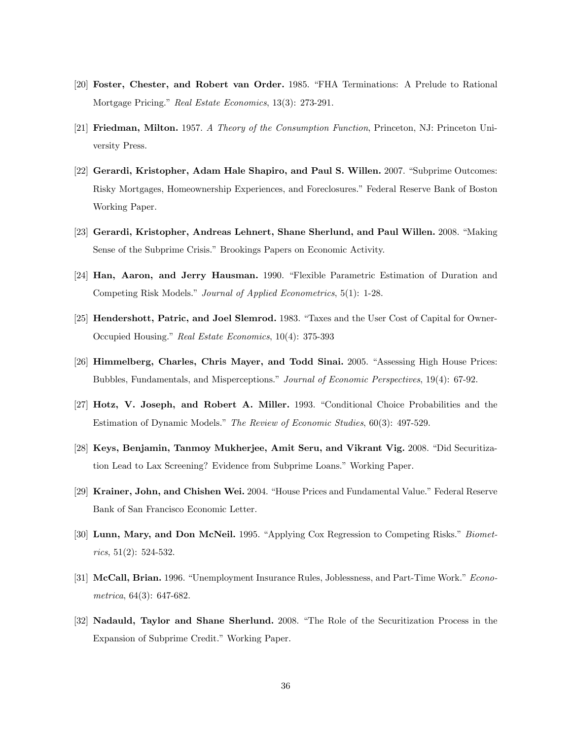[20] **Foster, Chester, and Robert van Order.** 1985. "FHA Terminations: A Prelude to Rational Mortgage Pricing." *Real Estate Economics*, 13(3): 273-291.

[21] **Friedman, Milton.** 1957. *A Theory of the Consumption Function*, Princeton, NJ: Princeton University Press.

[22] **Gerardi, Kristopher, Adam Hale Shapiro, and Paul S. Willen.** 2007. "Subprime Outcomes: Risky Mortgages, Homeownership Experiences, and Foreclosures." Federal Reserve Bank of Boston Working Paper.

[23] **Gerardi, Kristopher, Andreas Lehnert, Shane Sherlund, and Paul Willen.** 2008. "Making Sense of the Subprime Crisis." Brookings Papers on Economic Activity.

[24] **Han, Aaron, and Jerry Hausman.** 1990. "Flexible Parametric Estimation of Duration and Competing Risk Models." *Journal of Applied Econometrics*, 5(1): 1-28.

[25] **Hendershott, Patric, and Joel Slemrod.** 1983. "Taxes and the User Cost of Capital for Owner-Occupied Housing." *Real Estate Economics*, 10(4): 375-393

[26] **Himmelberg, Charles, Chris Mayer, and Todd Sinai.** 2005. "Assessing High House Prices: Bubbles, Fundamentals, and Misperceptions." *Journal of Economic Perspectives*, 19(4): 67-92.

[27] **Hotz, V. Joseph, and Robert A. Miller.** 1993. "Conditional Choice Probabilities and the Estimation of Dynamic Models." *The Review of Economic Studies*, 60(3): 497-529.

[28] **Keys, Benjamin, Tanmoy Mukherjee, Amit Seru, and Vikrant Vig.** 2008. "Did Securitization Lead to Lax Screening? Evidence from Subprime Loans." Working Paper.

[29] **Krainer, John, and Chishen Wei.** 2004. "House Prices and Fundamental Value." Federal Reserve Bank of San Francisco Economic Letter.

[30] **Lunn, Mary, and Don McNeil.** 1995. "Applying Cox Regression to Competing Risks." *Biometrics*, 51(2): 524-532.

[31] **McCall, Brian.** 1996. "Unemployment Insurance Rules, Joblessness, and Part-Time Work." *Econometrica*, 64(3): 647-682.

[32] **Nadauld, Taylor and Shane Sherlund.** 2008. "The Role of the Securitization Process in the Expansion of Subprime Credit." Working Paper.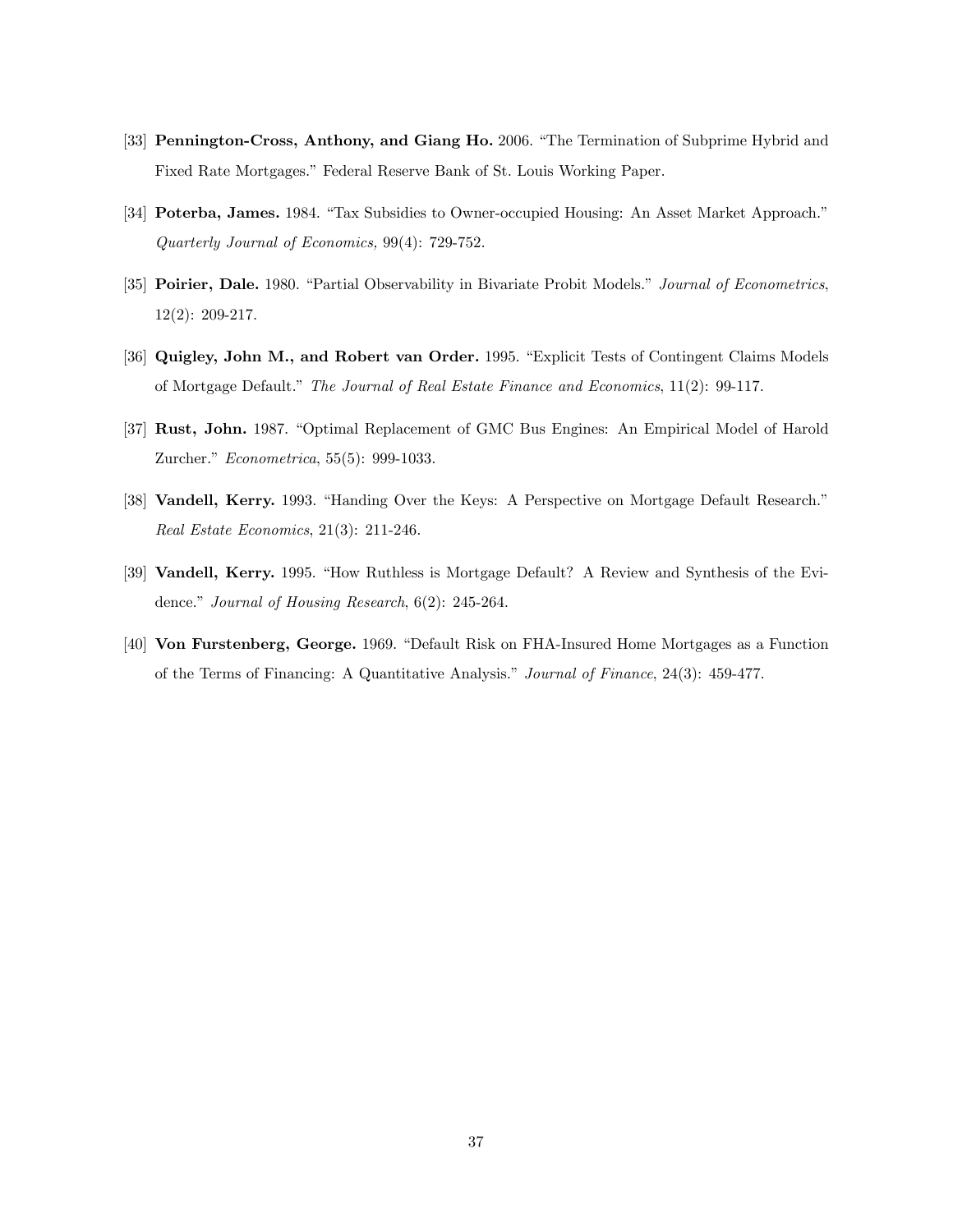[33] **Pennington-Cross, Anthony, and Giang Ho.** 2006. "The Termination of Subprime Hybrid and Fixed Rate Mortgages." Federal Reserve Bank of St. Louis Working Paper.

[34] **Poterba, James.** 1984. "Tax Subsidies to Owner-occupied Housing: An Asset Market Approach." *Quarterly Journal of Economics,* 99(4): 729-752.

[35] **Poirier, Dale.** 1980. "Partial Observability in Bivariate Probit Models." *Journal of Econometrics*, 12(2): 209-217.

[36] **Quigley, John M., and Robert van Order.** 1995. "Explicit Tests of Contingent Claims Models of Mortgage Default." *The Journal of Real Estate Finance and Economics*, 11(2): 99-117.

[37] **Rust, John.** 1987. "Optimal Replacement of GMC Bus Engines: An Empirical Model of Harold Zurcher." *Econometrica*, 55(5): 999-1033.

[38] **Vandell, Kerry.** 1993. "Handing Over the Keys: A Perspective on Mortgage Default Research." *Real Estate Economics*, 21(3): 211-246.

[39] **Vandell, Kerry.** 1995. "How Ruthless is Mortgage Default? A Review and Synthesis of the Evidence." *Journal of Housing Research*, 6(2): 245-264.

[40] **Von Furstenberg, George.** 1969. "Default Risk on FHA-Insured Home Mortgages as a Function of the Terms of Financing: A Quantitative Analysis." *Journal of Finance*, 24(3): 459-477.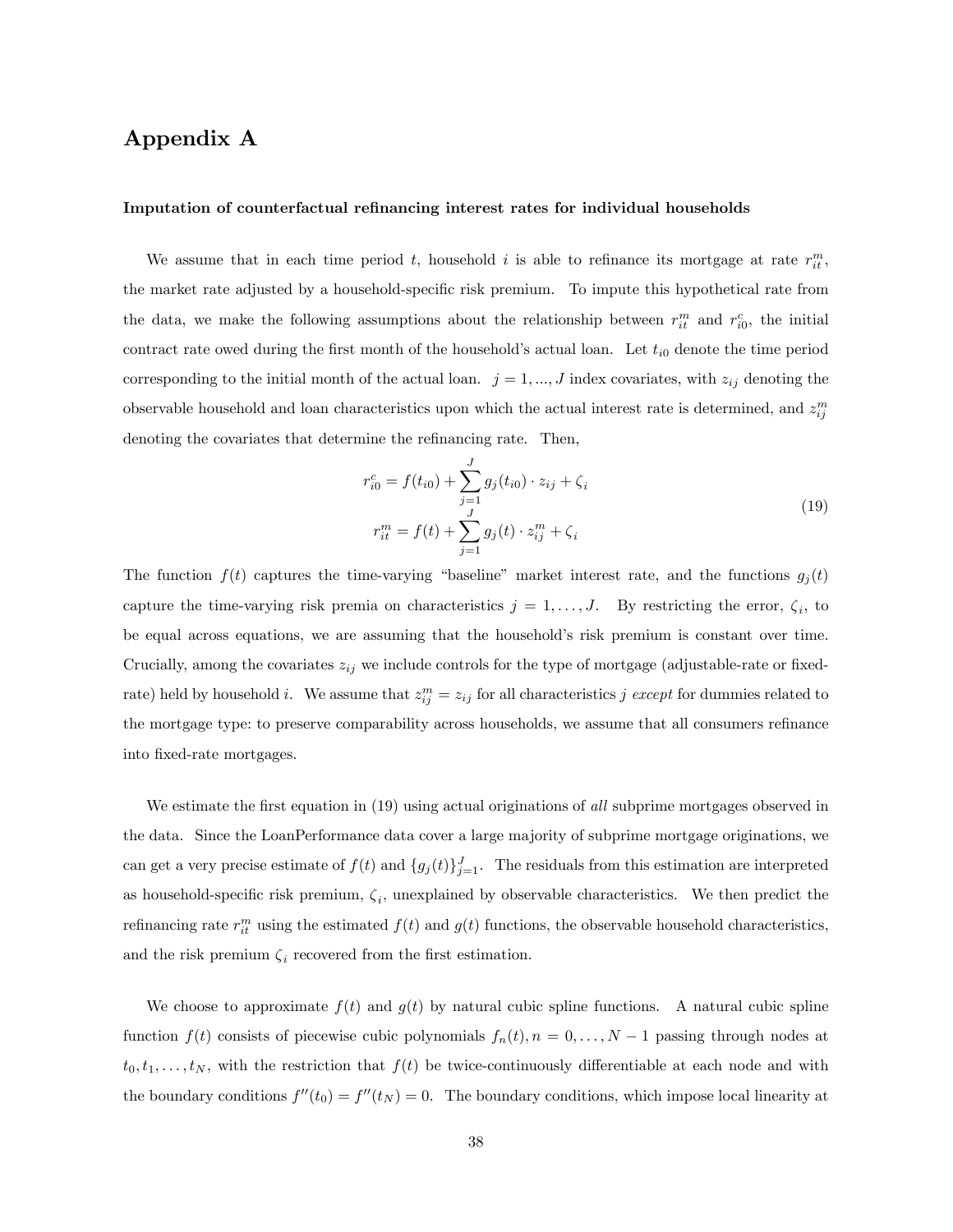# Appendix A

**Imputation of counterfactual refinancing interest rates for individual households**

We assume that in each time period $t$, household $i$ is able to refinance its mortgage at rate $r^m_{it}$, the market rate adjusted by a household-specific risk premium. To impute this hypothetical rate from the data, we make the following assumptions about the relationship between $r^m_{it}$ and $r^c_{i0}$, the initial contract rate owed during the first month of the household's actual loan. Let $t_{i0}$ denote the time period corresponding to the initial month of the actual loan. $j = 1, ..., J$ index covariates, with $z_{ij}$ denoting the observable household and loan characteristics upon which the actual interest rate is determined, and $z^m_{ij}$ denoting the covariates that determine the refinancing rate. Then,

$$
\begin{aligned}
r^c_{i0} &= f(t_{i0}) + \sum_{j=1}^{J} g_j(t_{i0}) \cdot z_{ij} + \zeta_i \\
r^m_{it} &= f(t) + \sum_{j=1}^{J} g_j(t) \cdot z^m_{ij} + \zeta_i
\end{aligned}
\tag{19}
$$

The function $f(t)$ captures the time-varying "baseline" market interest rate, and the functions $g_j(t)$ capture the time-varying risk premia on characteristics $j = 1, \ldots, J$. By restricting the error, $\zeta_i$, to be equal across equations, we are assuming that the household's risk premium is constant over time. Crucially, among the covariates $z_{ij}$ we include controls for the type of mortgage (adjustable-rate or fixed-rate) held by household $i$. We assume that $z^m_{ij} = z_{ij}$ for all characteristics $j$ *except* for dummies related to the mortgage type: to preserve comparability across households, we assume that all consumers refinance into fixed-rate mortgages.

We estimate the first equation in (19) using actual originations of *all* subprime mortgages observed in the data. Since the LoanPerformance data cover a large majority of subprime mortgage originations, we can get a very precise estimate of $f(t)$ and $\{g_j(t)\}_{j=1}^{J}$. The residuals from this estimation are interpreted as household-specific risk premium, $\zeta_i$, unexplained by observable characteristics. We then predict the refinancing rate $r^m_{it}$ using the estimated $f(t)$ and $g(t)$ functions, the observable household characteristics, and the risk premium $\zeta_i$ recovered from the first estimation.

We choose to approximate $f(t)$ and $g(t)$ by natural cubic spline functions. A natural cubic spline function $f(t)$ consists of piecewise cubic polynomials $f_n(t), n = 0, \ldots, N-1$ passing through nodes at $t_0, t_1, \ldots, t_N$, with the restriction that $f(t)$ be twice-continuously differentiable at each node and with the boundary conditions $f''(t_0) = f''(t_N) = 0$. The boundary conditions, which impose local linearity at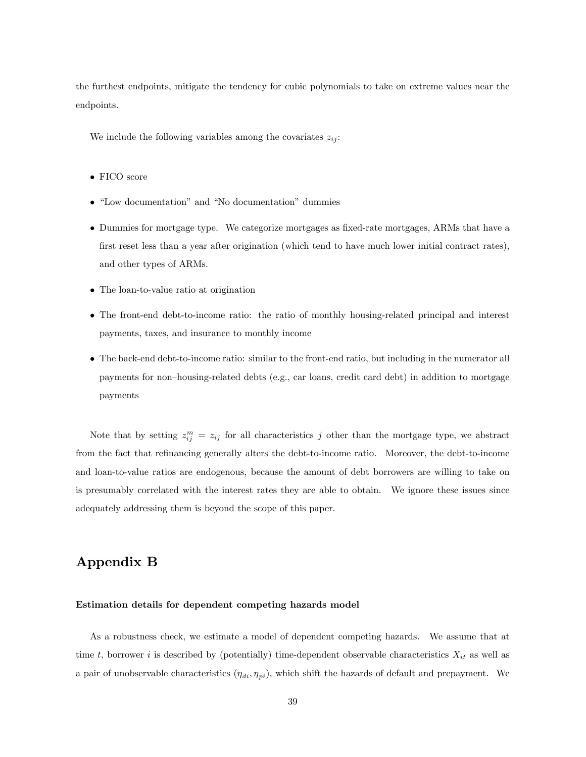the furthest endpoints, mitigate the tendency for cubic polynomials to take on extreme values near the endpoints.

We include the following variables among the covariates $z_{ij}$:

- FICO score
- "Low documentation" and "No documentation" dummies
- Dummies for mortgage type. We categorize mortgages as fixed-rate mortgages, ARMs that have a first reset less than a year after origination (which tend to have much lower initial contract rates), and other types of ARMs.
- The loan-to-value ratio at origination
- The front-end debt-to-income ratio: the ratio of monthly housing-related principal and interest payments, taxes, and insurance to monthly income
- The back-end debt-to-income ratio: similar to the front-end ratio, but including in the numerator all payments for non–housing-related debts (e.g., car loans, credit card debt) in addition to mortgage payments

Note that by setting $z_{ij}^m = z_{ij}$ for all characteristics $j$ other than the mortgage type, we abstract from the fact that refinancing generally alters the debt-to-income ratio. Moreover, the debt-to-income and loan-to-value ratios are endogenous, because the amount of debt borrowers are willing to take on is presumably correlated with the interest rates they are able to obtain. We ignore these issues since adequately addressing them is beyond the scope of this paper.

# Appendix B

### Estimation details for dependent competing hazards model

As a robustness check, we estimate a model of dependent competing hazards. We assume that at time $t$, borrower $i$ is described by (potentially) time-dependent observable characteristics $X_{it}$ as well as a pair of unobservable characteristics $(\eta_{di}, \eta_{pi})$, which shift the hazards of default and prepayment. We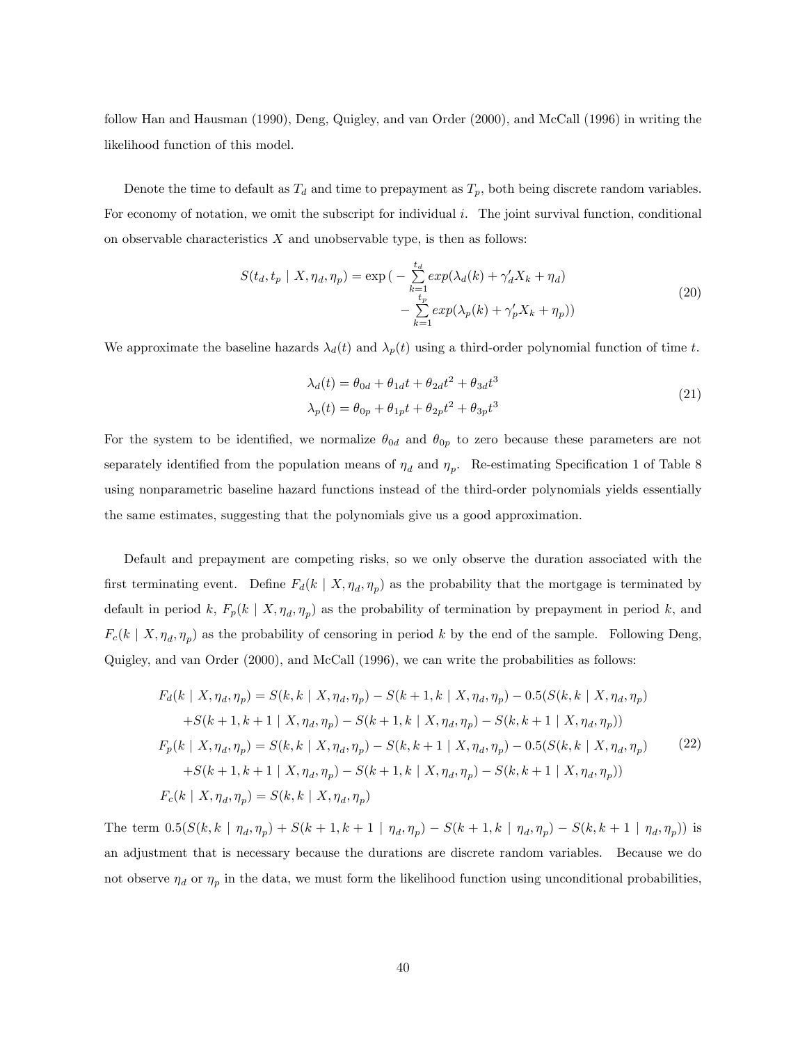follow Han and Hausman (1990), Deng, Quigley, and van Order (2000), and McCall (1996) in writing the likelihood function of this model.

Denote the time to default as $T_d$ and time to prepayment as $T_p$, both being discrete random variables. For economy of notation, we omit the subscript for individual $i$. The joint survival function, conditional on observable characteristics $X$ and unobservable type, is then as follows:

$$
\begin{aligned}
S(t_d, t_p \mid X, \eta_d, \eta_p) = \exp\big( & -\sum_{k=1}^{t_d} exp(\lambda_d(k) + \gamma_d' X_k + \eta_d) \\
& -\sum_{k=1}^{t_p} exp(\lambda_p(k) + \gamma_p' X_k + \eta_p)\big)
\end{aligned}
\tag{20}
$$

We approximate the baseline hazards $\lambda_d(t)$ and $\lambda_p(t)$ using a third-order polynomial function of time $t$.

$$
\begin{aligned}
\lambda_d(t) &= \theta_{0d} + \theta_{1d} t + \theta_{2d} t^2 + \theta_{3d} t^3 \\
\lambda_p(t) &= \theta_{0p} + \theta_{1p} t + \theta_{2p} t^2 + \theta_{3p} t^3
\end{aligned}
\tag{21}
$$

For the system to be identified, we normalize $\theta_{0d}$ and $\theta_{0p}$ to zero because these parameters are not separately identified from the population means of $\eta_d$ and $\eta_p$. Re-estimating Specification 1 of Table 8 using nonparametric baseline hazard functions instead of the third-order polynomials yields essentially the same estimates, suggesting that the polynomials give us a good approximation.

Default and prepayment are competing risks, so we only observe the duration associated with the first terminating event. Define $F_d(k \mid X, \eta_d, \eta_p)$ as the probability that the mortgage is terminated by default in period $k$, $F_p(k \mid X, \eta_d, \eta_p)$ as the probability of termination by prepayment in period $k$, and $F_c(k \mid X, \eta_d, \eta_p)$ as the probability of censoring in period $k$ by the end of the sample. Following Deng, Quigley, and van Order (2000), and McCall (1996), we can write the probabilities as follows:

$$
\begin{aligned}
F_d(k \mid X, \eta_d, \eta_p) &= S(k, k \mid X, \eta_d, \eta_p) - S(k+1, k \mid X, \eta_d, \eta_p) - 0.5(S(k, k \mid X, \eta_d, \eta_p) \\
&\quad + S(k+1, k+1 \mid X, \eta_d, \eta_p) - S(k+1, k \mid X, \eta_d, \eta_p) - S(k, k+1 \mid X, \eta_d, \eta_p)) \\
F_p(k \mid X, \eta_d, \eta_p) &= S(k, k \mid X, \eta_d, \eta_p) - S(k, k+1 \mid X, \eta_d, \eta_p) - 0.5(S(k, k \mid X, \eta_d, \eta_p) \\
&\quad + S(k+1, k+1 \mid X, \eta_d, \eta_p) - S(k+1, k \mid X, \eta_d, \eta_p) - S(k, k+1 \mid X, \eta_d, \eta_p)) \\
F_c(k \mid X, \eta_d, \eta_p) &= S(k, k \mid X, \eta_d, \eta_p)
\end{aligned}
\tag{22}
$$

The term $0.5(S(k, k \mid \eta_d, \eta_p) + S(k+1, k+1 \mid \eta_d, \eta_p) - S(k+1, k \mid \eta_d, \eta_p) - S(k, k+1 \mid \eta_d, \eta_p))$ is an adjustment that is necessary because the durations are discrete random variables. Because we do not observe $\eta_d$ or $\eta_p$ in the data, we must form the likelihood function using unconditional probabilities,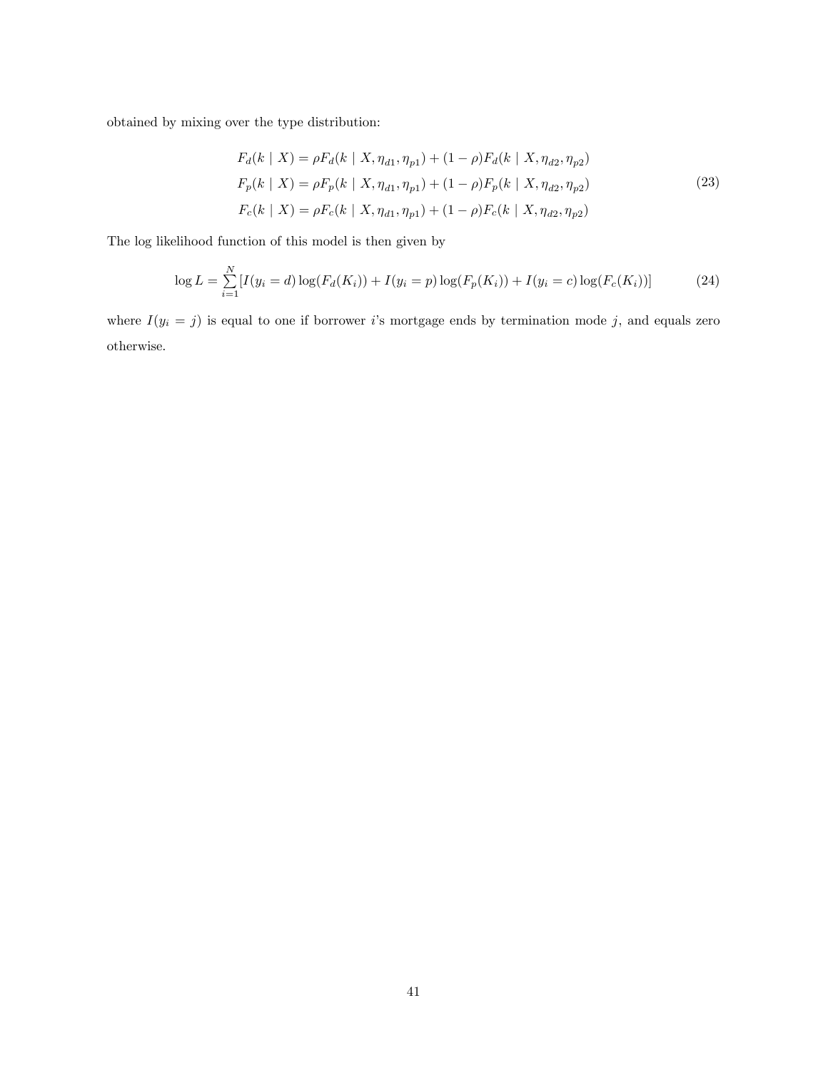obtained by mixing over the type distribution:

$$
\begin{aligned}
F_d(k \mid X) &= \rho F_d(k \mid X, \eta_{d1}, \eta_{p1}) + (1-\rho) F_d(k \mid X, \eta_{d2}, \eta_{p2}) \\
F_p(k \mid X) &= \rho F_p(k \mid X, \eta_{d1}, \eta_{p1}) + (1-\rho) F_p(k \mid X, \eta_{d2}, \eta_{p2}) \\
F_c(k \mid X) &= \rho F_c(k \mid X, \eta_{d1}, \eta_{p1}) + (1-\rho) F_c(k \mid X, \eta_{d2}, \eta_{p2})
\end{aligned}
\tag{23}
$$

The log likelihood function of this model is then given by

$$
\log L = \sum_{i=1}^{N} [I(y_i = d) \log(F_d(K_i)) + I(y_i = p) \log(F_p(K_i)) + I(y_i = c) \log(F_c(K_i))] \tag{24}
$$

where $I(y_i = j)$ is equal to one if borrower $i$'s mortgage ends by termination mode $j$, and equals zero otherwise.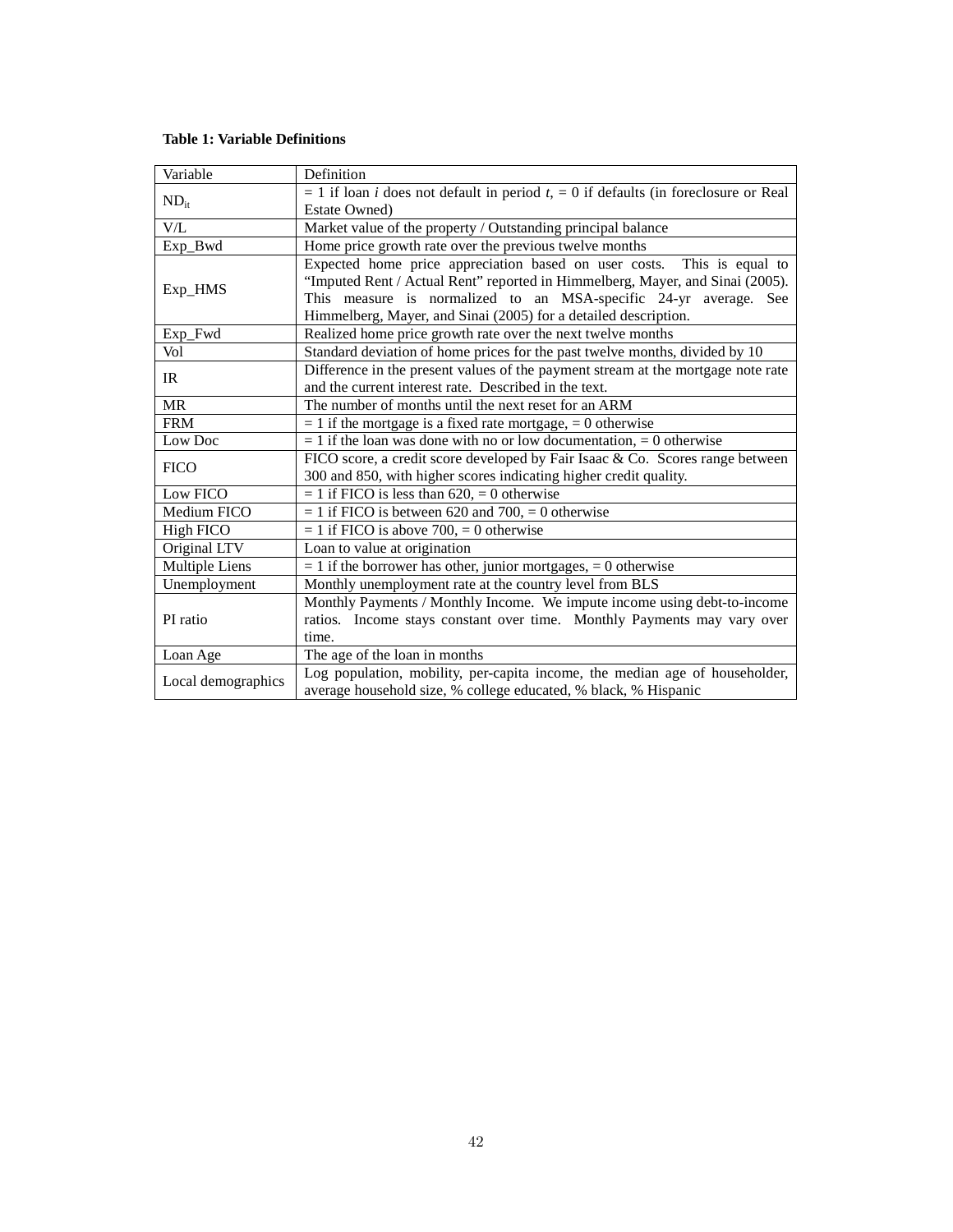**Table 1: Variable Definitions**

| Variable | Definition |
|---|---|
| $ND_{it}$ | = 1 if loan *i* does not default in period *t*, = 0 if defaults (in foreclosure or Real Estate Owned) |
| V/L | Market value of the property / Outstanding principal balance |
| Exp_Bwd | Home price growth rate over the previous twelve months |
| Exp_HMS | Expected home price appreciation based on user costs. This is equal to “Imputed Rent / Actual Rent” reported in Himmelberg, Mayer, and Sinai (2005). This measure is normalized to an MSA-specific 24-yr average. See Himmelberg, Mayer, and Sinai (2005) for a detailed description. |
| Exp_Fwd | Realized home price growth rate over the next twelve months |
| Vol | Standard deviation of home prices for the past twelve months, divided by 10 |
| IR | Difference in the present values of the payment stream at the mortgage note rate and the current interest rate. Described in the text. |
| MR | The number of months until the next reset for an ARM |
| FRM | = 1 if the mortgage is a fixed rate mortgage, = 0 otherwise |
| Low Doc | = 1 if the loan was done with no or low documentation, = 0 otherwise |
| FICO | FICO score, a credit score developed by Fair Isaac & Co. Scores range between 300 and 850, with higher scores indicating higher credit quality. |
| Low FICO | = 1 if FICO is less than 620, = 0 otherwise |
| Medium FICO | = 1 if FICO is between 620 and 700, = 0 otherwise |
| High FICO | = 1 if FICO is above 700, = 0 otherwise |
| Original LTV | Loan to value at origination |
| Multiple Liens | = 1 if the borrower has other, junior mortgages, = 0 otherwise |
| Unemployment | Monthly unemployment rate at the country level from BLS |
| PI ratio | Monthly Payments / Monthly Income. We impute income using debt-to-income ratios. Income stays constant over time. Monthly Payments may vary over time. |
| Loan Age | The age of the loan in months |
| Local demographics | Log population, mobility, per-capita income, the median age of householder, average household size, % college educated, % black, % Hispanic |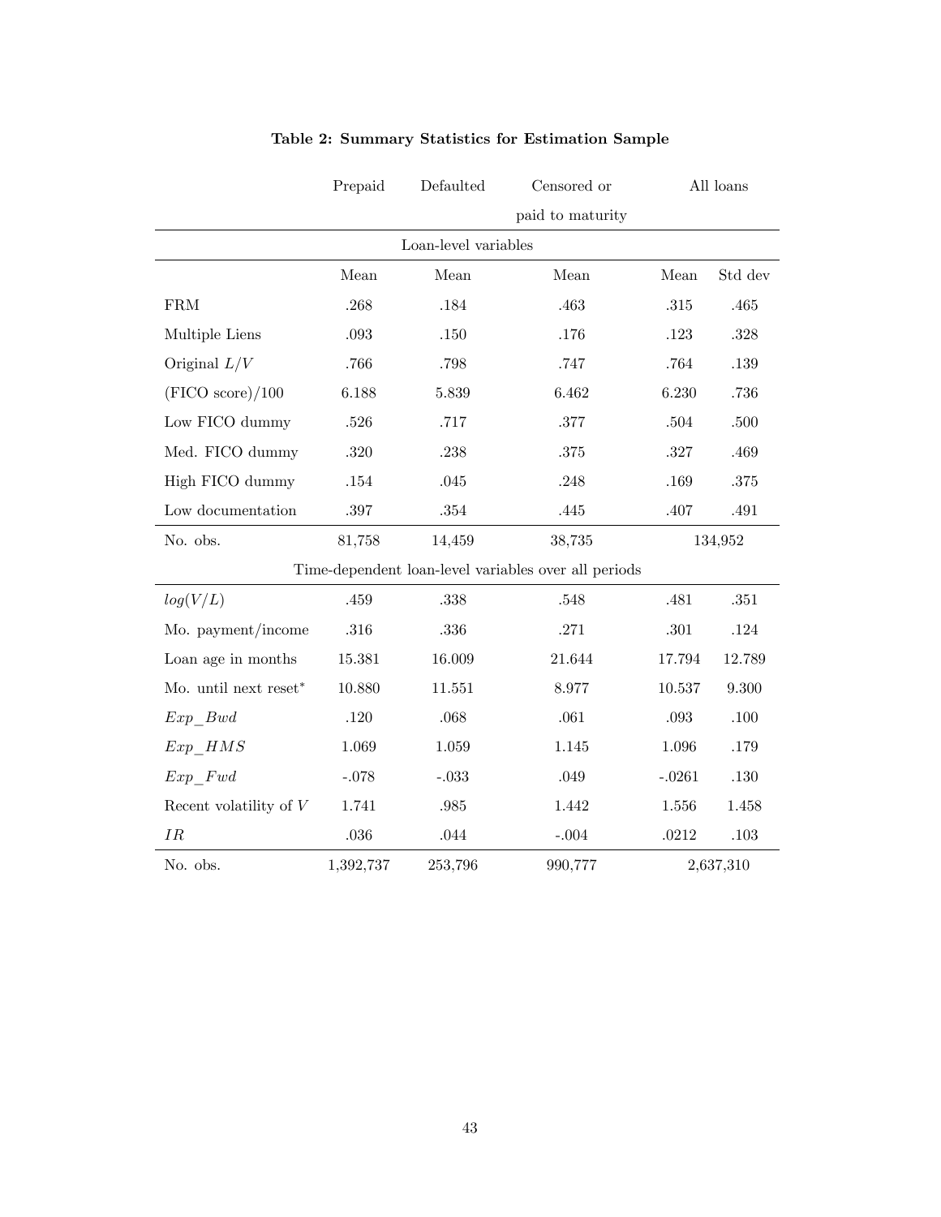**Table 2: Summary Statistics for Estimation Sample**

| | Prepaid | Defaulted | Censored or paid to maturity | All loans | |
|---|---|---|---|---|---|
| **Loan-level variables** | | | | | |
| | Mean | Mean | Mean | Mean | Std dev |
| FRM | .268 | .184 | .463 | .315 | .465 |
| Multiple Liens | .093 | .150 | .176 | .123 | .328 |
| Original $L/V$ | .766 | .798 | .747 | .764 | .139 |
| (FICO score)/100 | 6.188 | 5.839 | 6.462 | 6.230 | .736 |
| Low FICO dummy | .526 | .717 | .377 | .504 | .500 |
| Med. FICO dummy | .320 | .238 | .375 | .327 | .469 |
| High FICO dummy | .154 | .045 | .248 | .169 | .375 |
| Low documentation | .397 | .354 | .445 | .407 | .491 |
| No. obs. | 81,758 | 14,459 | 38,735 | 134,952 | |
| **Time-dependent loan-level variables over all periods** | | | | | |
| $log(V/L)$ | .459 | .338 | .548 | .481 | .351 |
| Mo. payment/income | .316 | .336 | .271 | .301 | .124 |
| Loan age in months | 15.381 | 16.009 | 21.644 | 17.794 | 12.789 |
| Mo. until next reset* | 10.880 | 11.551 | 8.977 | 10.537 | 9.300 |
| $Exp\_Bwd$ | .120 | .068 | .061 | .093 | .100 |
| $Exp\_HMS$ | 1.069 | 1.059 | 1.145 | 1.096 | .179 |
| $Exp\_Fwd$ | -.078 | -.033 | .049 | -.0261 | .130 |
| Recent volatility of $V$ | 1.741 | .985 | 1.442 | 1.556 | 1.458 |
| $IR$ | .036 | .044 | -.004 | .0212 | .103 |
| No. obs. | 1,392,737 | 253,796 | 990,777 | 2,637,310 | |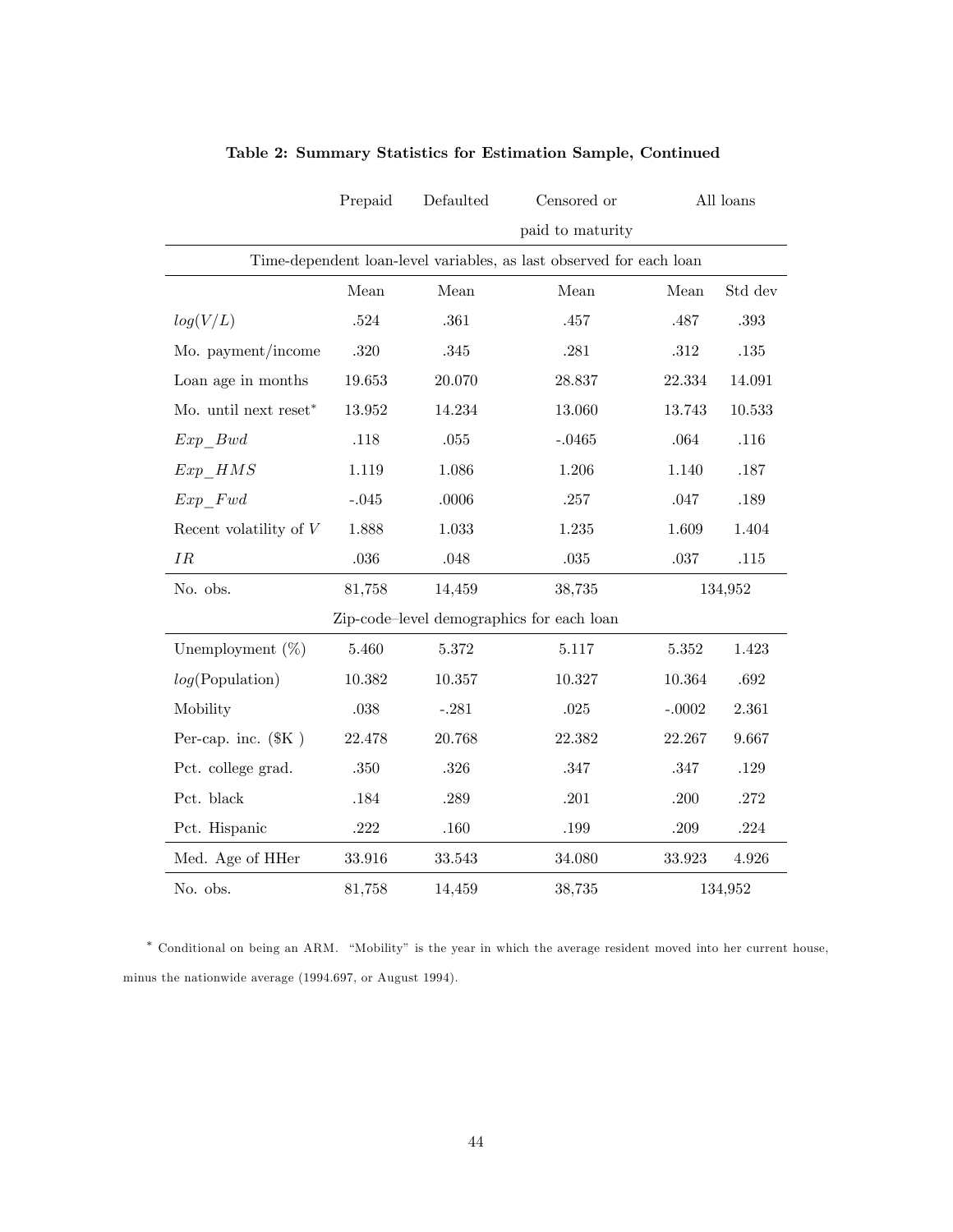**Table 2: Summary Statistics for Estimation Sample, Continued**

| | Prepaid | Defaulted | Censored or paid to maturity | All loans | |
|---|---|---|---|---|---|
| *Time-dependent loan-level variables, as last observed for each loan* | | | | | |
| | Mean | Mean | Mean | Mean | Std dev |
| $log(V/L)$ | .524 | .361 | .457 | .487 | .393 |
| Mo. payment/income | .320 | .345 | .281 | .312 | .135 |
| Loan age in months | 19.653 | 20.070 | 28.837 | 22.334 | 14.091 |
| Mo. until next reset* | 13.952 | 14.234 | 13.060 | 13.743 | 10.533 |
| $Exp\_Bwd$ | .118 | .055 | -.0465 | .064 | .116 |
| $Exp\_HMS$ | 1.119 | 1.086 | 1.206 | 1.140 | .187 |
| $Exp\_Fwd$ | -.045 | .0006 | .257 | .047 | .189 |
| Recent volatility of $V$ | 1.888 | 1.033 | 1.235 | 1.609 | 1.404 |
| $IR$ | .036 | .048 | .035 | .037 | .115 |
| No. obs. | 81,758 | 14,459 | 38,735 | 134,952 | |
| *Zip-code–level demographics for each loan* | | | | | |
| Unemployment (%) | 5.460 | 5.372 | 5.117 | 5.352 | 1.423 |
| $log$(Population) | 10.382 | 10.357 | 10.327 | 10.364 | .692 |
| Mobility | .038 | -.281 | .025 | -.0002 | 2.361 |
| Per-cap. inc. ($K ) | 22.478 | 20.768 | 22.382 | 22.267 | 9.667 |
| Pct. college grad. | .350 | .326 | .347 | .347 | .129 |
| Pct. black | .184 | .289 | .201 | .200 | .272 |
| Pct. Hispanic | .222 | .160 | .199 | .209 | .224 |
| Med. Age of HHer | 33.916 | 33.543 | 34.080 | 33.923 | 4.926 |
| No. obs. | 81,758 | 14,459 | 38,735 | 134,952 | |

* Conditional on being an ARM. "Mobility" is the year in which the average resident moved into her current house, minus the nationwide average (1994.697, or August 1994).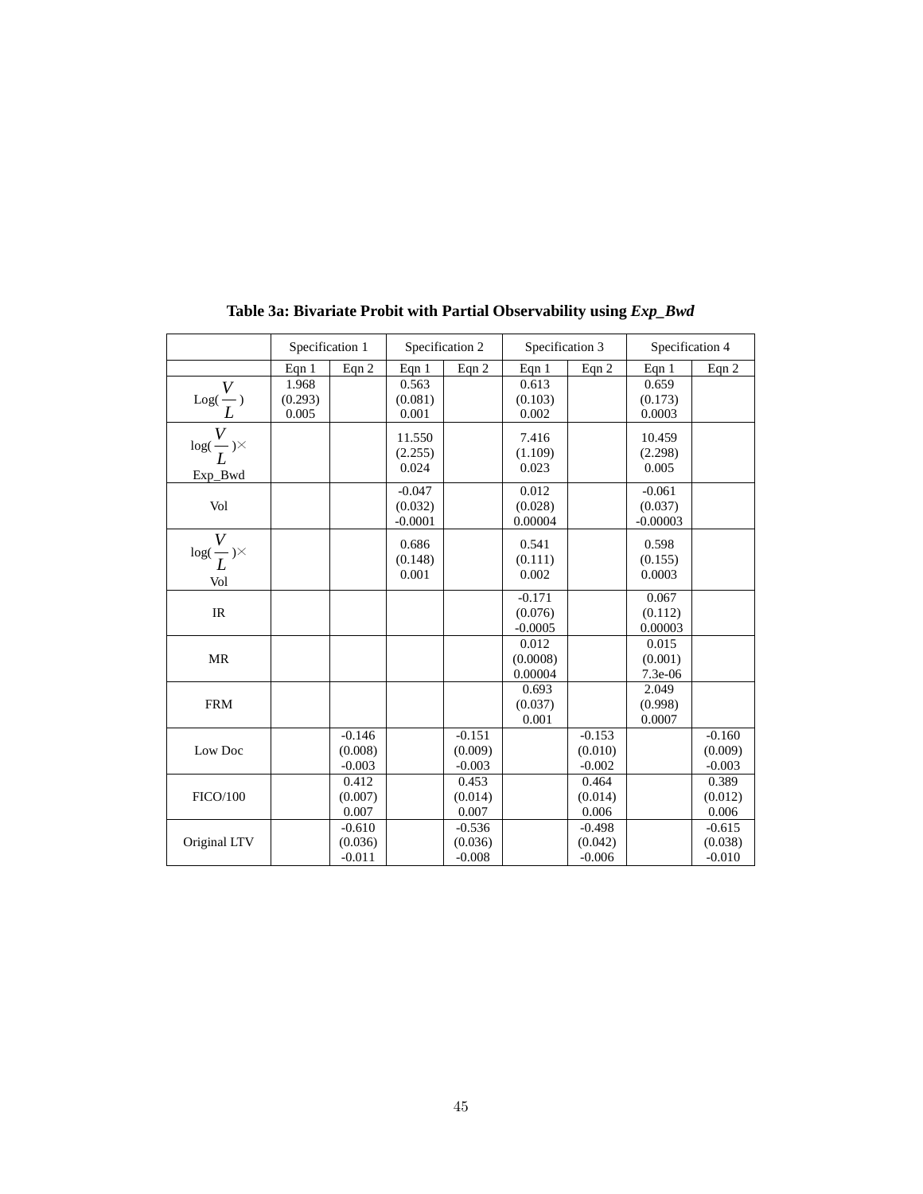**Table 3a: Bivariate Probit with Partial Observability using *Exp_Bwd***

| | Specification 1 | | Specification 2 | | Specification 3 | | Specification 4 | |
|---|---|---|---|---|---|---|---|---|
| | Eqn 1 | Eqn 2 | Eqn 1 | Eqn 2 | Eqn 1 | Eqn 2 | Eqn 1 | Eqn 2 |
| $\text{Log}(\frac{V}{L})$ | 1.968 (0.293) 0.005 | | 0.563 (0.081) 0.001 | | 0.613 (0.103) 0.002 | | 0.659 (0.173) 0.0003 | |
| $\log(\frac{V}{L})\times$ Exp_Bwd | | | 11.550 (2.255) 0.024 | | 7.416 (1.109) 0.023 | | 10.459 (2.298) 0.005 | |
| Vol | | | -0.047 (0.032) -0.0001 | | 0.012 (0.028) 0.00004 | | -0.061 (0.037) -0.00003 | |
| $\log(\frac{V}{L})\times$ Vol | | | 0.686 (0.148) 0.001 | | 0.541 (0.111) 0.002 | | 0.598 (0.155) 0.0003 | |
| IR | | | | | -0.171 (0.076) -0.0005 | | 0.067 (0.112) 0.00003 | |
| MR | | | | | 0.012 (0.0008) 0.00004 | | 0.015 (0.001) 7.3e-06 | |
| FRM | | | | | 0.693 (0.037) 0.001 | | 2.049 (0.998) 0.0007 | |
| Low Doc | | -0.146 (0.008) -0.003 | | -0.151 (0.009) -0.003 | | -0.153 (0.010) -0.002 | | -0.160 (0.009) -0.003 |
| FICO/100 | | 0.412 (0.007) 0.007 | | 0.453 (0.014) 0.007 | | 0.464 (0.014) 0.006 | | 0.389 (0.012) 0.006 |
| Original LTV | | -0.610 (0.036) -0.011 | | -0.536 (0.036) -0.008 | | -0.498 (0.042) -0.006 | | -0.615 (0.038) -0.010 |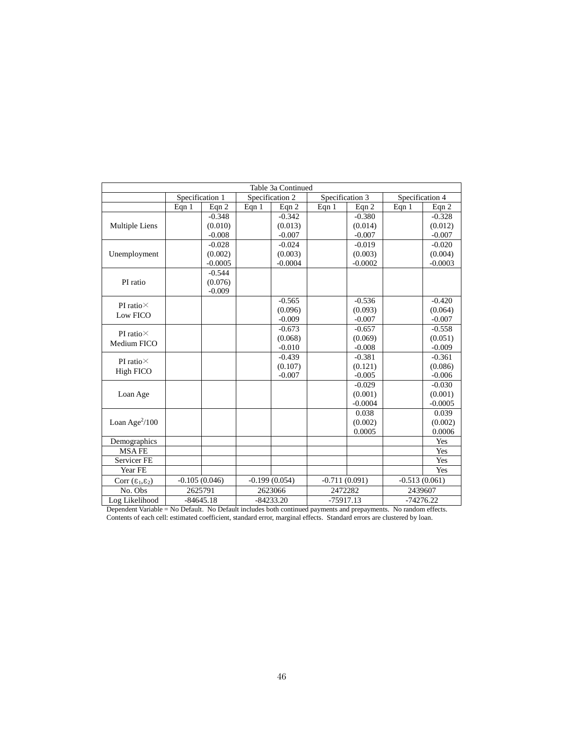| Table 3a Continued | | | | | | | | |
|---|---|---|---|---|---|---|---|---|
| | Specification 1 | | Specification 2 | | Specification 3 | | Specification 4 | |
| | Eqn 1 | Eqn 2 | Eqn 1 | Eqn 2 | Eqn 1 | Eqn 2 | Eqn 1 | Eqn 2 |
| Multiple Liens | | -0.348<br>(0.010)<br>-0.008 | | -0.342<br>(0.013)<br>-0.007 | | -0.380<br>(0.014)<br>-0.007 | | -0.328<br>(0.012)<br>-0.007 |
| Unemployment | | -0.028<br>(0.002)<br>-0.0005 | | -0.024<br>(0.003)<br>-0.0004 | | -0.019<br>(0.003)<br>-0.0002 | | -0.020<br>(0.004)<br>-0.0003 |
| PI ratio | | -0.544<br>(0.076)<br>-0.009 | | | | | | |
| PI ratio× Low FICO | | | | -0.565<br>(0.096)<br>-0.009 | | -0.536<br>(0.093)<br>-0.007 | | -0.420<br>(0.064)<br>-0.007 |
| PI ratio× Medium FICO | | | | -0.673<br>(0.068)<br>-0.010 | | -0.657<br>(0.069)<br>-0.008 | | -0.558<br>(0.051)<br>-0.009 |
| PI ratio× High FICO | | | | -0.439<br>(0.107)<br>-0.007 | | -0.381<br>(0.121)<br>-0.005 | | -0.361<br>(0.086)<br>-0.006 |
| Loan Age | | | | | | -0.029<br>(0.001)<br>-0.0004 | | -0.030<br>(0.001)<br>-0.0005 |
| Loan Age$^2$/100 | | | | | | 0.038<br>(0.002)<br>0.0005 | | 0.039<br>(0.002)<br>0.0006 |
| Demographics | | | | | | | | Yes |
| MSA FE | | | | | | | | Yes |
| Servicer FE | | | | | | | | Yes |
| Year FE | | | | | | | | Yes |
| Corr ($\varepsilon_1$,$\varepsilon_2$) | -0.105 (0.046) | | -0.199 (0.054) | | -0.711 (0.091) | | -0.513 (0.061) | |
| No. Obs | 2625791 | | 2623066 | | 2472282 | | 2439607 | |
| Log Likelihood | -84645.18 | | -84233.20 | | -75917.13 | | -74276.22 | |

Dependent Variable = No Default. No Default includes both continued payments and prepayments. No random effects. Contents of each cell: estimated coefficient, standard error, marginal effects. Standard errors are clustered by loan.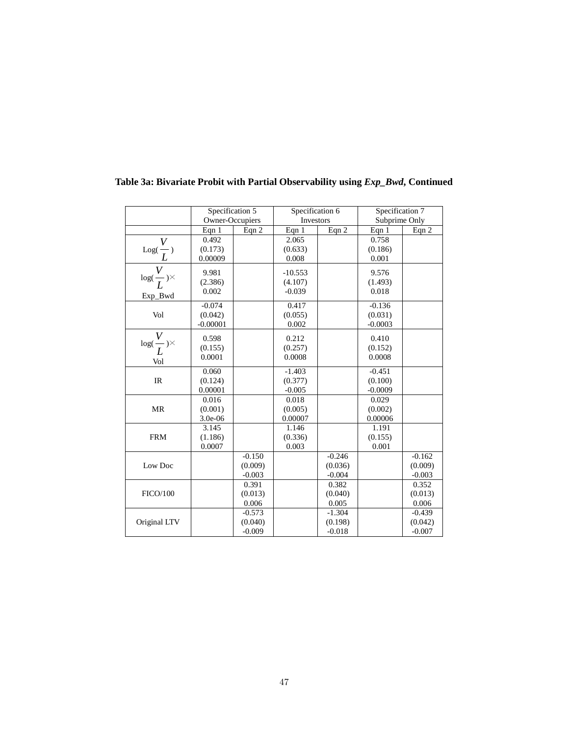**Table 3a: Bivariate Probit with Partial Observability using *Exp_Bwd*, Continued**

| | Specification 5 Owner-Occupiers | | Specification 6 Investors | | Specification 7 Subprime Only | |
|---|---|---|---|---|---|---|
| | Eqn 1 | Eqn 2 | Eqn 1 | Eqn 2 | Eqn 1 | Eqn 2 |
| $\text{Log}(\frac{V}{L})$ | 0.492<br>(0.173)<br>0.00009 | | 2.065<br>(0.633)<br>0.008 | | 0.758<br>(0.186)<br>0.001 | |
| $\log(\frac{V}{L})\times$ Exp_Bwd | 9.981<br>(2.386)<br>0.002 | | -10.553<br>(4.107)<br>-0.039 | | 9.576<br>(1.493)<br>0.018 | |
| Vol | -0.074<br>(0.042)<br>-0.00001 | | 0.417<br>(0.055)<br>0.002 | | -0.136<br>(0.031)<br>-0.0003 | |
| $\log(\frac{V}{L})\times$ Vol | 0.598<br>(0.155)<br>0.0001 | | 0.212<br>(0.257)<br>0.0008 | | 0.410<br>(0.152)<br>0.0008 | |
| IR | 0.060<br>(0.124)<br>0.00001 | | -1.403<br>(0.377)<br>-0.005 | | -0.451<br>(0.100)<br>-0.0009 | |
| MR | 0.016<br>(0.001)<br>3.0e-06 | | 0.018<br>(0.005)<br>0.00007 | | 0.029<br>(0.002)<br>0.00006 | |
| FRM | 3.145<br>(1.186)<br>0.0007 | | 1.146<br>(0.336)<br>0.003 | | 1.191<br>(0.155)<br>0.001 | |
| Low Doc | | -0.150<br>(0.009)<br>-0.003 | | -0.246<br>(0.036)<br>-0.004 | | -0.162<br>(0.009)<br>-0.003 |
| FICO/100 | | 0.391<br>(0.013)<br>0.006 | | 0.382<br>(0.040)<br>0.005 | | 0.352<br>(0.013)<br>0.006 |
| Original LTV | | -0.573<br>(0.040)<br>-0.009 | | -1.304<br>(0.198)<br>-0.018 | | -0.439<br>(0.042)<br>-0.007 |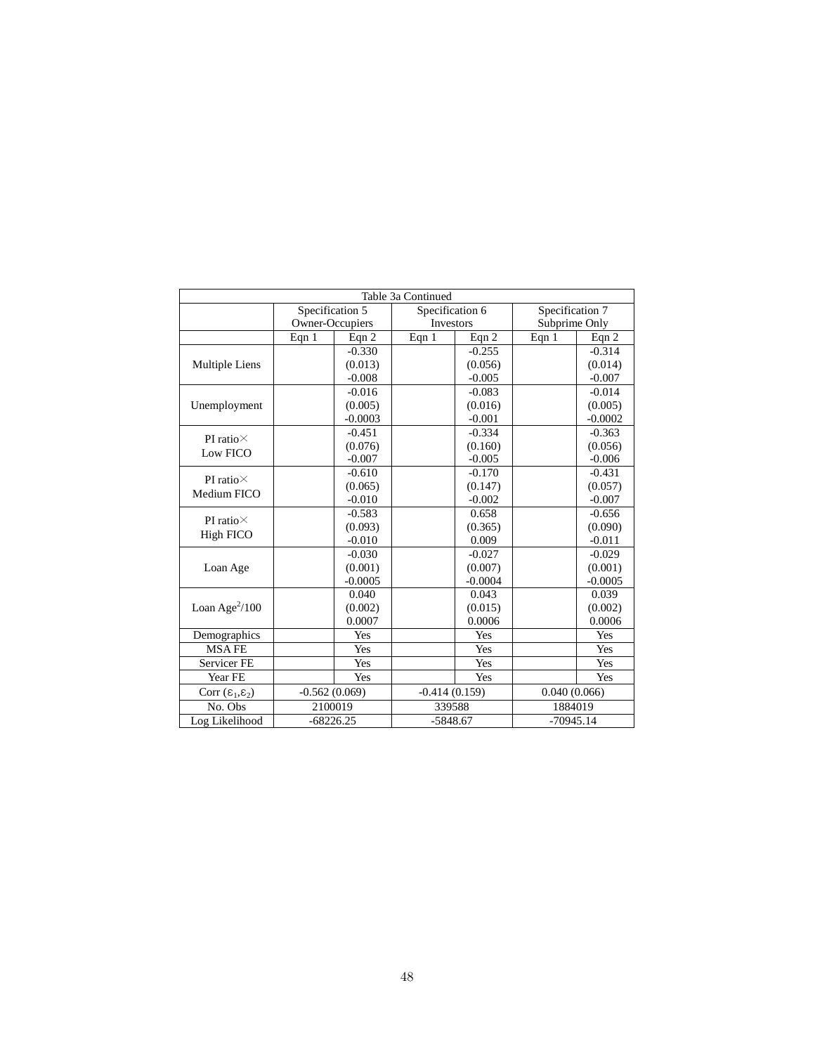| Table 3a Continued | | | | | | |
|---|---|---|---|---|---|---|
| | Specification 5 Owner-Occupiers | | Specification 6 Investors | | Specification 7 Subprime Only | |
| | Eqn 1 | Eqn 2 | Eqn 1 | Eqn 2 | Eqn 1 | Eqn 2 |
| Multiple Liens | | -0.330<br>(0.013)<br>-0.008 | | -0.255<br>(0.056)<br>-0.005 | | -0.314<br>(0.014)<br>-0.007 |
| Unemployment | | -0.016<br>(0.005)<br>-0.0003 | | -0.083<br>(0.016)<br>-0.001 | | -0.014<br>(0.005)<br>-0.0002 |
| PI ratio× Low FICO | | -0.451<br>(0.076)<br>-0.007 | | -0.334<br>(0.160)<br>-0.005 | | -0.363<br>(0.056)<br>-0.006 |
| PI ratio× Medium FICO | | -0.610<br>(0.065)<br>-0.010 | | -0.170<br>(0.147)<br>-0.002 | | -0.431<br>(0.057)<br>-0.007 |
| PI ratio× High FICO | | -0.583<br>(0.093)<br>-0.010 | | 0.658<br>(0.365)<br>0.009 | | -0.656<br>(0.090)<br>-0.011 |
| Loan Age | | -0.030<br>(0.001)<br>-0.0005 | | -0.027<br>(0.007)<br>-0.0004 | | -0.029<br>(0.001)<br>-0.0005 |
| Loan Age$^2$/100 | | 0.040<br>(0.002)<br>0.0007 | | 0.043<br>(0.015)<br>0.0006 | | 0.039<br>(0.002)<br>0.0006 |
| Demographics | | Yes | | Yes | | Yes |
| MSA FE | | Yes | | Yes | | Yes |
| Servicer FE | | Yes | | Yes | | Yes |
| Year FE | | Yes | | Yes | | Yes |
| Corr ($\varepsilon_1$,$\varepsilon_2$) | -0.562 (0.069) | | -0.414 (0.159) | | 0.040 (0.066) | |
| No. Obs | 2100019 | | 339588 | | 1884019 | |
| Log Likelihood | -68226.25 | | -5848.67 | | -70945.14 | |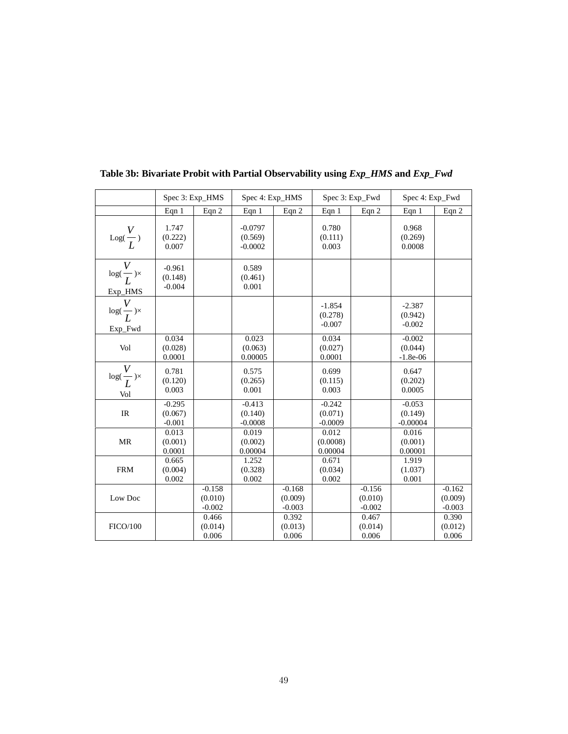**Table 3b: Bivariate Probit with Partial Observability using *Exp_HMS* and *Exp_Fwd***

| | Spec 3: Exp_HMS | | Spec 4: Exp_HMS | | Spec 3: Exp_Fwd | | Spec 4: Exp_Fwd | |
|---|---|---|---|---|---|---|---|---|
| | Eqn 1 | Eqn 2 | Eqn 1 | Eqn 2 | Eqn 1 | Eqn 2 | Eqn 1 | Eqn 2 |
| $\text{Log}(\frac{V}{L})$ | 1.747<br>(0.222)<br>0.007 | | -0.0797<br>(0.569)<br>-0.0002 | | 0.780<br>(0.111)<br>0.003 | | 0.968<br>(0.269)<br>0.0008 | |
| $\log(\frac{V}{L})\times$ Exp_HMS | -0.961<br>(0.148)<br>-0.004 | | 0.589<br>(0.461)<br>0.001 | | | | | |
| $\log(\frac{V}{L})\times$ Exp_Fwd | | | | | -1.854<br>(0.278)<br>-0.007 | | -2.387<br>(0.942)<br>-0.002 | |
| Vol | 0.034<br>(0.028)<br>0.0001 | | 0.023<br>(0.063)<br>0.00005 | | 0.034<br>(0.027)<br>0.0001 | | -0.002<br>(0.044)<br>-1.8e-06 | |
| $\log(\frac{V}{L})\times$ Vol | 0.781<br>(0.120)<br>0.003 | | 0.575<br>(0.265)<br>0.001 | | 0.699<br>(0.115)<br>0.003 | | 0.647<br>(0.202)<br>0.0005 | |
| IR | -0.295<br>(0.067)<br>-0.001 | | -0.413<br>(0.140)<br>-0.0008 | | -0.242<br>(0.071)<br>-0.0009 | | -0.053<br>(0.149)<br>-0.00004 | |
| MR | 0.013<br>(0.001)<br>0.0001 | | 0.019<br>(0.002)<br>0.00004 | | 0.012<br>(0.0008)<br>0.00004 | | 0.016<br>(0.001)<br>0.00001 | |
| FRM | 0.665<br>(0.004)<br>0.002 | | 1.252<br>(0.328)<br>0.002 | | 0.671<br>(0.034)<br>0.002 | | 1.919<br>(1.037)<br>0.001 | |
| Low Doc | | -0.158<br>(0.010)<br>-0.002 | | -0.168<br>(0.009)<br>-0.003 | | -0.156<br>(0.010)<br>-0.002 | | -0.162<br>(0.009)<br>-0.003 |
| FICO/100 | | 0.466<br>(0.014)<br>0.006 | | 0.392<br>(0.013)<br>0.006 | | 0.467<br>(0.014)<br>0.006 | | 0.390<br>(0.012)<br>0.006 |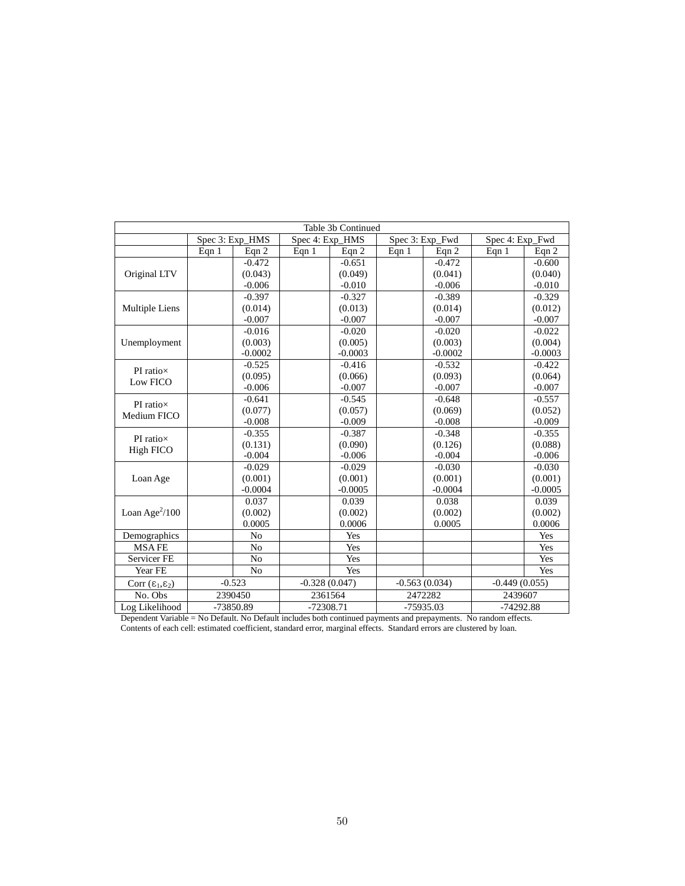| Table 3b Continued | | | | | | | | |
|---|---|---|---|---|---|---|---|---|
| | Spec 3: Exp_HMS | | Spec 4: Exp_HMS | | Spec 3: Exp_Fwd | | Spec 4: Exp_Fwd | |
| | Eqn 1 | Eqn 2 | Eqn 1 | Eqn 2 | Eqn 1 | Eqn 2 | Eqn 1 | Eqn 2 |
| Original LTV | | -0.472<br>(0.043)<br>-0.006 | | -0.651<br>(0.049)<br>-0.010 | | -0.472<br>(0.041)<br>-0.006 | | -0.600<br>(0.040)<br>-0.010 |
| Multiple Liens | | -0.397<br>(0.014)<br>-0.007 | | -0.327<br>(0.013)<br>-0.007 | | -0.389<br>(0.014)<br>-0.007 | | -0.329<br>(0.012)<br>-0.007 |
| Unemployment | | -0.016<br>(0.003)<br>-0.0002 | | -0.020<br>(0.005)<br>-0.0003 | | -0.020<br>(0.003)<br>-0.0002 | | -0.022<br>(0.004)<br>-0.0003 |
| PI ratio× Low FICO | | -0.525<br>(0.095)<br>-0.006 | | -0.416<br>(0.066)<br>-0.007 | | -0.532<br>(0.093)<br>-0.007 | | -0.422<br>(0.064)<br>-0.007 |
| PI ratio× Medium FICO | | -0.641<br>(0.077)<br>-0.008 | | -0.545<br>(0.057)<br>-0.009 | | -0.648<br>(0.069)<br>-0.008 | | -0.557<br>(0.052)<br>-0.009 |
| PI ratio× High FICO | | -0.355<br>(0.131)<br>-0.004 | | -0.387<br>(0.090)<br>-0.006 | | -0.348<br>(0.126)<br>-0.004 | | -0.355<br>(0.088)<br>-0.006 |
| Loan Age | | -0.029<br>(0.001)<br>-0.0004 | | -0.029<br>(0.001)<br>-0.0005 | | -0.030<br>(0.001)<br>-0.0004 | | -0.030<br>(0.001)<br>-0.0005 |
| Loan $Age^2/100$ | | 0.037<br>(0.002)<br>0.0005 | | 0.039<br>(0.002)<br>0.0006 | | 0.038<br>(0.002)<br>0.0005 | | 0.039<br>(0.002)<br>0.0006 |
| Demographics | | No | | Yes | | | | Yes |
| MSA FE | | No | | Yes | | | | Yes |
| Servicer FE | | No | | Yes | | | | Yes |
| Year FE | | No | | Yes | | | | Yes |
| Corr $(\varepsilon_1,\varepsilon_2)$ | -0.523 | | -0.328 (0.047) | | -0.563 (0.034) | | -0.449 (0.055) | |
| No. Obs | 2390450 | | 2361564 | | 2472282 | | 2439607 | |
| Log Likelihood | -73850.89 | | -72308.71 | | -75935.03 | | -74292.88 | |

Dependent Variable = No Default. No Default includes both continued payments and prepayments. No random effects.
Contents of each cell: estimated coefficient, standard error, marginal effects. Standard errors are clustered by loan.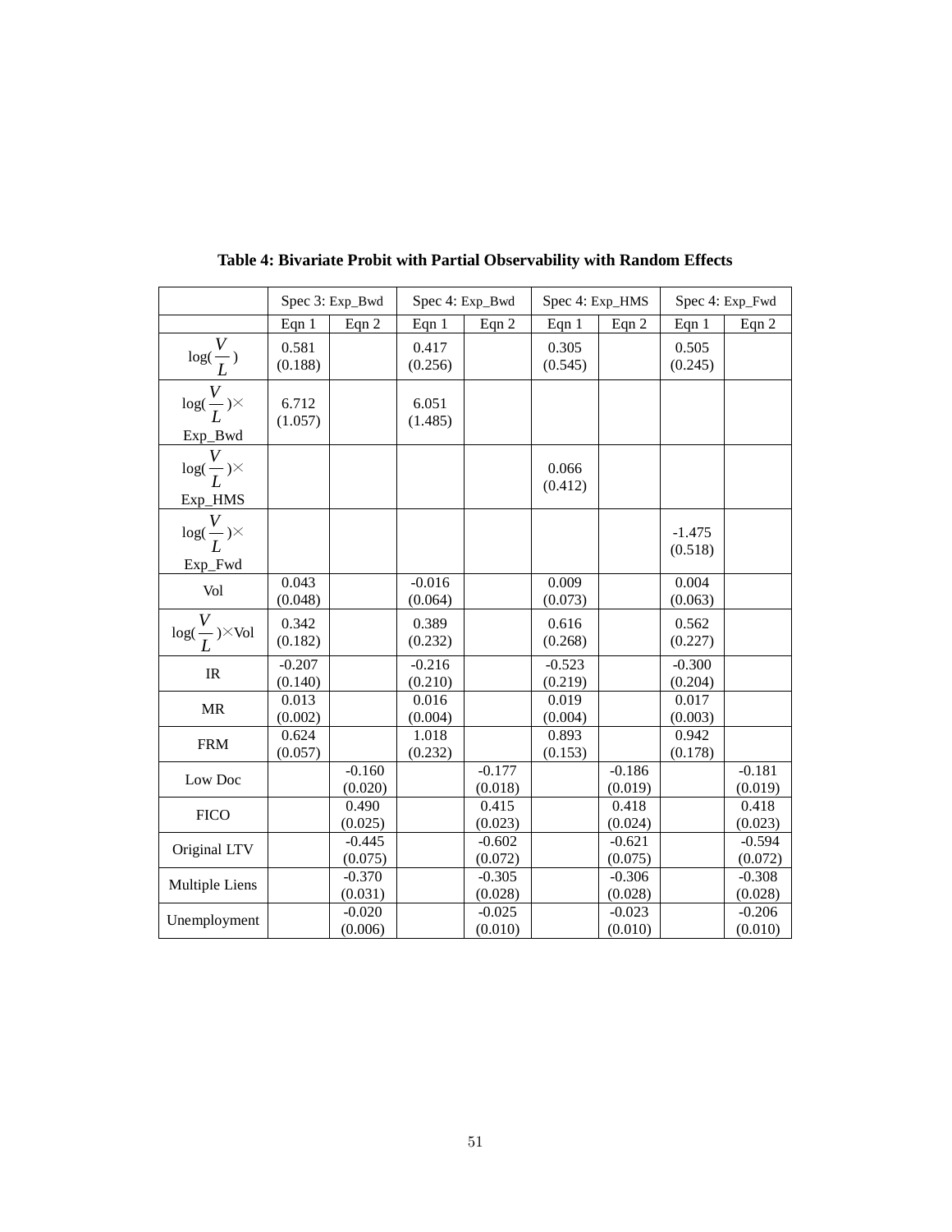**Table 4: Bivariate Probit with Partial Observability with Random Effects**

| | Spec 3: Exp_Bwd | | Spec 4: Exp_Bwd | | Spec 4: Exp_HMS | | Spec 4: Exp_Fwd | |
|---|---|---|---|---|---|---|---|---|
| | Eqn 1 | Eqn 2 | Eqn 1 | Eqn 2 | Eqn 1 | Eqn 2 | Eqn 1 | Eqn 2 |
| $\log(\frac{V}{L})$ | 0.581 (0.188) | | 0.417 (0.256) | | 0.305 (0.545) | | 0.505 (0.245) | |
| $\log(\frac{V}{L})\times$ Exp_Bwd | 6.712 (1.057) | | 6.051 (1.485) | | | | | |
| $\log(\frac{V}{L})\times$ Exp_HMS | | | | | 0.066 (0.412) | | | |
| $\log(\frac{V}{L})\times$ Exp_Fwd | | | | | | | -1.475 (0.518) | |
| Vol | 0.043 (0.048) | | -0.016 (0.064) | | 0.009 (0.073) | | 0.004 (0.063) | |
| $\log(\frac{V}{L})\times$Vol | 0.342 (0.182) | | 0.389 (0.232) | | 0.616 (0.268) | | 0.562 (0.227) | |
| IR | -0.207 (0.140) | | -0.216 (0.210) | | -0.523 (0.219) | | -0.300 (0.204) | |
| MR | 0.013 (0.002) | | 0.016 (0.004) | | 0.019 (0.004) | | 0.017 (0.003) | |
| FRM | 0.624 (0.057) | | 1.018 (0.232) | | 0.893 (0.153) | | 0.942 (0.178) | |
| Low Doc | | -0.160 (0.020) | | -0.177 (0.018) | | -0.186 (0.019) | | -0.181 (0.019) |
| FICO | | 0.490 (0.025) | | 0.415 (0.023) | | 0.418 (0.024) | | 0.418 (0.023) |
| Original LTV | | -0.445 (0.075) | | -0.602 (0.072) | | -0.621 (0.075) | | -0.594 (0.072) |
| Multiple Liens | | -0.370 (0.031) | | -0.305 (0.028) | | -0.306 (0.028) | | -0.308 (0.028) |
| Unemployment | | -0.020 (0.006) | | -0.025 (0.010) | | -0.023 (0.010) | | -0.206 (0.010) |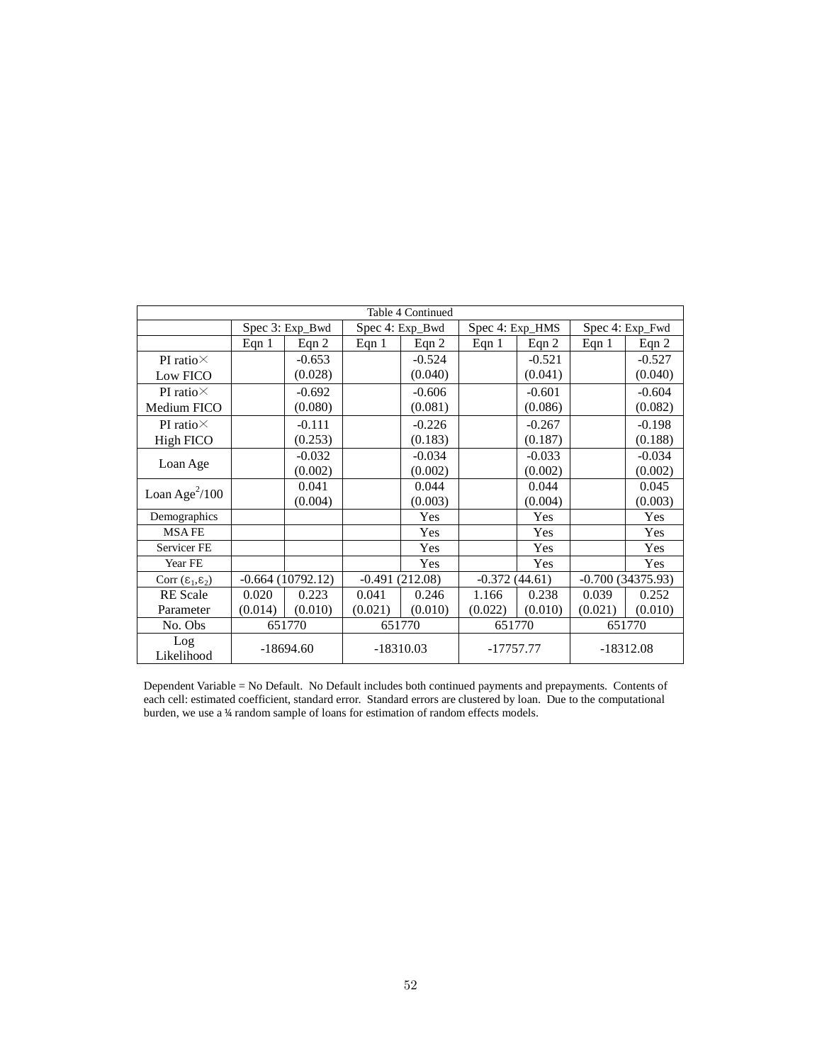| Table 4 Continued | | | | | | | | |
|---|---|---|---|---|---|---|---|---|
| | Spec 3: Exp_Bwd | | Spec 4: Exp_Bwd | | Spec 4: Exp_HMS | | Spec 4: Exp_Fwd | |
| | Eqn 1 | Eqn 2 | Eqn 1 | Eqn 2 | Eqn 1 | Eqn 2 | Eqn 1 | Eqn 2 |
| PI ratio× Low FICO | | -0.653 (0.028) | | -0.524 (0.040) | | -0.521 (0.041) | | -0.527 (0.040) |
| PI ratio× Medium FICO | | -0.692 (0.080) | | -0.606 (0.081) | | -0.601 (0.086) | | -0.604 (0.082) |
| PI ratio× High FICO | | -0.111 (0.253) | | -0.226 (0.183) | | -0.267 (0.187) | | -0.198 (0.188) |
| Loan Age | | -0.032 (0.002) | | -0.034 (0.002) | | -0.033 (0.002) | | -0.034 (0.002) |
| Loan Age$^2$/100 | | 0.041 (0.004) | | 0.044 (0.003) | | 0.044 (0.004) | | 0.045 (0.003) |
| Demographics | | | | Yes | | Yes | | Yes |
| MSA FE | | | | Yes | | Yes | | Yes |
| Servicer FE | | | | Yes | | Yes | | Yes |
| Year FE | | | | Yes | | Yes | | Yes |
| Corr ($\varepsilon_1$,$\varepsilon_2$) | -0.664 (10792.12) | | -0.491 (212.08) | | -0.372 (44.61) | | -0.700 (34375.93) | |
| RE Scale Parameter | 0.020 (0.014) | 0.223 (0.010) | 0.041 (0.021) | 0.246 (0.010) | 1.166 (0.022) | 0.238 (0.010) | 0.039 (0.021) | 0.252 (0.010) |
| No. Obs | 651770 | | 651770 | | 651770 | | 651770 | |
| Log Likelihood | -18694.60 | | -18310.03 | | -17757.77 | | -18312.08 | |

Dependent Variable = No Default. No Default includes both continued payments and prepayments. Contents of each cell: estimated coefficient, standard error. Standard errors are clustered by loan. Due to the computational burden, we use a ¼ random sample of loans for estimation of random effects models.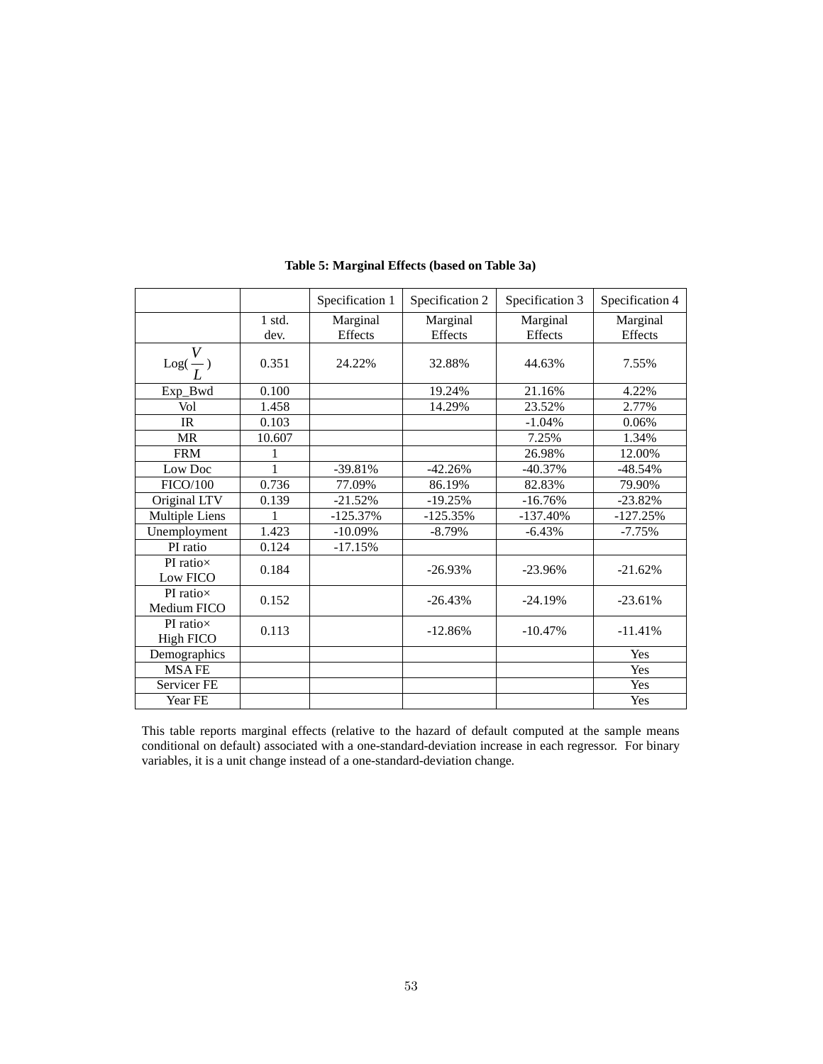**Table 5: Marginal Effects (based on Table 3a)**

| | | Specification 1 | Specification 2 | Specification 3 | Specification 4 |
|---|---|---|---|---|---|
| | 1 std. dev. | Marginal Effects | Marginal Effects | Marginal Effects | Marginal Effects |
| $\text{Log}(\frac{V}{L})$ | 0.351 | 24.22% | 32.88% | 44.63% | 7.55% |
| Exp_Bwd | 0.100 | | 19.24% | 21.16% | 4.22% |
| Vol | 1.458 | | 14.29% | 23.52% | 2.77% |
| IR | 0.103 | | | -1.04% | 0.06% |
| MR | 10.607 | | | 7.25% | 1.34% |
| FRM | 1 | | | 26.98% | 12.00% |
| Low Doc | 1 | -39.81% | -42.26% | -40.37% | -48.54% |
| FICO/100 | 0.736 | 77.09% | 86.19% | 82.83% | 79.90% |
| Original LTV | 0.139 | -21.52% | -19.25% | -16.76% | -23.82% |
| Multiple Liens | 1 | -125.37% | -125.35% | -137.40% | -127.25% |
| Unemployment | 1.423 | -10.09% | -8.79% | -6.43% | -7.75% |
| PI ratio | 0.124 | -17.15% | | | |
| PI ratio× Low FICO | 0.184 | | -26.93% | -23.96% | -21.62% |
| PI ratio× Medium FICO | 0.152 | | -26.43% | -24.19% | -23.61% |
| PI ratio× High FICO | 0.113 | | -12.86% | -10.47% | -11.41% |
| Demographics | | | | | Yes |
| MSA FE | | | | | Yes |
| Servicer FE | | | | | Yes |
| Year FE | | | | | Yes |

This table reports marginal effects (relative to the hazard of default computed at the sample means conditional on default) associated with a one-standard-deviation increase in each regressor. For binary variables, it is a unit change instead of a one-standard-deviation change.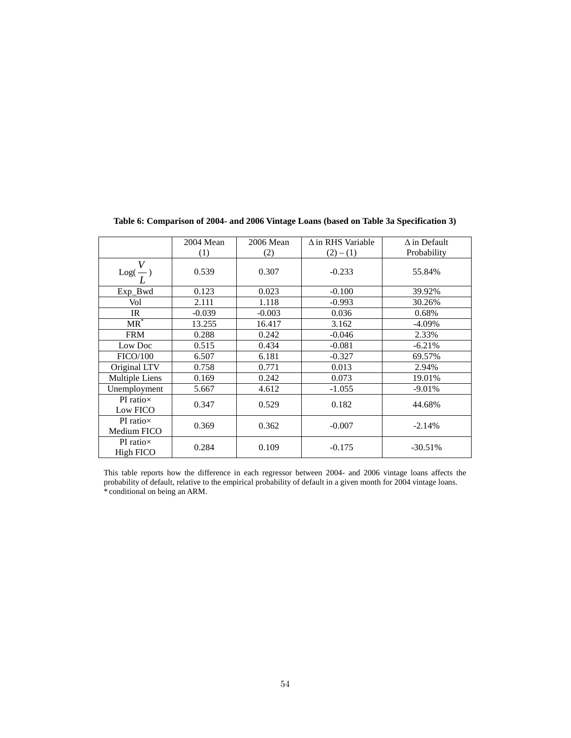**Table 6: Comparison of 2004- and 2006 Vintage Loans (based on Table 3a Specification 3)**

| | 2004 Mean (1) | 2006 Mean (2) | Δ in RHS Variable (2) – (1) | Δ in Default Probability |
|---|---|---|---|---|
| $\text{Log}(\frac{V}{L})$ | 0.539 | 0.307 | -0.233 | 55.84% |
| Exp_Bwd | 0.123 | 0.023 | -0.100 | 39.92% |
| Vol | 2.111 | 1.118 | -0.993 | 30.26% |
| IR | -0.039 | -0.003 | 0.036 | 0.68% |
| MR* | 13.255 | 16.417 | 3.162 | -4.09% |
| FRM | 0.288 | 0.242 | -0.046 | 2.33% |
| Low Doc | 0.515 | 0.434 | -0.081 | -6.21% |
| FICO/100 | 6.507 | 6.181 | -0.327 | 69.57% |
| Original LTV | 0.758 | 0.771 | 0.013 | 2.94% |
| Multiple Liens | 0.169 | 0.242 | 0.073 | 19.01% |
| Unemployment | 5.667 | 4.612 | -1.055 | -9.01% |
| PI ratio× Low FICO | 0.347 | 0.529 | 0.182 | 44.68% |
| PI ratio× Medium FICO | 0.369 | 0.362 | -0.007 | -2.14% |
| PI ratio× High FICO | 0.284 | 0.109 | -0.175 | -30.51% |

This table reports how the difference in each regressor between 2004- and 2006 vintage loans affects the probability of default, relative to the empirical probability of default in a given month for 2004 vintage loans.
* conditional on being an ARM.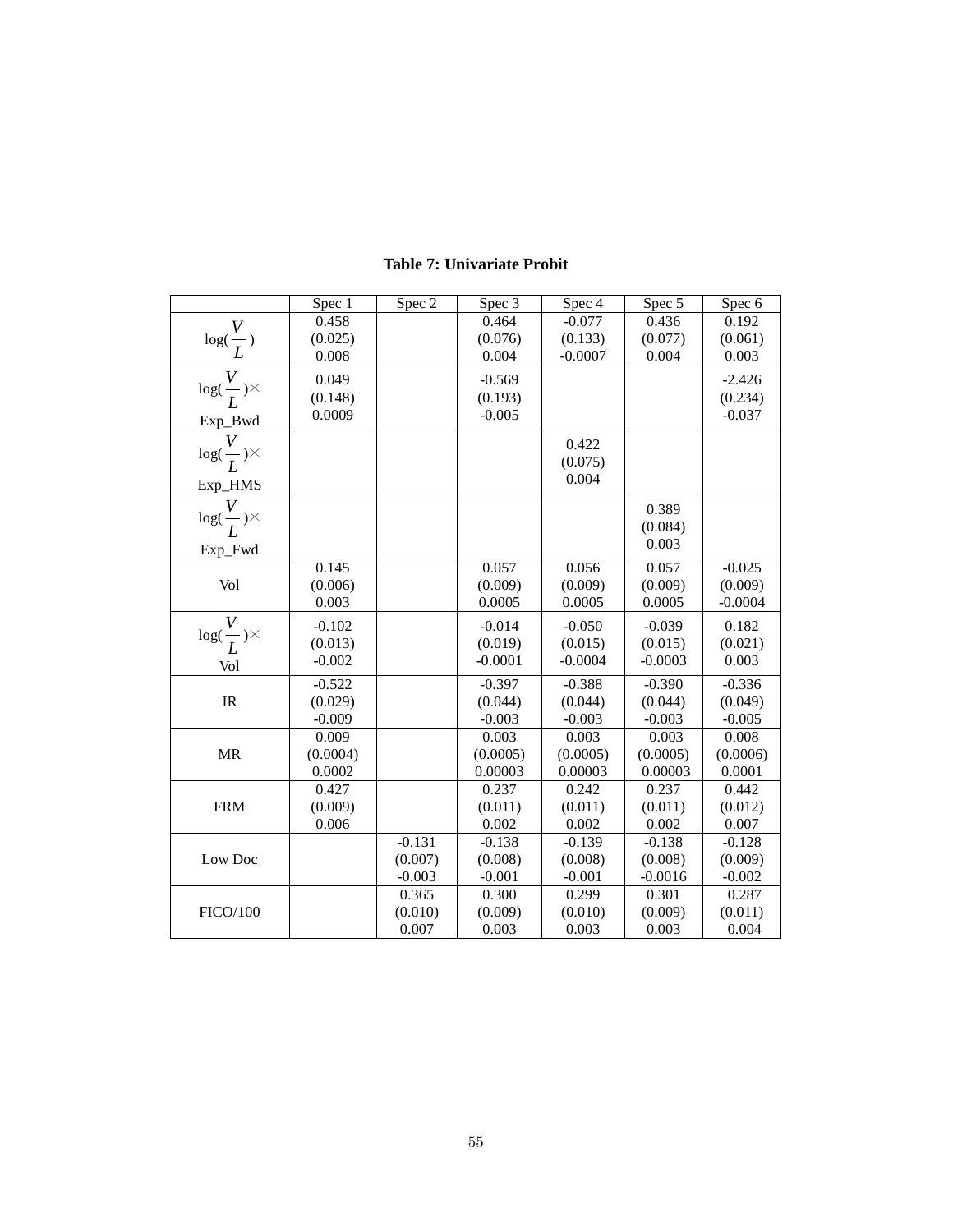# Table 7: Univariate Probit

| | Spec 1 | Spec 2 | Spec 3 | Spec 4 | Spec 5 | Spec 6 |
|---|---|---|---|---|---|---|
| $\log(\frac{V}{L})$ | 0.458<br>(0.025)<br>0.008 | | 0.464<br>(0.076)<br>0.004 | -0.077<br>(0.133)<br>-0.0007 | 0.436<br>(0.077)<br>0.004 | 0.192<br>(0.061)<br>0.003 |
| $\log(\frac{V}{L})\times$ Exp_Bwd | 0.049<br>(0.148)<br>0.0009 | | -0.569<br>(0.193)<br>-0.005 | | | -2.426<br>(0.234)<br>-0.037 |
| $\log(\frac{V}{L})\times$ Exp_HMS | | | | 0.422<br>(0.075)<br>0.004 | | |
| $\log(\frac{V}{L})\times$ Exp_Fwd | | | | | 0.389<br>(0.084)<br>0.003 | |
| Vol | 0.145<br>(0.006)<br>0.003 | | 0.057<br>(0.009)<br>0.0005 | 0.056<br>(0.009)<br>0.0005 | 0.057<br>(0.009)<br>0.0005 | -0.025<br>(0.009)<br>-0.0004 |
| $\log(\frac{V}{L})\times$ Vol | -0.102<br>(0.013)<br>-0.002 | | -0.014<br>(0.019)<br>-0.0001 | -0.050<br>(0.015)<br>-0.0004 | -0.039<br>(0.015)<br>-0.0003 | 0.182<br>(0.021)<br>0.003 |
| IR | -0.522<br>(0.029)<br>-0.009 | | -0.397<br>(0.044)<br>-0.003 | -0.388<br>(0.044)<br>-0.003 | -0.390<br>(0.044)<br>-0.003 | -0.336<br>(0.049)<br>-0.005 |
| MR | 0.009<br>(0.0004)<br>0.0002 | | 0.003<br>(0.0005)<br>0.00003 | 0.003<br>(0.0005)<br>0.00003 | 0.003<br>(0.0005)<br>0.00003 | 0.008<br>(0.0006)<br>0.0001 |
| FRM | 0.427<br>(0.009)<br>0.006 | | 0.237<br>(0.011)<br>0.002 | 0.242<br>(0.011)<br>0.002 | 0.237<br>(0.011)<br>0.002 | 0.442<br>(0.012)<br>0.007 |
| Low Doc | | -0.131<br>(0.007)<br>-0.003 | -0.138<br>(0.008)<br>-0.001 | -0.139<br>(0.008)<br>-0.001 | -0.138<br>(0.008)<br>-0.0016 | -0.128<br>(0.009)<br>-0.002 |
| FICO/100 | | 0.365<br>(0.010)<br>0.007 | 0.300<br>(0.009)<br>0.003 | 0.299<br>(0.010)<br>0.003 | 0.301<br>(0.009)<br>0.003 | 0.287<br>(0.011)<br>0.004 |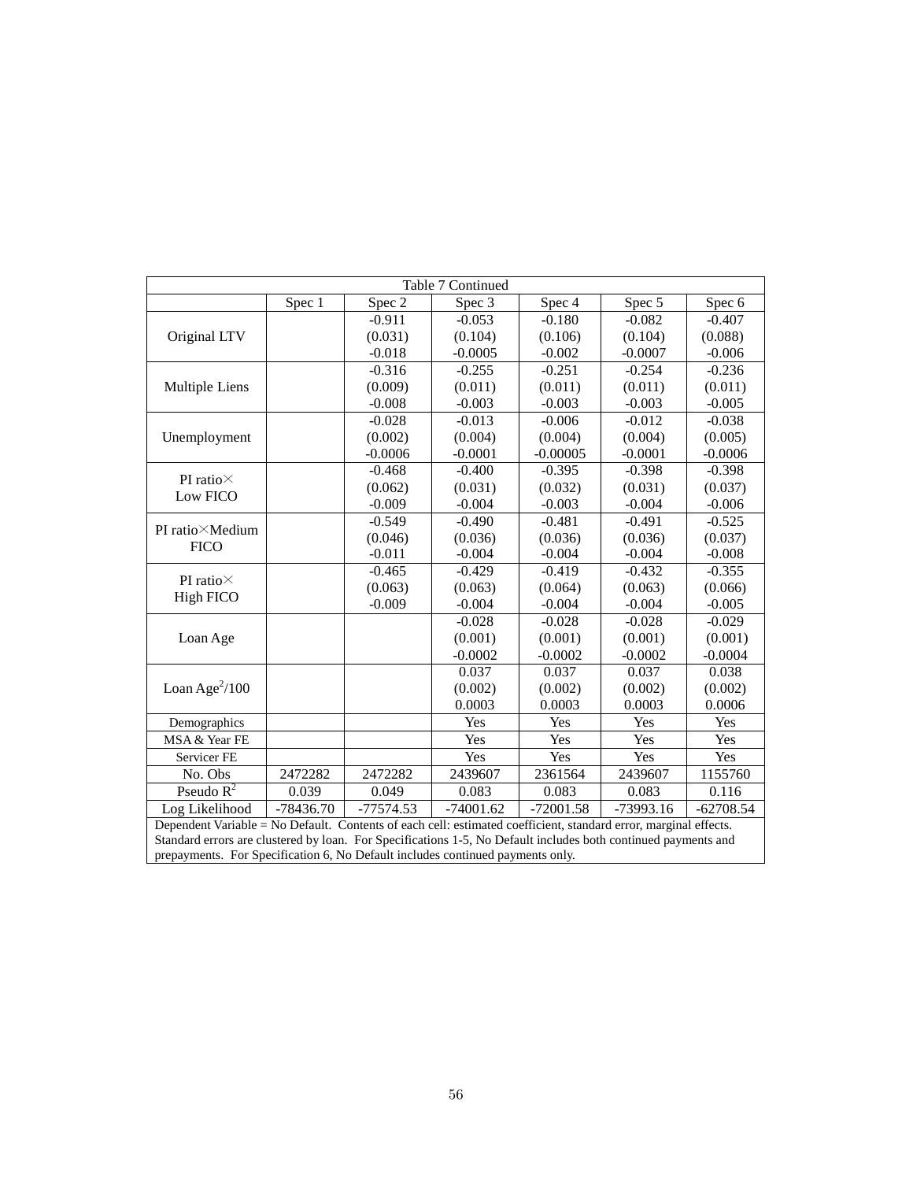| Table 7 Continued | | | | | | |
|---|---|---|---|---|---|---|
| | Spec 1 | Spec 2 | Spec 3 | Spec 4 | Spec 5 | Spec 6 |
| Original LTV | | -0.911<br>(0.031)<br>-0.018 | -0.053<br>(0.104)<br>-0.0005 | -0.180<br>(0.106)<br>-0.002 | -0.082<br>(0.104)<br>-0.0007 | -0.407<br>(0.088)<br>-0.006 |
| Multiple Liens | | -0.316<br>(0.009)<br>-0.008 | -0.255<br>(0.011)<br>-0.003 | -0.251<br>(0.011)<br>-0.003 | -0.254<br>(0.011)<br>-0.003 | -0.236<br>(0.011)<br>-0.005 |
| Unemployment | | -0.028<br>(0.002)<br>-0.0006 | -0.013<br>(0.004)<br>-0.0001 | -0.006<br>(0.004)<br>-0.00005 | -0.012<br>(0.004)<br>-0.0001 | -0.038<br>(0.005)<br>-0.0006 |
| PI ratio× Low FICO | | -0.468<br>(0.062)<br>-0.009 | -0.400<br>(0.031)<br>-0.004 | -0.395<br>(0.032)<br>-0.003 | -0.398<br>(0.031)<br>-0.004 | -0.398<br>(0.037)<br>-0.006 |
| PI ratio×Medium FICO | | -0.549<br>(0.046)<br>-0.011 | -0.490<br>(0.036)<br>-0.004 | -0.481<br>(0.036)<br>-0.004 | -0.491<br>(0.036)<br>-0.004 | -0.525<br>(0.037)<br>-0.008 |
| PI ratio× High FICO | | -0.465<br>(0.063)<br>-0.009 | -0.429<br>(0.063)<br>-0.004 | -0.419<br>(0.064)<br>-0.004 | -0.432<br>(0.063)<br>-0.004 | -0.355<br>(0.066)<br>-0.005 |
| Loan Age | | | -0.028<br>(0.001)<br>-0.0002 | -0.028<br>(0.001)<br>-0.0002 | -0.028<br>(0.001)<br>-0.0002 | -0.029<br>(0.001)<br>-0.0004 |
| Loan Age$^2$/100 | | | 0.037<br>(0.002)<br>0.0003 | 0.037<br>(0.002)<br>0.0003 | 0.037<br>(0.002)<br>0.0003 | 0.038<br>(0.002)<br>0.0006 |
| Demographics | | | Yes | Yes | Yes | Yes |
| MSA & Year FE | | | Yes | Yes | Yes | Yes |
| Servicer FE | | | Yes | Yes | Yes | Yes |
| No. Obs | 2472282 | 2472282 | 2439607 | 2361564 | 2439607 | 1155760 |
| Pseudo $R^2$ | 0.039 | 0.049 | 0.083 | 0.083 | 0.083 | 0.116 |
| Log Likelihood | -78436.70 | -77574.53 | -74001.62 | -72001.58 | -73993.16 | -62708.54 |

Dependent Variable = No Default. Contents of each cell: estimated coefficient, standard error, marginal effects. Standard errors are clustered by loan. For Specifications 1-5, No Default includes both continued payments and prepayments. For Specification 6, No Default includes continued payments only.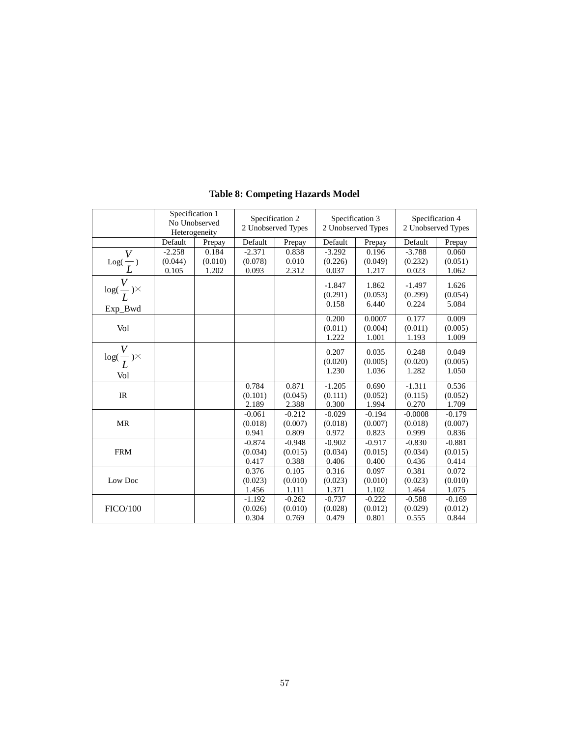**Table 8: Competing Hazards Model**

| | Specification 1 No Unobserved Heterogeneity | | Specification 2 2 Unobserved Types | | Specification 3 2 Unobserved Types | | Specification 4 2 Unobserved Types | |
|---|---|---|---|---|---|---|---|---|
| | Default | Prepay | Default | Prepay | Default | Prepay | Default | Prepay |
| $\text{Log}(\frac{V}{L})$ | -2.258<br>(0.044)<br>0.105 | 0.184<br>(0.010)<br>1.202 | -2.371<br>(0.078)<br>0.093 | 0.838<br>0.010<br>2.312 | -3.292<br>(0.226)<br>0.037 | 0.196<br>(0.049)<br>1.217 | -3.788<br>(0.232)<br>0.023 | 0.060<br>(0.051)<br>1.062 |
| $\log(\frac{V}{L})\times$ Exp_Bwd | | | | | -1.847<br>(0.291)<br>0.158 | 1.862<br>(0.053)<br>6.440 | -1.497<br>(0.299)<br>0.224 | 1.626<br>(0.054)<br>5.084 |
| Vol | | | | | 0.200<br>(0.011)<br>1.222 | 0.0007<br>(0.004)<br>1.001 | 0.177<br>(0.011)<br>1.193 | 0.009<br>(0.005)<br>1.009 |
| $\log(\frac{V}{L})\times$ Vol | | | | | 0.207<br>(0.020)<br>1.230 | 0.035<br>(0.005)<br>1.036 | 0.248<br>(0.020)<br>1.282 | 0.049<br>(0.005)<br>1.050 |
| IR | | | 0.784<br>(0.101)<br>2.189 | 0.871<br>(0.045)<br>2.388 | -1.205<br>(0.111)<br>0.300 | 0.690<br>(0.052)<br>1.994 | -1.311<br>(0.115)<br>0.270 | 0.536<br>(0.052)<br>1.709 |
| MR | | | -0.061<br>(0.018)<br>0.941 | -0.212<br>(0.007)<br>0.809 | -0.029<br>(0.018)<br>0.972 | -0.194<br>(0.007)<br>0.823 | -0.0008<br>(0.018)<br>0.999 | -0.179<br>(0.007)<br>0.836 |
| FRM | | | -0.874<br>(0.034)<br>0.417 | -0.948<br>(0.015)<br>0.388 | -0.902<br>(0.034)<br>0.406 | -0.917<br>(0.015)<br>0.400 | -0.830<br>(0.034)<br>0.436 | -0.881<br>(0.015)<br>0.414 |
| Low Doc | | | 0.376<br>(0.023)<br>1.456 | 0.105<br>(0.010)<br>1.111 | 0.316<br>(0.023)<br>1.371 | 0.097<br>(0.010)<br>1.102 | 0.381<br>(0.023)<br>1.464 | 0.072<br>(0.010)<br>1.075 |
| FICO/100 | | | -1.192<br>(0.026)<br>0.304 | -0.262<br>(0.010)<br>0.769 | -0.737<br>(0.028)<br>0.479 | -0.222<br>(0.012)<br>0.801 | -0.588<br>(0.029)<br>0.555 | -0.169<br>(0.012)<br>0.844 |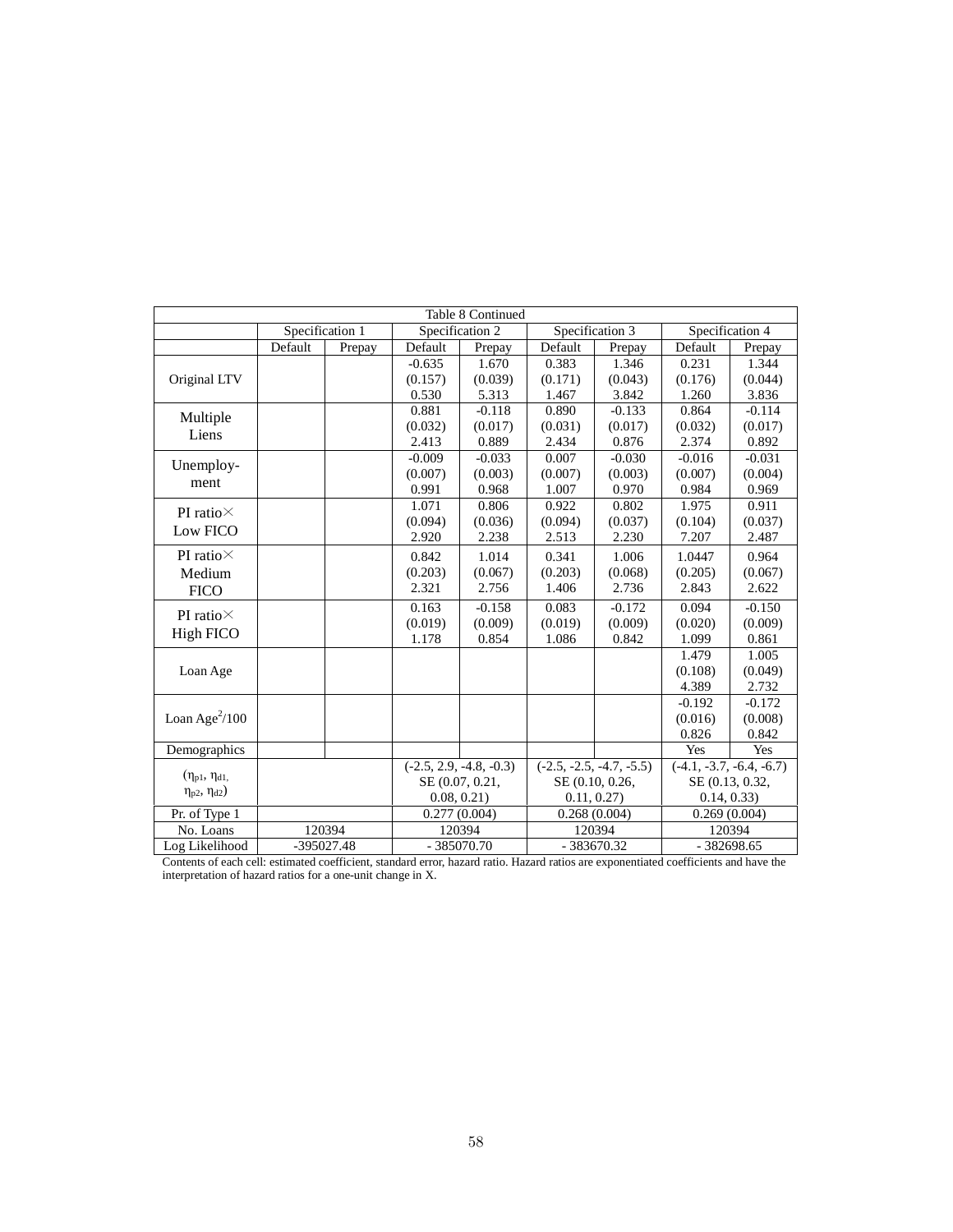| Table 8 Continued | | | | | | | | |
|---|---|---|---|---|---|---|---|---|
| | Specification 1 | | Specification 2 | | Specification 3 | | Specification 4 | |
| | Default | Prepay | Default | Prepay | Default | Prepay | Default | Prepay |
| Original LTV | | | -0.635<br>(0.157)<br>0.530 | 1.670<br>(0.039)<br>5.313 | 0.383<br>(0.171)<br>1.467 | 1.346<br>(0.043)<br>3.842 | 0.231<br>(0.176)<br>1.260 | 1.344<br>(0.044)<br>3.836 |
| Multiple Liens | | | 0.881<br>(0.032)<br>2.413 | -0.118<br>(0.017)<br>0.889 | 0.890<br>(0.031)<br>2.434 | -0.133<br>(0.017)<br>0.876 | 0.864<br>(0.032)<br>2.374 | -0.114<br>(0.017)<br>0.892 |
| Unemploy-ment | | | -0.009<br>(0.007)<br>0.991 | -0.033<br>(0.003)<br>0.968 | 0.007<br>(0.007)<br>1.007 | -0.030<br>(0.003)<br>0.970 | -0.016<br>(0.007)<br>0.984 | -0.031<br>(0.004)<br>0.969 |
| PI ratio× Low FICO | | | 1.071<br>(0.094)<br>2.920 | 0.806<br>(0.036)<br>2.238 | 0.922<br>(0.094)<br>2.513 | 0.802<br>(0.037)<br>2.230 | 1.975<br>(0.104)<br>7.207 | 0.911<br>(0.037)<br>2.487 |
| PI ratio× Medium FICO | | | 0.842<br>(0.203)<br>2.321 | 1.014<br>(0.067)<br>2.756 | 0.341<br>(0.203)<br>1.406 | 1.006<br>(0.068)<br>2.736 | 1.0447<br>(0.205)<br>2.843 | 0.964<br>(0.067)<br>2.622 |
| PI ratio× High FICO | | | 0.163<br>(0.019)<br>1.178 | -0.158<br>(0.009)<br>0.854 | 0.083<br>(0.019)<br>1.086 | -0.172<br>(0.009)<br>0.842 | 0.094<br>(0.020)<br>1.099 | -0.150<br>(0.009)<br>0.861 |
| Loan Age | | | | | | | 1.479<br>(0.108)<br>4.389 | 1.005<br>(0.049)<br>2.732 |
| Loan Age$^2$/100 | | | | | | | -0.192<br>(0.016)<br>0.826 | -0.172<br>(0.008)<br>0.842 |
| Demographics | | | | | | | Yes | Yes |
| ($\eta_{p1}$, $\eta_{d1,}$ $\eta_{p2}$, $\eta_{d2}$) | | | (-2.5, 2.9, -4.8, -0.3)<br>SE (0.07, 0.21, 0.08, 0.21) | | (-2.5, -2.5, -4.7, -5.5)<br>SE (0.10, 0.26, 0.11, 0.27) | | (-4.1, -3.7, -6.4, -6.7)<br>SE (0.13, 0.32, 0.14, 0.33) | |
| Pr. of Type 1 | | | 0.277 (0.004) | | 0.268 (0.004) | | 0.269 (0.004) | |
| No. Loans | 120394 | | 120394 | | 120394 | | 120394 | |
| Log Likelihood | -395027.48 | | - 385070.70 | | - 383670.32 | | - 382698.65 | |

Contents of each cell: estimated coefficient, standard error, hazard ratio. Hazard ratios are exponentiated coefficients and have the interpretation of hazard ratios for a one-unit change in X.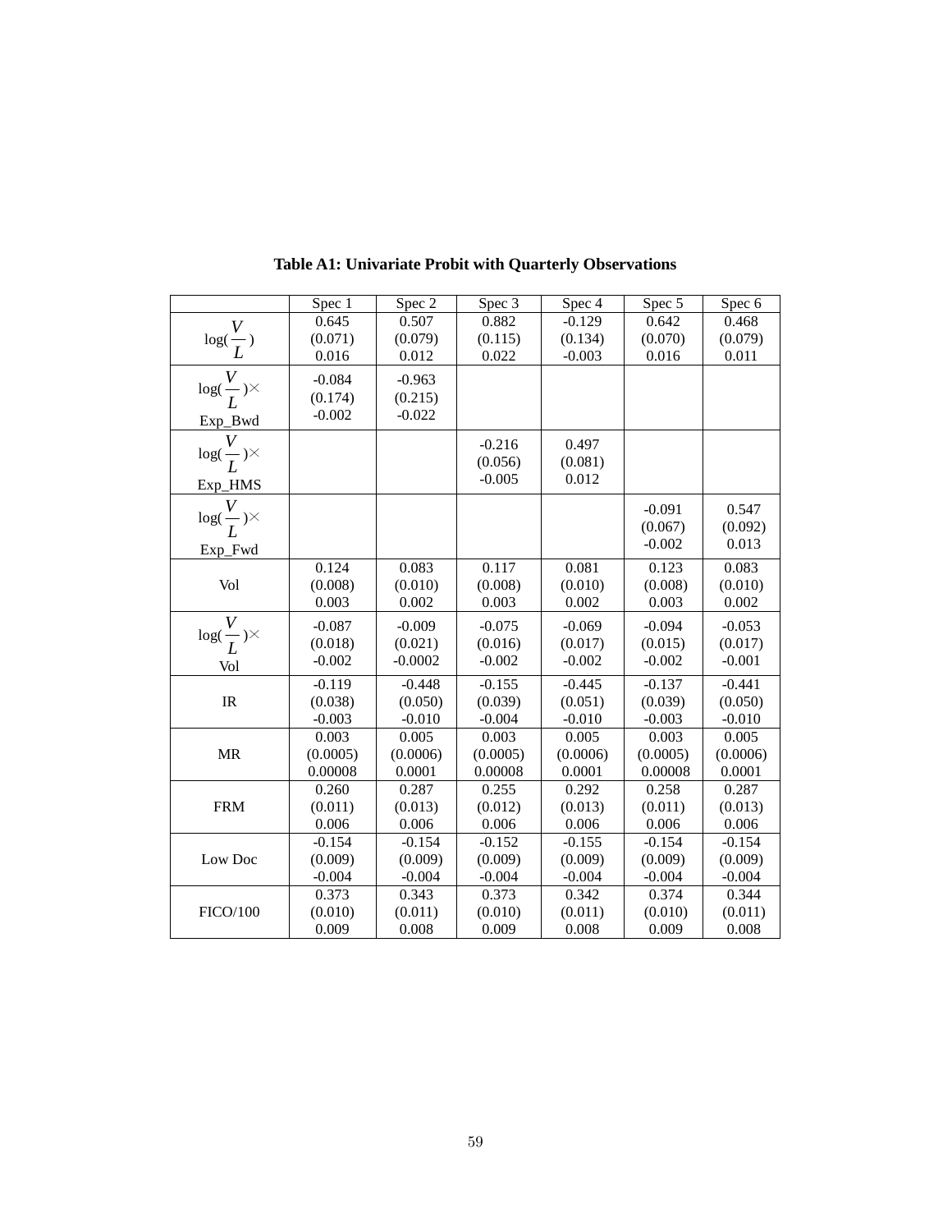**Table A1: Univariate Probit with Quarterly Observations**

| | Spec 1 | Spec 2 | Spec 3 | Spec 4 | Spec 5 | Spec 6 |
|---|---|---|---|---|---|---|
| $\log(\frac{V}{L})$ | 0.645<br>(0.071)<br>0.016 | 0.507<br>(0.079)<br>0.012 | 0.882<br>(0.115)<br>0.022 | -0.129<br>(0.134)<br>-0.003 | 0.642<br>(0.070)<br>0.016 | 0.468<br>(0.079)<br>0.011 |
| $\log(\frac{V}{L})\times$ Exp_Bwd | -0.084<br>(0.174)<br>-0.002 | -0.963<br>(0.215)<br>-0.022 | | | | |
| $\log(\frac{V}{L})\times$ Exp_HMS | | | -0.216<br>(0.056)<br>-0.005 | 0.497<br>(0.081)<br>0.012 | | |
| $\log(\frac{V}{L})\times$ Exp_Fwd | | | | | -0.091<br>(0.067)<br>-0.002 | 0.547<br>(0.092)<br>0.013 |
| Vol | 0.124<br>(0.008)<br>0.003 | 0.083<br>(0.010)<br>0.002 | 0.117<br>(0.008)<br>0.003 | 0.081<br>(0.010)<br>0.002 | 0.123<br>(0.008)<br>0.003 | 0.083<br>(0.010)<br>0.002 |
| $\log(\frac{V}{L})\times$ Vol | -0.087<br>(0.018)<br>-0.002 | -0.009<br>(0.021)<br>-0.0002 | -0.075<br>(0.016)<br>-0.002 | -0.069<br>(0.017)<br>-0.002 | -0.094<br>(0.015)<br>-0.002 | -0.053<br>(0.017)<br>-0.001 |
| IR | -0.119<br>(0.038)<br>-0.003 | -0.448<br>(0.050)<br>-0.010 | -0.155<br>(0.039)<br>-0.004 | -0.445<br>(0.051)<br>-0.010 | -0.137<br>(0.039)<br>-0.003 | -0.441<br>(0.050)<br>-0.010 |
| MR | 0.003<br>(0.0005)<br>0.00008 | 0.005<br>(0.0006)<br>0.0001 | 0.003<br>(0.0005)<br>0.00008 | 0.005<br>(0.0006)<br>0.0001 | 0.003<br>(0.0005)<br>0.00008 | 0.005<br>(0.0006)<br>0.0001 |
| FRM | 0.260<br>(0.011)<br>0.006 | 0.287<br>(0.013)<br>0.006 | 0.255<br>(0.012)<br>0.006 | 0.292<br>(0.013)<br>0.006 | 0.258<br>(0.011)<br>0.006 | 0.287<br>(0.013)<br>0.006 |
| Low Doc | -0.154<br>(0.009)<br>-0.004 | -0.154<br>(0.009)<br>-0.004 | -0.152<br>(0.009)<br>-0.004 | -0.155<br>(0.009)<br>-0.004 | -0.154<br>(0.009)<br>-0.004 | -0.154<br>(0.009)<br>-0.004 |
| FICO/100 | 0.373<br>(0.010)<br>0.009 | 0.343<br>(0.011)<br>0.008 | 0.373<br>(0.010)<br>0.009 | 0.342<br>(0.011)<br>0.008 | 0.374<br>(0.010)<br>0.009 | 0.344<br>(0.011)<br>0.008 |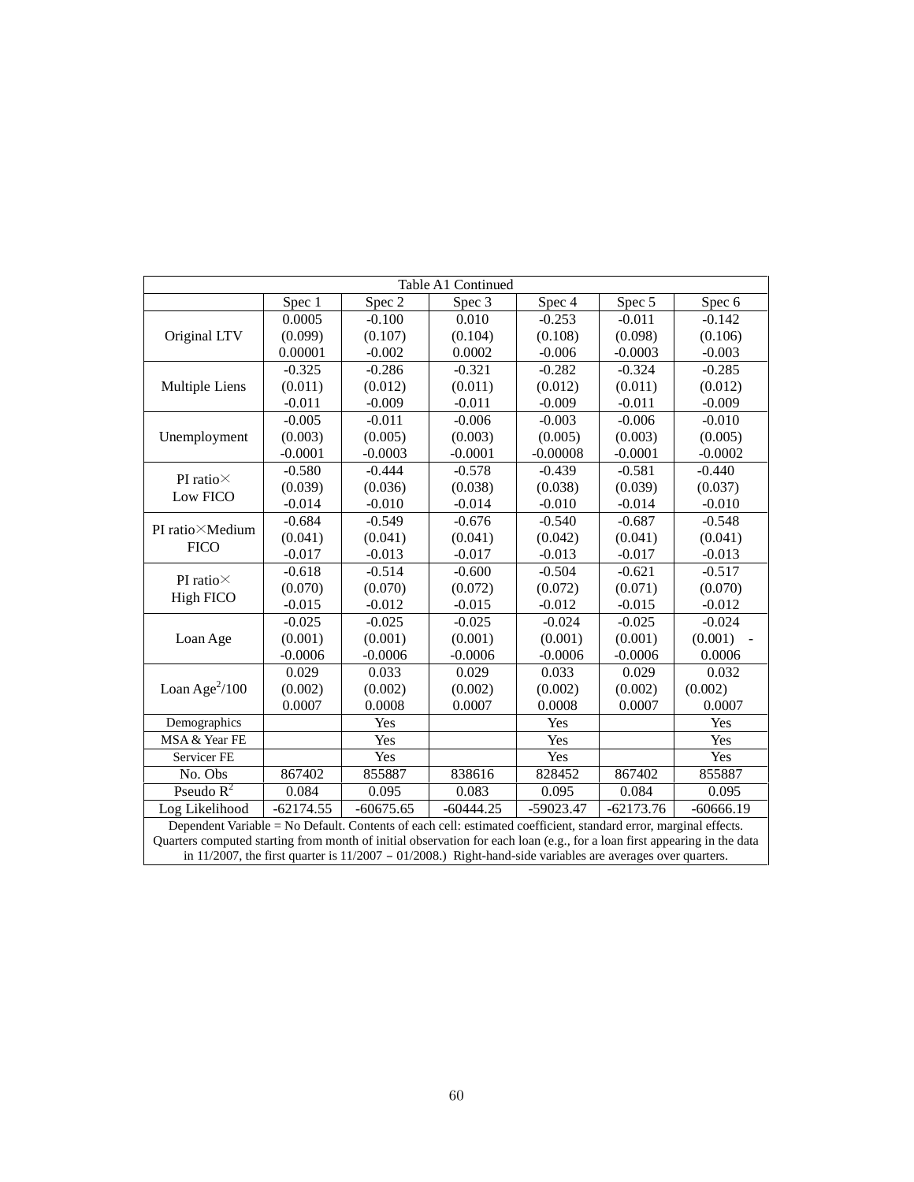| Table A1 Continued | | | | | | |
|---|---|---|---|---|---|---|
| | Spec 1 | Spec 2 | Spec 3 | Spec 4 | Spec 5 | Spec 6 |
| Original LTV | 0.0005<br>(0.099)<br>0.00001 | -0.100<br>(0.107)<br>-0.002 | 0.010<br>(0.104)<br>0.0002 | -0.253<br>(0.108)<br>-0.006 | -0.011<br>(0.098)<br>-0.0003 | -0.142<br>(0.106)<br>-0.003 |
| Multiple Liens | -0.325<br>(0.011)<br>-0.011 | -0.286<br>(0.012)<br>-0.009 | -0.321<br>(0.011)<br>-0.011 | -0.282<br>(0.012)<br>-0.009 | -0.324<br>(0.011)<br>-0.011 | -0.285<br>(0.012)<br>-0.009 |
| Unemployment | -0.005<br>(0.003)<br>-0.0001 | -0.011<br>(0.005)<br>-0.0003 | -0.006<br>(0.003)<br>-0.0001 | -0.003<br>(0.005)<br>-0.00008 | -0.006<br>(0.003)<br>-0.0001 | -0.010<br>(0.005)<br>-0.0002 |
| PI ratio× Low FICO | -0.580<br>(0.039)<br>-0.014 | -0.444<br>(0.036)<br>-0.010 | -0.578<br>(0.038)<br>-0.014 | -0.439<br>(0.038)<br>-0.010 | -0.581<br>(0.039)<br>-0.014 | -0.440<br>(0.037)<br>-0.010 |
| PI ratio×Medium FICO | -0.684<br>(0.041)<br>-0.017 | -0.549<br>(0.041)<br>-0.013 | -0.676<br>(0.041)<br>-0.017 | -0.540<br>(0.042)<br>-0.013 | -0.687<br>(0.041)<br>-0.017 | -0.548<br>(0.041)<br>-0.013 |
| PI ratio× High FICO | -0.618<br>(0.070)<br>-0.015 | -0.514<br>(0.070)<br>-0.012 | -0.600<br>(0.072)<br>-0.015 | -0.504<br>(0.072)<br>-0.012 | -0.621<br>(0.071)<br>-0.015 | -0.517<br>(0.070)<br>-0.012 |
| Loan Age | -0.025<br>(0.001)<br>-0.0006 | -0.025<br>(0.001)<br>-0.0006 | -0.025<br>(0.001)<br>-0.0006 | -0.024<br>(0.001)<br>-0.0006 | -0.025<br>(0.001)<br>-0.0006 | -0.024<br>(0.001) -<br>0.0006 |
| Loan $Age^2$/100 | 0.029<br>(0.002)<br>0.0007 | 0.033<br>(0.002)<br>0.0008 | 0.029<br>(0.002)<br>0.0007 | 0.033<br>(0.002)<br>0.0008 | 0.029<br>(0.002)<br>0.0007 | 0.032<br>(0.002)<br>0.0007 |
| Demographics | | Yes | | Yes | | Yes |
| MSA & Year FE | | Yes | | Yes | | Yes |
| Servicer FE | | Yes | | Yes | | Yes |
| No. Obs | 867402 | 855887 | 838616 | 828452 | 867402 | 855887 |
| Pseudo $R^2$ | 0.084 | 0.095 | 0.083 | 0.095 | 0.084 | 0.095 |
| Log Likelihood | -62174.55 | -60675.65 | -60444.25 | -59023.47 | -62173.76 | -60666.19 |

Dependent Variable = No Default. Contents of each cell: estimated coefficient, standard error, marginal effects. Quarters computed starting from month of initial observation for each loan (e.g., for a loan first appearing in the data in 11/2007, the first quarter is 11/2007 – 01/2008.) Right-hand-side variables are averages over quarters.